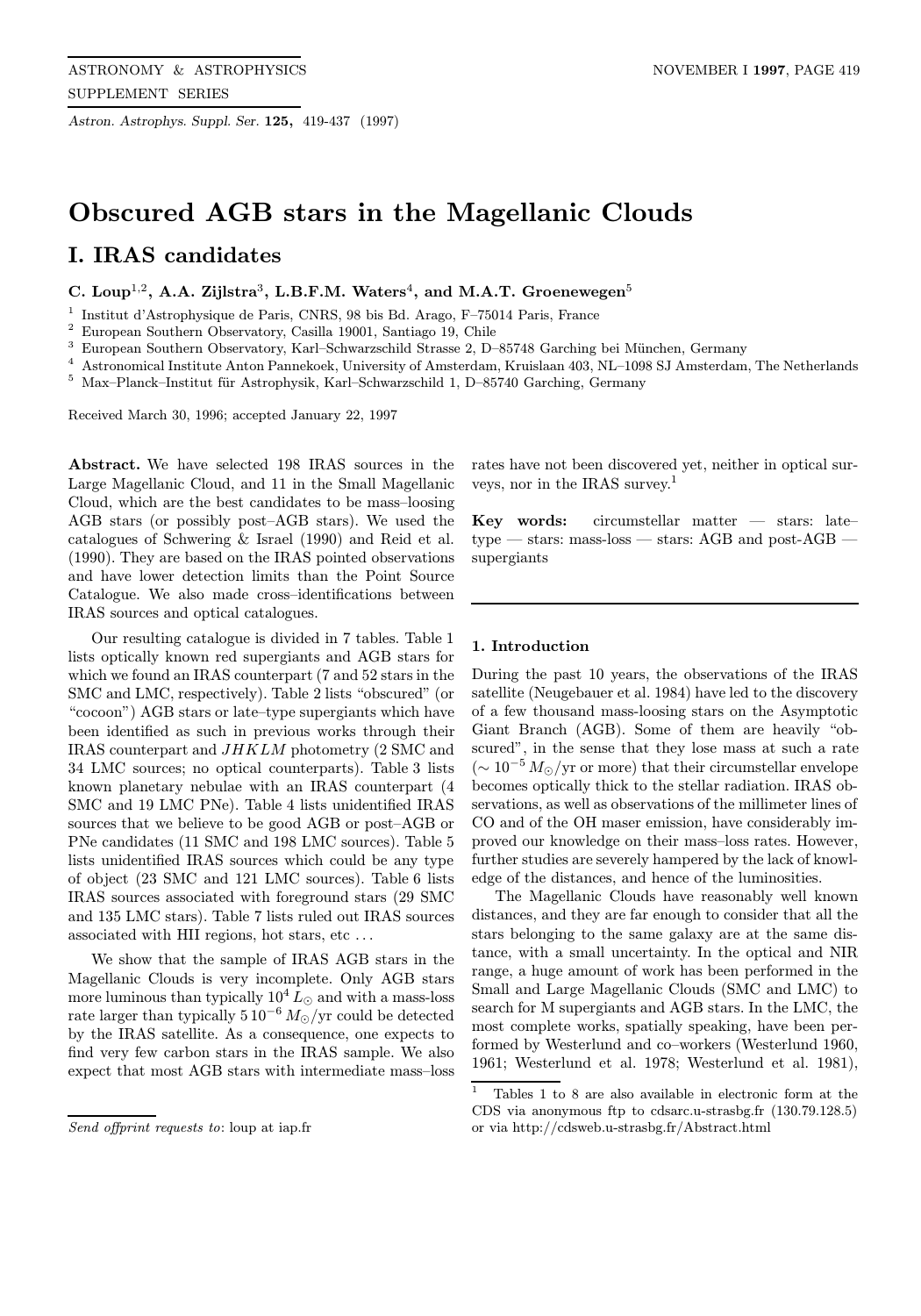# Obscured AGB stars in the Magellanic Clouds

## I. IRAS candidates

**C. Loup[1,2], A.A. Zijlstra[3], L.B.F.M. Waters[4], and M.A.T. Groenewegen[5]**

[1] Institut d'Astrophysique de Paris, CNRS, 98 bis Bd. Arago, F–75014 Paris, France
[2] European Southern Observatory, Casilla 19001, Santiago 19, Chile
[3] European Southern Observatory, Karl–Schwarzschild Strasse 2, D–85748 Garching bei München, Germany
[4] Astronomical Institute Anton Pannekoek, University of Amsterdam, Kruislaan 403, NL–1098 SJ Amsterdam, The Netherlands
[5] Max–Planck–Institut für Astrophysik, Karl–Schwarzschild 1, D–85740 Garching, Germany

Received March 30, 1996; accepted January 22, 1997

**Abstract.** We have selected 198 IRAS sources in the Large Magellanic Cloud, and 11 in the Small Magellanic Cloud, which are the best candidates to be mass–loosing AGB stars (or possibly post–AGB stars). We used the catalogues of Schwering & Israel (1990) and Reid et al. (1990). They are based on the IRAS pointed observations and have lower detection limits than the Point Source Catalogue. We also made cross–identifications between IRAS sources and optical catalogues.

Our resulting catalogue is divided in 7 tables. Table 1 lists optically known red supergiants and AGB stars for which we found an IRAS counterpart (7 and 52 stars in the SMC and LMC, respectively). Table 2 lists "obscured" (or "cocoon") AGB stars or late–type supergiants which have been identified as such in previous works through their IRAS counterpart and $JHKLM$ photometry (2 SMC and 34 LMC sources; no optical counterparts). Table 3 lists known planetary nebulae with an IRAS counterpart (4 SMC and 19 LMC PNe). Table 4 lists unidentified IRAS sources that we believe to be good AGB or post–AGB or PNe candidates (11 SMC and 198 LMC sources). Table 5 lists unidentified IRAS sources which could be any type of object (23 SMC and 121 LMC sources). Table 6 lists IRAS sources associated with foreground stars (29 SMC and 135 LMC stars). Table 7 lists ruled out IRAS sources associated with HII regions, hot stars, etc ...

We show that the sample of IRAS AGB stars in the Magellanic Clouds is very incomplete. Only AGB stars more luminous than typically $10^4\,L_\odot$ and with a mass-loss rate larger than typically $5\,10^{-6}\,M_\odot$/yr could be detected by the IRAS satellite. As a consequence, one expects to find very few carbon stars in the IRAS sample. We also expect that most AGB stars with intermediate mass–loss rates have not been discovered yet, neither in optical surveys, nor in the IRAS survey.[1]

**Key words:** circumstellar matter — stars: late–type — stars: mass-loss — stars: AGB and post-AGB — supergiants

### 1. Introduction

During the past 10 years, the observations of the IRAS satellite (Neugebauer et al. 1984) have led to the discovery of a few thousand mass-loosing stars on the Asymptotic Giant Branch (AGB). Some of them are heavily "obscured", in the sense that they lose mass at such a rate ($\sim 10^{-5}\,M_\odot$/yr or more) that their circumstellar envelope becomes optically thick to the stellar radiation. IRAS observations, as well as observations of the millimeter lines of CO and of the OH maser emission, have considerably improved our knowledge on their mass–loss rates. However, further studies are severely hampered by the lack of knowledge of the distances, and hence of the luminosities.

The Magellanic Clouds have reasonably well known distances, and they are far enough to consider that all the stars belonging to the same galaxy are at the same distance, with a small uncertainty. In the optical and NIR range, a huge amount of work has been performed in the Small and Large Magellanic Clouds (SMC and LMC) to search for M supergiants and AGB stars. In the LMC, the most complete works, spatially speaking, have been performed by Westerlund and co–workers (Westerlund 1960, 1961; Westerlund et al. 1978; Westerlund et al. 1981),

[1] Tables 1 to 8 are also available in electronic form at the CDS via anonymous ftp to cdsarc.u-strasbg.fr (130.79.128.5) or via http://cdsweb.u-strasbg.fr/Abstract.html

*Send offprint requests to*: loup at iap.fr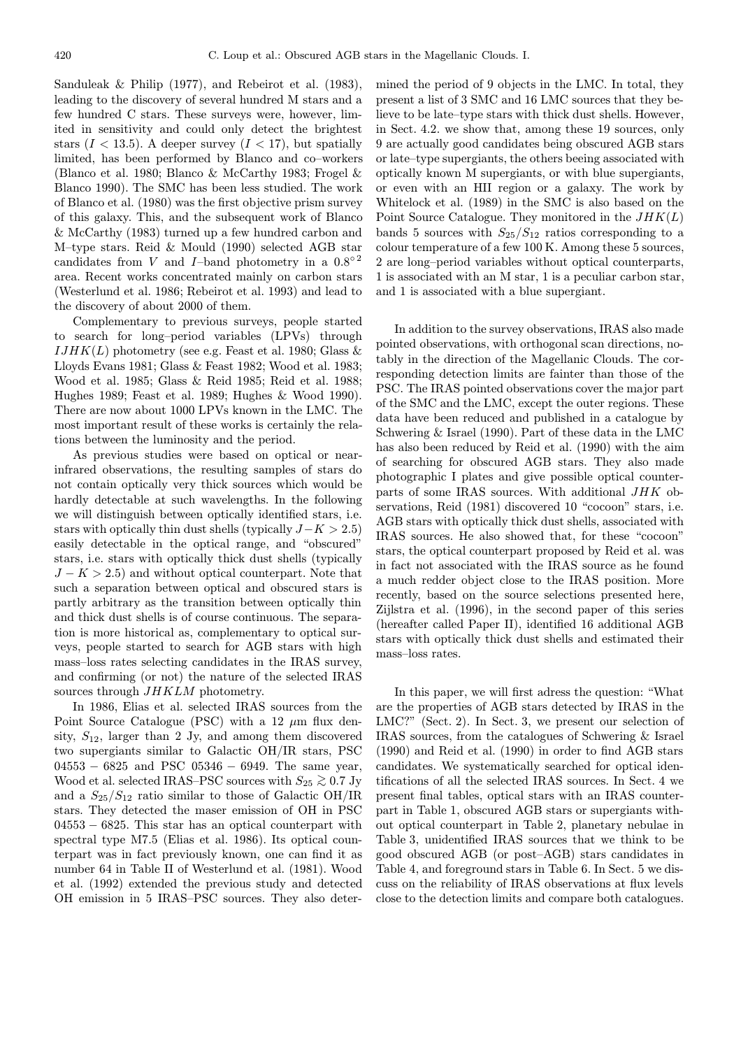Sanduleak & Philip (1977), and Rebeirot et al. (1983), leading to the discovery of several hundred M stars and a few hundred C stars. These surveys were, however, limited in sensitivity and could only detect the brightest stars ($I < 13.5$). A deeper survey ($I < 17$), but spatially limited, has been performed by Blanco and co–workers (Blanco et al. 1980; Blanco & McCarthy 1983; Frogel & Blanco 1990). The SMC has been less studied. The work of Blanco et al. (1980) was the first objective prism survey of this galaxy. This, and the subsequent work of Blanco & McCarthy (1983) turned up a few hundred carbon and M–type stars. Reid & Mould (1990) selected AGB star candidates from $V$ and $I$–band photometry in a $0.8^{\circ 2}$ area. Recent works concentrated mainly on carbon stars (Westerlund et al. 1986; Rebeirot et al. 1993) and lead to the discovery of about 2000 of them.

Complementary to previous surveys, people started to search for long–period variables (LPVs) through $IJHK(L)$ photometry (see e.g. Feast et al. 1980; Glass & Lloyds Evans 1981; Glass & Feast 1982; Wood et al. 1983; Wood et al. 1985; Glass & Reid 1985; Reid et al. 1988; Hughes 1989; Feast et al. 1989; Hughes & Wood 1990). There are now about 1000 LPVs known in the LMC. The most important result of these works is certainly the relations between the luminosity and the period.

As previous studies were based on optical or near-infrared observations, the resulting samples of stars do not contain optically very thick sources which would be hardly detectable at such wavelengths. In the following we will distinguish between optically identified stars, i.e. stars with optically thin dust shells (typically $J-K > 2.5$) easily detectable in the optical range, and "obscured" stars, i.e. stars with optically thick dust shells (typically $J-K > 2.5$) and without optical counterpart. Note that such a separation between optical and obscured stars is partly arbitrary as the transition between optically thin and thick dust shells is of course continuous. The separation is more historical as, complementary to optical surveys, people started to search for AGB stars with high mass–loss rates selecting candidates in the IRAS survey, and confirming (or not) the nature of the selected IRAS sources through $JHKLM$ photometry.

In 1986, Elias et al. selected IRAS sources from the Point Source Catalogue (PSC) with a 12 $\mu$m flux density, $S_{12}$, larger than 2 Jy, and among them discovered two supergiants similar to Galactic OH/IR stars, PSC 04553 − 6825 and PSC 05346 − 6949. The same year, Wood et al. selected IRAS–PSC sources with $S_{25} \gtrsim 0.7$ Jy and a $S_{25}/S_{12}$ ratio similar to those of Galactic OH/IR stars. They detected the maser emission of OH in PSC 04553 − 6825. This star has an optical counterpart with spectral type M7.5 (Elias et al. 1986). Its optical counterpart was in fact previously known, one can find it as number 64 in Table II of Westerlund et al. (1981). Wood et al. (1992) extended the previous study and detected OH emission in 5 IRAS–PSC sources. They also determined the period of 9 objects in the LMC. In total, they present a list of 3 SMC and 16 LMC sources that they believe to be late–type stars with thick dust shells. However, in Sect. 4.2. we show that, among these 19 sources, only 9 are actually good candidates being obscured AGB stars or late–type supergiants, the others beeing associated with optically known M supergiants, or with blue supergiants, or even with an HII region or a galaxy. The work by Whitelock et al. (1989) in the SMC is also based on the Point Source Catalogue. They monitored in the $JHK(L)$ bands 5 sources with $S_{25}/S_{12}$ ratios corresponding to a colour temperature of a few 100 K. Among these 5 sources, 2 are long–period variables without optical counterparts, 1 is associated with an M star, 1 is a peculiar carbon star, and 1 is associated with a blue supergiant.

In addition to the survey observations, IRAS also made pointed observations, with orthogonal scan directions, notably in the direction of the Magellanic Clouds. The corresponding detection limits are fainter than those of the PSC. The IRAS pointed observations cover the major part of the SMC and the LMC, except the outer regions. These data have been reduced and published in a catalogue by Schwering & Israel (1990). Part of these data in the LMC has also been reduced by Reid et al. (1990) with the aim of searching for obscured AGB stars. They also made photographic I plates and give possible optical counterparts of some IRAS sources. With additional $JHK$ observations, Reid (1981) discovered 10 "cocoon" stars, i.e. AGB stars with optically thick dust shells, associated with IRAS sources. He also showed that, for these "cocoon" stars, the optical counterpart proposed by Reid et al. was in fact not associated with the IRAS source as he found a much redder object close to the IRAS position. More recently, based on the source selections presented here, Zijlstra et al. (1996), in the second paper of this series (hereafter called Paper II), identified 16 additional AGB stars with optically thick dust shells and estimated their mass–loss rates.

In this paper, we will first adress the question: "What are the properties of AGB stars detected by IRAS in the LMC?" (Sect. 2). In Sect. 3, we present our selection of IRAS sources, from the catalogues of Schwering & Israel (1990) and Reid et al. (1990) in order to find AGB stars candidates. We systematically searched for optical identifications of all the selected IRAS sources. In Sect. 4 we present final tables, optical stars with an IRAS counterpart in Table 1, obscured AGB stars or supergiants without optical counterpart in Table 2, planetary nebulae in Table 3, unidentified IRAS sources that we think to be good obscured AGB (or post–AGB) stars candidates in Table 4, and foreground stars in Table 6. In Sect. 5 we discuss on the reliability of IRAS observations at flux levels close to the detection limits and compare both catalogues.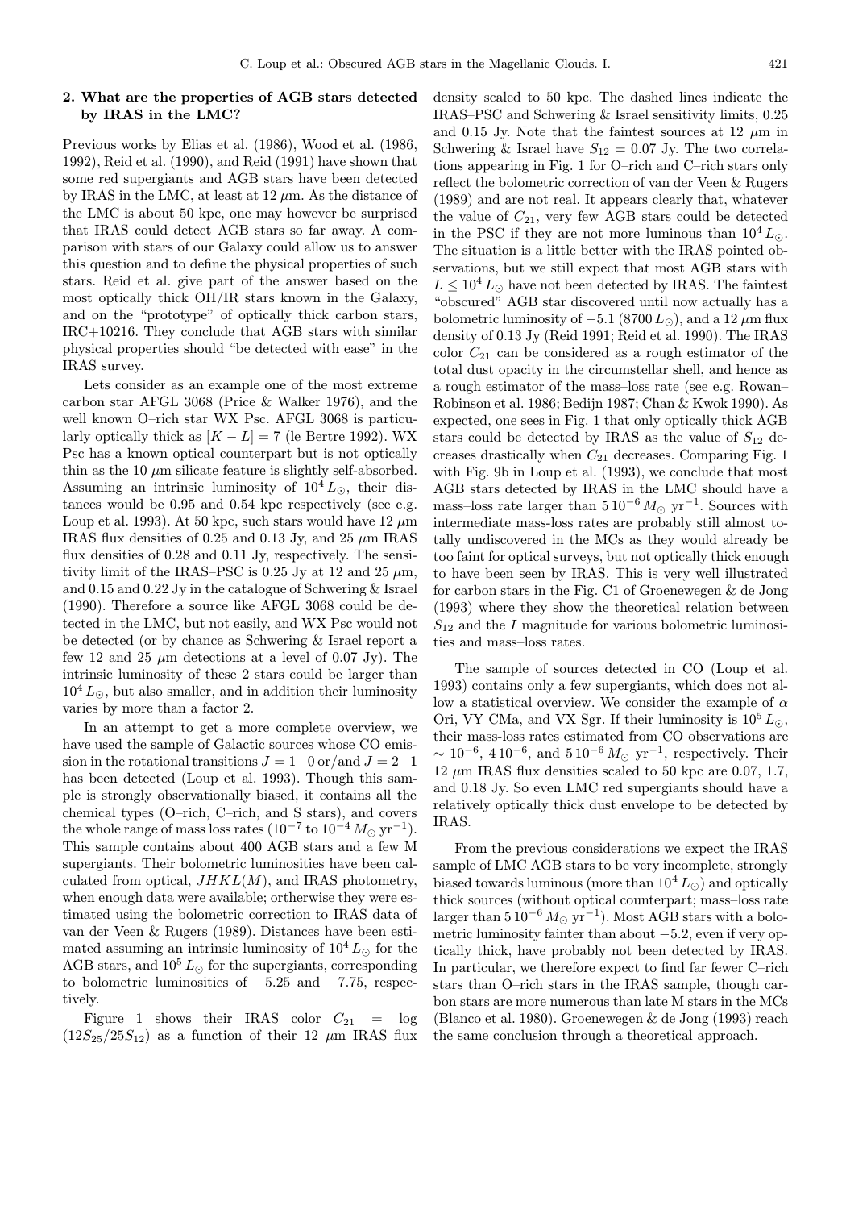## 2. What are the properties of AGB stars detected by IRAS in the LMC?

Previous works by Elias et al. (1986), Wood et al. (1986, 1992), Reid et al. (1990), and Reid (1991) have shown that some red supergiants and AGB stars have been detected by IRAS in the LMC, at least at 12 $\mu$m. As the distance of the LMC is about 50 kpc, one may however be surprised that IRAS could detect AGB stars so far away. A comparison with stars of our Galaxy could allow us to answer this question and to define the physical properties of such stars. Reid et al. give part of the answer based on the most optically thick OH/IR stars known in the Galaxy, and on the "prototype" of optically thick carbon stars, IRC+10216. They conclude that AGB stars with similar physical properties should "be detected with ease" in the IRAS survey.

Lets consider as an example one of the most extreme carbon star AFGL 3068 (Price & Walker 1976), and the well known O–rich star WX Psc. AFGL 3068 is particularly optically thick as $[K-L]=7$ (le Bertre 1992). WX Psc has a known optical counterpart but is not optically thin as the 10 $\mu$m silicate feature is slightly self-absorbed. Assuming an intrinsic luminosity of $10^4\,L_\odot$, their distances would be 0.95 and 0.54 kpc respectively (see e.g. Loup et al. 1993). At 50 kpc, such stars would have 12 $\mu$m IRAS flux densities of 0.25 and 0.13 Jy, and 25 $\mu$m IRAS flux densities of 0.28 and 0.11 Jy, respectively. The sensitivity limit of the IRAS–PSC is 0.25 Jy at 12 and 25 $\mu$m, and 0.15 and 0.22 Jy in the catalogue of Schwering & Israel (1990). Therefore a source like AFGL 3068 could be detected in the LMC, but not easily, and WX Psc would not be detected (or by chance as Schwering & Israel report a few 12 and 25 $\mu$m detections at a level of 0.07 Jy). The intrinsic luminosity of these 2 stars could be larger than $10^4\,L_\odot$, but also smaller, and in addition their luminosity varies by more than a factor 2.

In an attempt to get a more complete overview, we have used the sample of Galactic sources whose CO emission in the rotational transitions $J=1-0$ or/and $J=2-1$ has been detected (Loup et al. 1993). Though this sample is strongly observationally biased, it contains all the chemical types (O–rich, C–rich, and S stars), and covers the whole range of mass loss rates ($10^{-7}$ to $10^{-4}\,M_\odot\,\mathrm{yr}^{-1}$). This sample contains about 400 AGB stars and a few M supergiants. Their bolometric luminosities have been calculated from optical, $JHKL(M)$, and IRAS photometry, when enough data were available; orherwise they were estimated using the bolometric correction to IRAS data of van der Veen & Rugers (1989). Distances have been estimated assuming an intrinsic luminosity of $10^4\,L_\odot$ for the AGB stars, and $10^5\,L_\odot$ for the supergiants, corresponding to bolometric luminosities of $-5.25$ and $-7.75$, respectively.

Figure 1 shows their IRAS color $C_{21} = \log(12S_{25}/25S_{12})$ as a function of their 12 $\mu$m IRAS flux density scaled to 50 kpc. The dashed lines indicate the IRAS–PSC and Schwering & Israel sensitivity limits, 0.25 and 0.15 Jy. Note that the faintest sources at 12 $\mu$m in Schwering & Israel have $S_{12}=0.07$ Jy. The two correlations appearing in Fig. 1 for O–rich and C–rich stars only reflect the bolometric correction of van der Veen & Rugers (1989) and are not real. It appears clearly that, whatever the value of $C_{21}$, very few AGB stars could be detected in the PSC if they are not more luminous than $10^4\,L_\odot$. The situation is a little better with the IRAS pointed observations, but we still expect that most AGB stars with $L\leq 10^4\,L_\odot$ have not been detected by IRAS. The faintest "obscured" AGB star discovered until now actually has a bolometric luminosity of $-5.1$ ($8700\,L_\odot$), and a 12 $\mu$m flux density of 0.13 Jy (Reid 1991; Reid et al. 1990). The IRAS color $C_{21}$ can be considered as a rough estimator of the total dust opacity in the circumstellar shell, and hence as a rough estimator of the mass–loss rate (see e.g. Rowan–Robinson et al. 1986; Bedijn 1987; Chan & Kwok 1990). As expected, one sees in Fig. 1 that only optically thick AGB stars could be detected by IRAS as the value of $S_{12}$ decreases drastically when $C_{21}$ decreases. Comparing Fig. 1 with Fig. 9b in Loup et al. (1993), we conclude that most AGB stars detected by IRAS in the LMC should have a mass–loss rate larger than $5\,10^{-6}\,M_\odot\,\mathrm{yr}^{-1}$. Sources with intermediate mass-loss rates are probably still almost totally undiscovered in the MCs as they would already be too faint for optical surveys, but not optically thick enough to have been seen by IRAS. This is very well illustrated for carbon stars in the Fig. C1 of Groenewegen & de Jong (1993) where they show the theoretical relation between $S_{12}$ and the $I$ magnitude for various bolometric luminosities and mass–loss rates.

The sample of sources detected in CO (Loup et al. 1993) contains only a few supergiants, which does not allow a statistical overview. We consider the example of $\alpha$ Ori, VY CMa, and VX Sgr. If their luminosity is $10^5\,L_\odot$, their mass-loss rates estimated from CO observations are $\sim 10^{-6}$, $4\,10^{-6}$, and $5\,10^{-6}\,M_\odot\,\mathrm{yr}^{-1}$, respectively. Their 12 $\mu$m IRAS flux densities scaled to 50 kpc are 0.07, 1.7, and 0.18 Jy. So even LMC red supergiants should have a relatively optically thick dust envelope to be detected by IRAS.

From the previous considerations we expect the IRAS sample of LMC AGB stars to be very incomplete, strongly biased towards luminous (more than $10^4\,L_\odot$) and optically thick sources (without optical counterpart; mass–loss rate larger than $5\,10^{-6}\,M_\odot\,\mathrm{yr}^{-1}$). Most AGB stars with a bolometric luminosity fainter than about $-5.2$, even if very optically thick, have probably not been detected by IRAS. In particular, we therefore expect to find far fewer C–rich stars than O–rich stars in the IRAS sample, though carbon stars are more numerous than late M stars in the MCs (Blanco et al. 1980). Groenewegen & de Jong (1993) reach the same conclusion through a theoretical approach.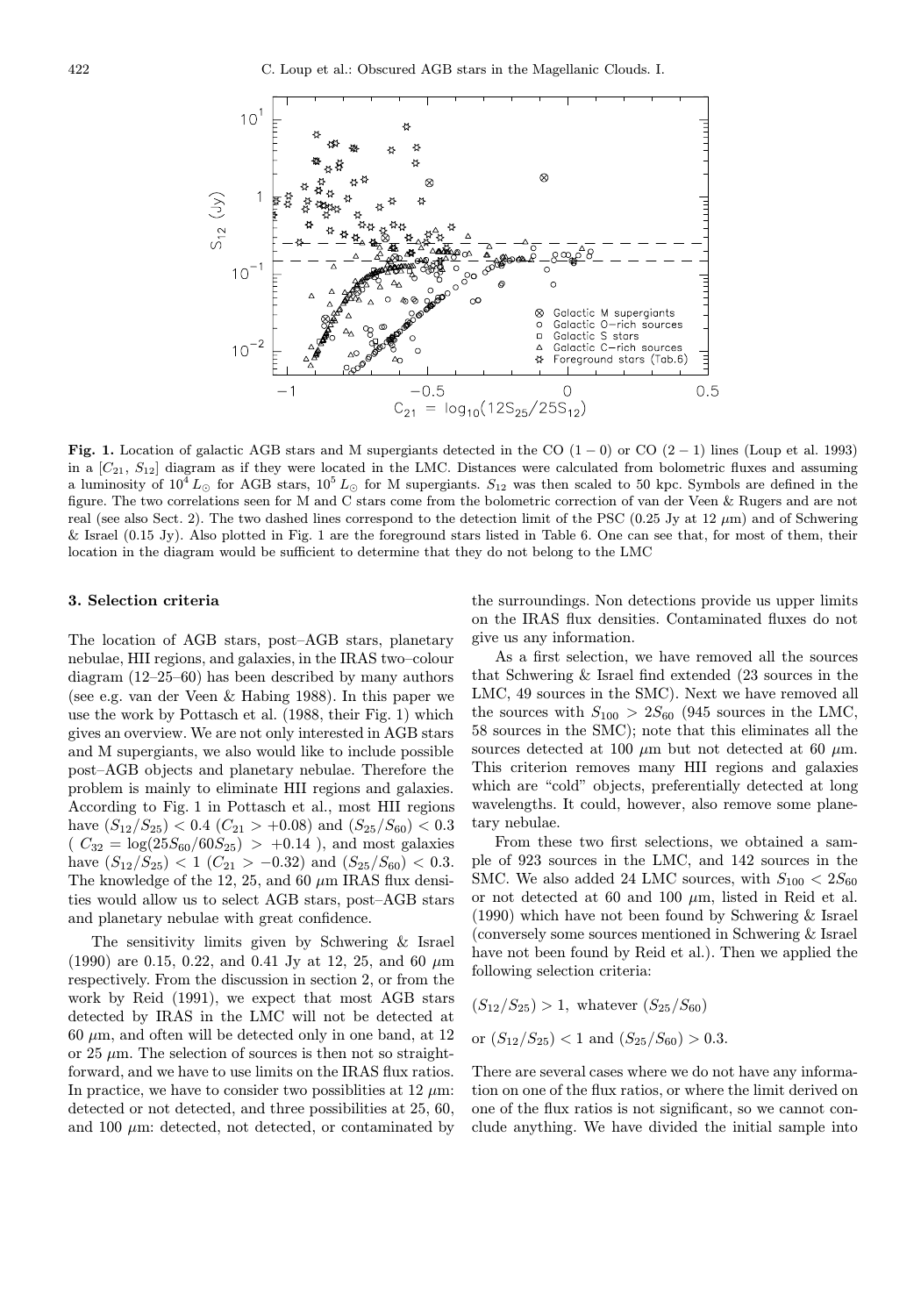**Fig. 1.** Location of galactic AGB stars and M supergiants detected in the CO (1 − 0) or CO (2 − 1) lines (Loup et al. 1993) in a $[C_{21}, S_{12}]$ diagram as if they were located in the LMC. Distances were calculated from bolometric fluxes and assuming a luminosity of $10^4 L_\odot$ for AGB stars, $10^5 L_\odot$ for M supergiants. $S_{12}$ was then scaled to 50 kpc. Symbols are defined in the figure. The two correlations seen for M and C stars come from the bolometric correction of van der Veen & Rugers and are not real (see also Sect. 2). The two dashed lines correspond to the detection limit of the PSC (0.25 Jy at 12 $\mu$m) and of Schwering & Israel (0.15 Jy). Also plotted in Fig. 1 are the foreground stars listed in Table 6. One can see that, for most of them, their location in the diagram would be sufficient to determine that they do not belong to the LMC

### 3. Selection criteria

The location of AGB stars, post–AGB stars, planetary nebulae, HII regions, and galaxies, in the IRAS two–colour diagram (12–25–60) has been described by many authors (see e.g. van der Veen & Habing 1988). In this paper we use the work by Pottasch et al. (1988, their Fig. 1) which gives an overview. We are not only interested in AGB stars and M supergiants, we also would like to include possible post–AGB objects and planetary nebulae. Therefore the problem is mainly to eliminate HII regions and galaxies. According to Fig. 1 in Pottasch et al., most HII regions have $(S_{12}/S_{25}) < 0.4$ ($C_{21} > +0.08$) and $(S_{25}/S_{60}) < 0.3$ ( $C_{32} = \log(25S_{60}/60S_{25}) > +0.14$ ), and most galaxies have $(S_{12}/S_{25}) < 1$ ($C_{21} > -0.32$) and $(S_{25}/S_{60}) < 0.3$. The knowledge of the 12, 25, and 60 $\mu$m IRAS flux densities would allow us to select AGB stars, post–AGB stars and planetary nebulae with great confidence.

The sensitivity limits given by Schwering & Israel (1990) are 0.15, 0.22, and 0.41 Jy at 12, 25, and 60 $\mu$m respectively. From the discussion in section 2, or from the work by Reid (1991), we expect that most AGB stars detected by IRAS in the LMC will not be detected at 60 $\mu$m, and often will be detected only in one band, at 12 or 25 $\mu$m. The selection of sources is then not so straightforward, and we have to use limits on the IRAS flux ratios. In practice, we have to consider two possiblities at 12 $\mu$m: detected or not detected, and three possibilities at 25, 60, and 100 $\mu$m: detected, not detected, or contaminated by the surroundings. Non detections provide us upper limits on the IRAS flux densities. Contaminated fluxes do not give us any information.

As a first selection, we have removed all the sources that Schwering & Israel find extended (23 sources in the LMC, 49 sources in the SMC). Next we have removed all the sources with $S_{100} > 2S_{60}$ (945 sources in the LMC, 58 sources in the SMC); note that this eliminates all the sources detected at 100 $\mu$m but not detected at 60 $\mu$m. This criterion removes many HII regions and galaxies which are "cold" objects, preferentially detected at long wavelengths. It could, however, also remove some planetary nebulae.

From these two first selections, we obtained a sample of 923 sources in the LMC, and 142 sources in the SMC. We also added 24 LMC sources, with $S_{100} < 2S_{60}$ or not detected at 60 and 100 $\mu$m, listed in Reid et al. (1990) which have not been found by Schwering & Israel (conversely some sources mentioned in Schwering & Israel have not been found by Reid et al.). Then we applied the following selection criteria:

$(S_{12}/S_{25}) > 1$, whatever $(S_{25}/S_{60})$

or $(S_{12}/S_{25}) < 1$ and $(S_{25}/S_{60}) > 0.3$.

There are several cases where we do not have any information on one of the flux ratios, or where the limit derived on one of the flux ratios is not significant, so we cannot conclude anything. We have divided the initial sample into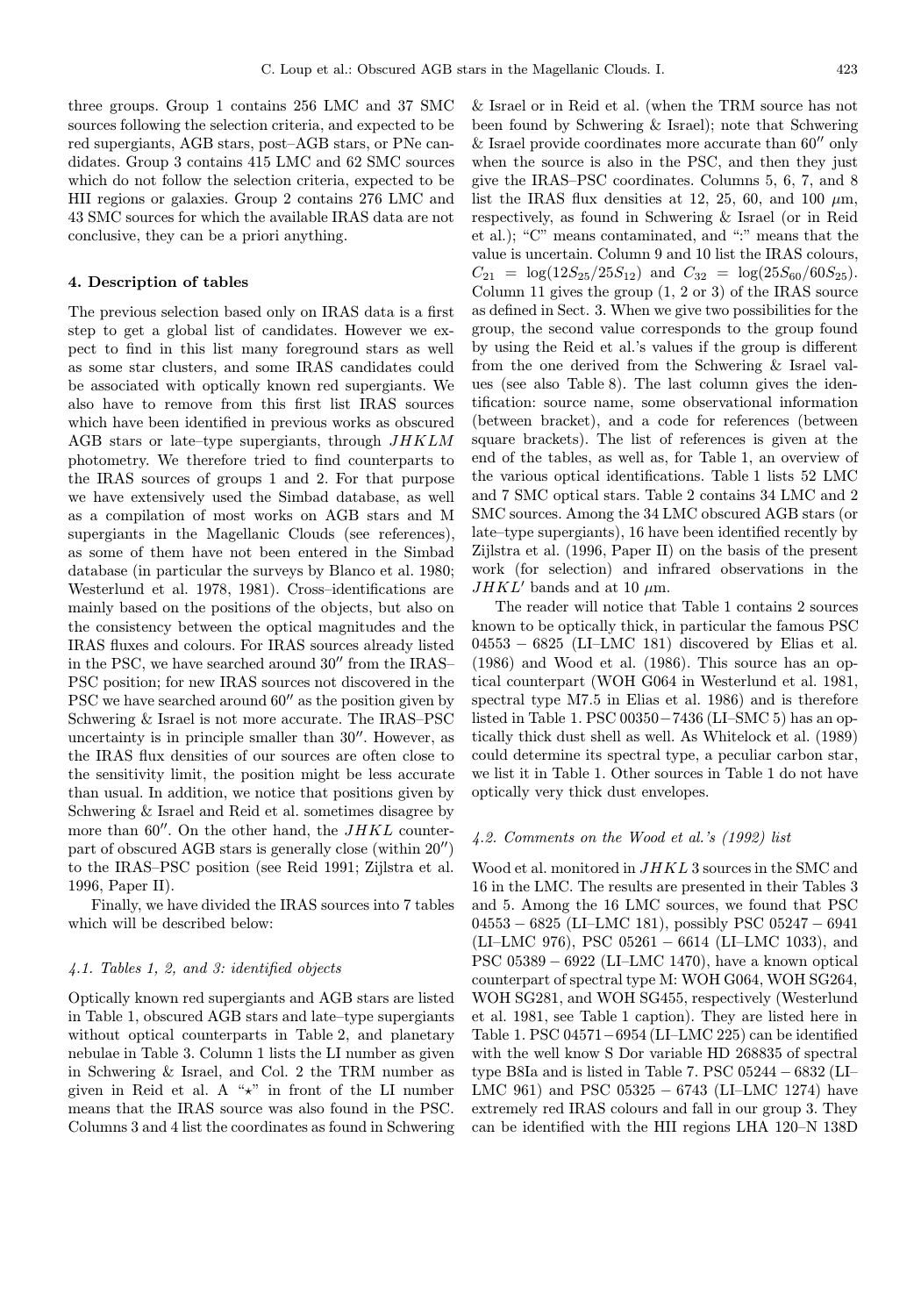three groups. Group 1 contains 256 LMC and 37 SMC sources following the selection criteria, and expected to be red supergiants, AGB stars, post–AGB stars, or PNe candidates. Group 3 contains 415 LMC and 62 SMC sources which do not follow the selection criteria, expected to be HII regions or galaxies. Group 2 contains 276 LMC and 43 SMC sources for which the available IRAS data are not conclusive, they can be a priori anything.

## 4. Description of tables

The previous selection based only on IRAS data is a first step to get a global list of candidates. However we expect to find in this list many foreground stars as well as some star clusters, and some IRAS candidates could be associated with optically known red supergiants. We also have to remove from this first list IRAS sources which have been identified in previous works as obscured AGB stars or late–type supergiants, through $JHKLM$ photometry. We therefore tried to find counterparts to the IRAS sources of groups 1 and 2. For that purpose we have extensively used the Simbad database, as well as a compilation of most works on AGB stars and M supergiants in the Magellanic Clouds (see references), as some of them have not been entered in the Simbad database (in particular the surveys by Blanco et al. 1980; Westerlund et al. 1978, 1981). Cross–identifications are mainly based on the positions of the objects, but also on the consistency between the optical magnitudes and the IRAS fluxes and colours. For IRAS sources already listed in the PSC, we have searched around $30''$ from the IRAS–PSC position; for new IRAS sources not discovered in the PSC we have searched around $60''$ as the position given by Schwering & Israel is not more accurate. The IRAS–PSC uncertainty is in principle smaller than $30''$. However, as the IRAS flux densities of our sources are often close to the sensitivity limit, the position might be less accurate than usual. In addition, we notice that positions given by Schwering & Israel and Reid et al. sometimes disagree by more than $60''$. On the other hand, the $JHKL$ counterpart of obscured AGB stars is generally close (within $20''$) to the IRAS–PSC position (see Reid 1991; Zijlstra et al. 1996, Paper II).

Finally, we have divided the IRAS sources into 7 tables which will be described below:

### *4.1. Tables 1, 2, and 3: identified objects*

Optically known red supergiants and AGB stars are listed in Table 1, obscured AGB stars and late–type supergiants without optical counterparts in Table 2, and planetary nebulae in Table 3. Column 1 lists the LI number as given in Schwering & Israel, and Col. 2 the TRM number as given in Reid et al. A "$\star$" in front of the LI number means that the IRAS source was also found in the PSC. Columns 3 and 4 list the coordinates as found in Schwering & Israel or in Reid et al. (when the TRM source has not been found by Schwering & Israel); note that Schwering & Israel provide coordinates more accurate than $60''$ only when the source is also in the PSC, and then they just give the IRAS–PSC coordinates. Columns 5, 6, 7, and 8 list the IRAS flux densities at 12, 25, 60, and 100 $\mu$m, respectively, as found in Schwering & Israel (or in Reid et al.); "C" means contaminated, and ":" means that the value is uncertain. Column 9 and 10 list the IRAS colours, $C_{21} = \log(12S_{25}/25S_{12})$ and $C_{32} = \log(25S_{60}/60S_{25})$. Column 11 gives the group (1, 2 or 3) of the IRAS source as defined in Sect. 3. When we give two possibilities for the group, the second value corresponds to the group found by using the Reid et al.'s values if the group is different from the one derived from the Schwering & Israel values (see also Table 8). The last column gives the identification: source name, some observational information (between bracket), and a code for references (between square brackets). The list of references is given at the end of the tables, as well as, for Table 1, an overview of the various optical identifications. Table 1 lists 52 LMC and 7 SMC optical stars. Table 2 contains 34 LMC and 2 SMC sources. Among the 34 LMC obscured AGB stars (or late–type supergiants), 16 have been identified recently by Zijlstra et al. (1996, Paper II) on the basis of the present work (for selection) and infrared observations in the $JHKL'$ bands and at 10 $\mu$m.

The reader will notice that Table 1 contains 2 sources known to be optically thick, in particular the famous PSC 04553 − 6825 (LI–LMC 181) discovered by Elias et al. (1986) and Wood et al. (1986). This source has an optical counterpart (WOH G064 in Westerlund et al. 1981, spectral type M7.5 in Elias et al. 1986) and is therefore listed in Table 1. PSC 00350−7436 (LI–SMC 5) has an optically thick dust shell as well. As Whitelock et al. (1989) could determine its spectral type, a peculiar carbon star, we list it in Table 1. Other sources in Table 1 do not have optically very thick dust envelopes.

### *4.2. Comments on the Wood et al.'s (1992) list*

Wood et al. monitored in $JHKL$ 3 sources in the SMC and 16 in the LMC. The results are presented in their Tables 3 and 5. Among the 16 LMC sources, we found that PSC 04553 − 6825 (LI–LMC 181), possibly PSC 05247 − 6941 (LI–LMC 976), PSC 05261 − 6614 (LI–LMC 1033), and PSC 05389 − 6922 (LI–LMC 1470), have a known optical counterpart of spectral type M: WOH G064, WOH SG264, WOH SG281, and WOH SG455, respectively (Westerlund et al. 1981, see Table 1 caption). They are listed here in Table 1. PSC 04571−6954 (LI–LMC 225) can be identified with the well know S Dor variable HD 268835 of spectral type B8Ia and is listed in Table 7. PSC 05244 − 6832 (LI–LMC 961) and PSC 05325 − 6743 (LI–LMC 1274) have extremely red IRAS colours and fall in our group 3. They can be identified with the HII regions LHA 120–N 138D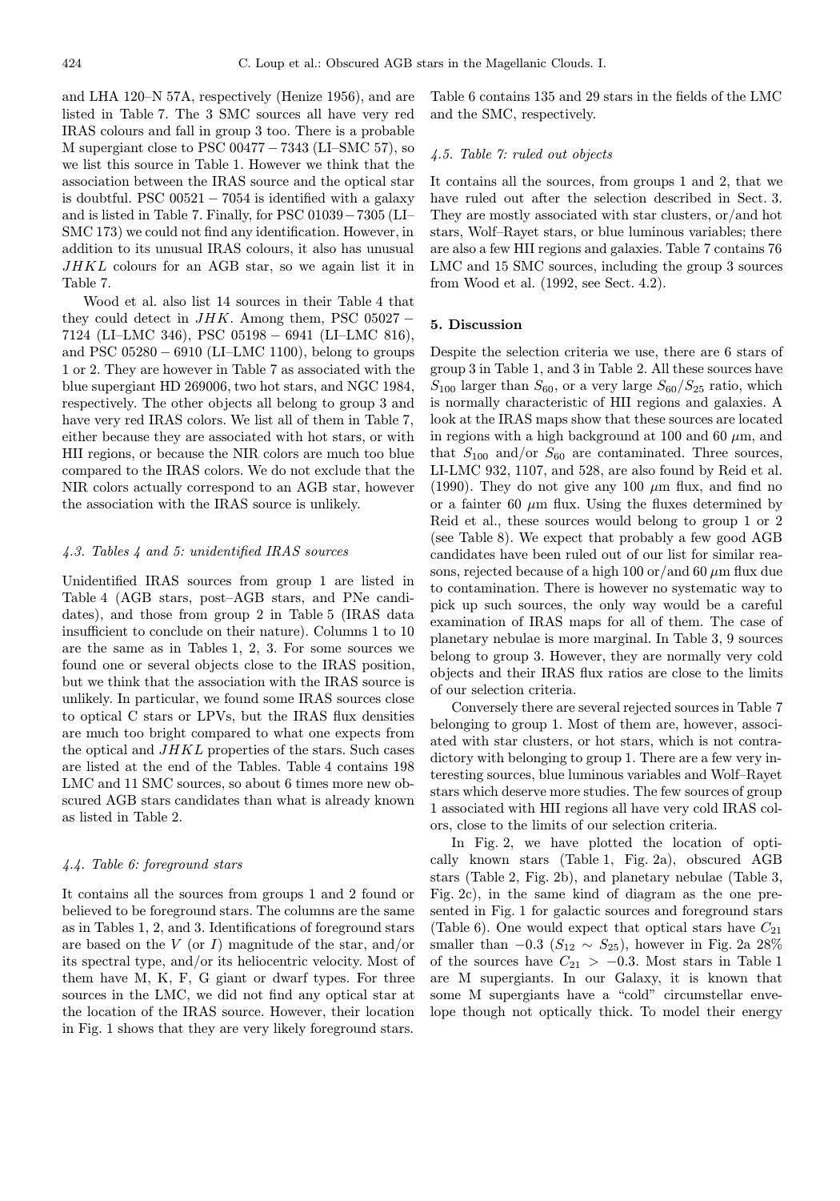and LHA 120–N 57A, respectively (Henize 1956), and are listed in Table 7. The 3 SMC sources all have very red IRAS colours and fall in group 3 too. There is a probable M supergiant close to PSC 00477 − 7343 (LI–SMC 57), so we list this source in Table 1. However we think that the association between the IRAS source and the optical star is doubtful. PSC 00521 − 7054 is identified with a galaxy and is listed in Table 7. Finally, for PSC 01039 − 7305 (LI–SMC 173) we could not find any identification. However, in addition to its unusual IRAS colours, it also has unusual $JHKL$ colours for an AGB star, so we again list it in Table 7.

Wood et al. also list 14 sources in their Table 4 that they could detect in $JHK$. Among them, PSC 05027 − 7124 (LI–LMC 346), PSC 05198 − 6941 (LI–LMC 816), and PSC 05280 − 6910 (LI–LMC 1100), belong to groups 1 or 2. They are however in Table 7 as associated with the blue supergiant HD 269006, two hot stars, and NGC 1984, respectively. The other objects all belong to group 3 and have very red IRAS colors. We list all of them in Table 7, either because they are associated with hot stars, or with HII regions, or because the NIR colors are much too blue compared to the IRAS colors. We do not exclude that the NIR colors actually correspond to an AGB star, however the association with the IRAS source is unlikely.

### 4.3. Tables 4 and 5: unidentified IRAS sources

Unidentified IRAS sources from group 1 are listed in Table 4 (AGB stars, post–AGB stars, and PNe candidates), and those from group 2 in Table 5 (IRAS data insufficient to conclude on their nature). Columns 1 to 10 are the same as in Tables 1, 2, 3. For some sources we found one or several objects close to the IRAS position, but we think that the association with the IRAS source is unlikely. In particular, we found some IRAS sources close to optical C stars or LPVs, but the IRAS flux densities are much too bright compared to what one expects from the optical and $JHKL$ properties of the stars. Such cases are listed at the end of the Tables. Table 4 contains 198 LMC and 11 SMC sources, so about 6 times more new obscured AGB stars candidates than what is already known as listed in Table 2.

### 4.4. Table 6: foreground stars

It contains all the sources from groups 1 and 2 found or believed to be foreground stars. The columns are the same as in Tables 1, 2, and 3. Identifications of foreground stars are based on the $V$ (or $I$) magnitude of the star, and/or its spectral type, and/or its heliocentric velocity. Most of them have M, K, F, G giant or dwarf types. For three sources in the LMC, we did not find any optical star at the location of the IRAS source. However, their location in Fig. 1 shows that they are very likely foreground stars. Table 6 contains 135 and 29 stars in the fields of the LMC and the SMC, respectively.

### 4.5. Table 7: ruled out objects

It contains all the sources, from groups 1 and 2, that we have ruled out after the selection described in Sect. 3. They are mostly associated with star clusters, or/and hot stars, Wolf–Rayet stars, or blue luminous variables; there are also a few HII regions and galaxies. Table 7 contains 76 LMC and 15 SMC sources, including the group 3 sources from Wood et al. (1992, see Sect. 4.2).

## 5. Discussion

Despite the selection criteria we use, there are 6 stars of group 3 in Table 1, and 3 in Table 2. All these sources have $S_{100}$ larger than $S_{60}$, or a very large $S_{60}/S_{25}$ ratio, which is normally characteristic of HII regions and galaxies. A look at the IRAS maps show that these sources are located in regions with a high background at 100 and 60 $\mu$m, and that $S_{100}$ and/or $S_{60}$ are contaminated. Three sources, LI-LMC 932, 1107, and 528, are also found by Reid et al. (1990). They do not give any 100 $\mu$m flux, and find no or a fainter 60 $\mu$m flux. Using the fluxes determined by Reid et al., these sources would belong to group 1 or 2 (see Table 8). We expect that probably a few good AGB candidates have been ruled out of our list for similar reasons, rejected because of a high 100 or/and 60 $\mu$m flux due to contamination. There is however no systematic way to pick up such sources, the only way would be a careful examination of IRAS maps for all of them. The case of planetary nebulae is more marginal. In Table 3, 9 sources belong to group 3. However, they are normally very cold objects and their IRAS flux ratios are close to the limits of our selection criteria.

Conversely there are several rejected sources in Table 7 belonging to group 1. Most of them are, however, associated with star clusters, or hot stars, which is not contradictory with belonging to group 1. There are a few very interesting sources, blue luminous variables and Wolf–Rayet stars which deserve more studies. The few sources of group 1 associated with HII regions all have very cold IRAS colors, close to the limits of our selection criteria.

In Fig. 2, we have plotted the location of optically known stars (Table 1, Fig. 2a), obscured AGB stars (Table 2, Fig. 2b), and planetary nebulae (Table 3, Fig. 2c), in the same kind of diagram as the one presented in Fig. 1 for galactic sources and foreground stars (Table 6). One would expect that optical stars have $C_{21}$ smaller than $-0.3$ ($S_{12} \sim S_{25}$), however in Fig. 2a 28% of the sources have $C_{21} > -0.3$. Most stars in Table 1 are M supergiants. In our Galaxy, it is known that some M supergiants have a "cold" circumstellar envelope though not optically thick. To model their energy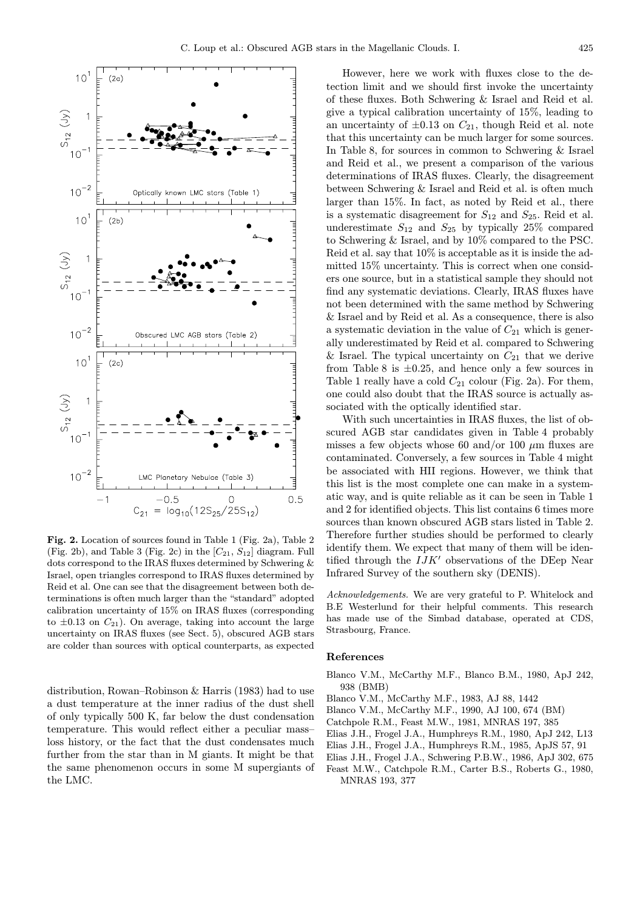**Fig. 2.** Location of sources found in Table 1 (Fig. 2a), Table 2 (Fig. 2b), and Table 3 (Fig. 2c) in the [$C_{21}$, $S_{12}$] diagram. Full dots correspond to the IRAS fluxes determined by Schwering & Israel, open triangles correspond to IRAS fluxes determined by Reid et al. One can see that the disagreement between both determinations is often much larger than the "standard" adopted calibration uncertainty of 15% on IRAS fluxes (corresponding to $\pm 0.13$ on $C_{21}$). On average, taking into account the large uncertainty on IRAS fluxes (see Sect. 5), obscured AGB stars are colder than sources with optical counterparts, as expected

distribution, Rowan–Robinson & Harris (1983) had to use a dust temperature at the inner radius of the dust shell of only typically 500 K, far below the dust condensation temperature. This would reflect either a peculiar mass–loss history, or the fact that the dust condensates much further from the star than in M giants. It might be that the same phenomenon occurs in some M supergiants of the LMC.

However, here we work with fluxes close to the detection limit and we should first invoke the uncertainty of these fluxes. Both Schwering & Israel and Reid et al. give a typical calibration uncertainty of 15%, leading to an uncertainty of $\pm 0.13$ on $C_{21}$, though Reid et al. note that this uncertainty can be much larger for some sources. In Table 8, for sources in common to Schwering & Israel and Reid et al., we present a comparison of the various determinations of IRAS fluxes. Clearly, the disagreement between Schwering & Israel and Reid et al. is often much larger than 15%. In fact, as noted by Reid et al., there is a systematic disagreement for $S_{12}$ and $S_{25}$. Reid et al. underestimate $S_{12}$ and $S_{25}$ by typically 25% compared to Schwering & Israel, and by 10% compared to the PSC. Reid et al. say that 10% is acceptable as it is inside the admitted 15% uncertainty. This is correct when one considers one source, but in a statistical sample they should not find any systematic deviations. Clearly, IRAS fluxes have not been determined with the same method by Schwering & Israel and by Reid et al. As a consequence, there is also a systematic deviation in the value of $C_{21}$ which is generally underestimated by Reid et al. compared to Schwering & Israel. The typical uncertainty on $C_{21}$ that we derive from Table 8 is $\pm 0.25$, and hence only a few sources in Table 1 really have a cold $C_{21}$ colour (Fig. 2a). For them, one could also doubt that the IRAS source is actually associated with the optically identified star.

With such uncertainties in IRAS fluxes, the list of obscured AGB star candidates given in Table 4 probably misses a few objects whose 60 and/or 100 $\mu$m fluxes are contaminated. Conversely, a few sources in Table 4 might be associated with HII regions. However, we think that this list is the most complete one can make in a systematic way, and is quite reliable as it can be seen in Table 1 and 2 for identified objects. This list contains 6 times more sources than known obscured AGB stars listed in Table 2. Therefore further studies should be performed to clearly identify them. We expect that many of them will be identified through the $IJK'$ observations of the DEep Near Infrared Survey of the southern sky (DENIS).

*Acknowledgements.* We are very grateful to P. Whitelock and B.E Westerlund for their helpful comments. This research has made use of the Simbad database, operated at CDS, Strasbourg, France.

## References

- Blanco V.M., McCarthy M.F., Blanco B.M., 1980, ApJ 242, 938 (BMB)
- Blanco V.M., McCarthy M.F., 1983, AJ 88, 1442
- Blanco V.M., McCarthy M.F., 1990, AJ 100, 674 (BM)
- Catchpole R.M., Feast M.W., 1981, MNRAS 197, 385
- Elias J.H., Frogel J.A., Humphreys R.M., 1980, ApJ 242, L13
- Elias J.H., Frogel J.A., Humphreys R.M., 1985, ApJS 57, 91
- Elias J.H., Frogel J.A., Schwering P.B.W., 1986, ApJ 302, 675
- Feast M.W., Catchpole R.M., Carter B.S., Roberts G., 1980, MNRAS 193, 377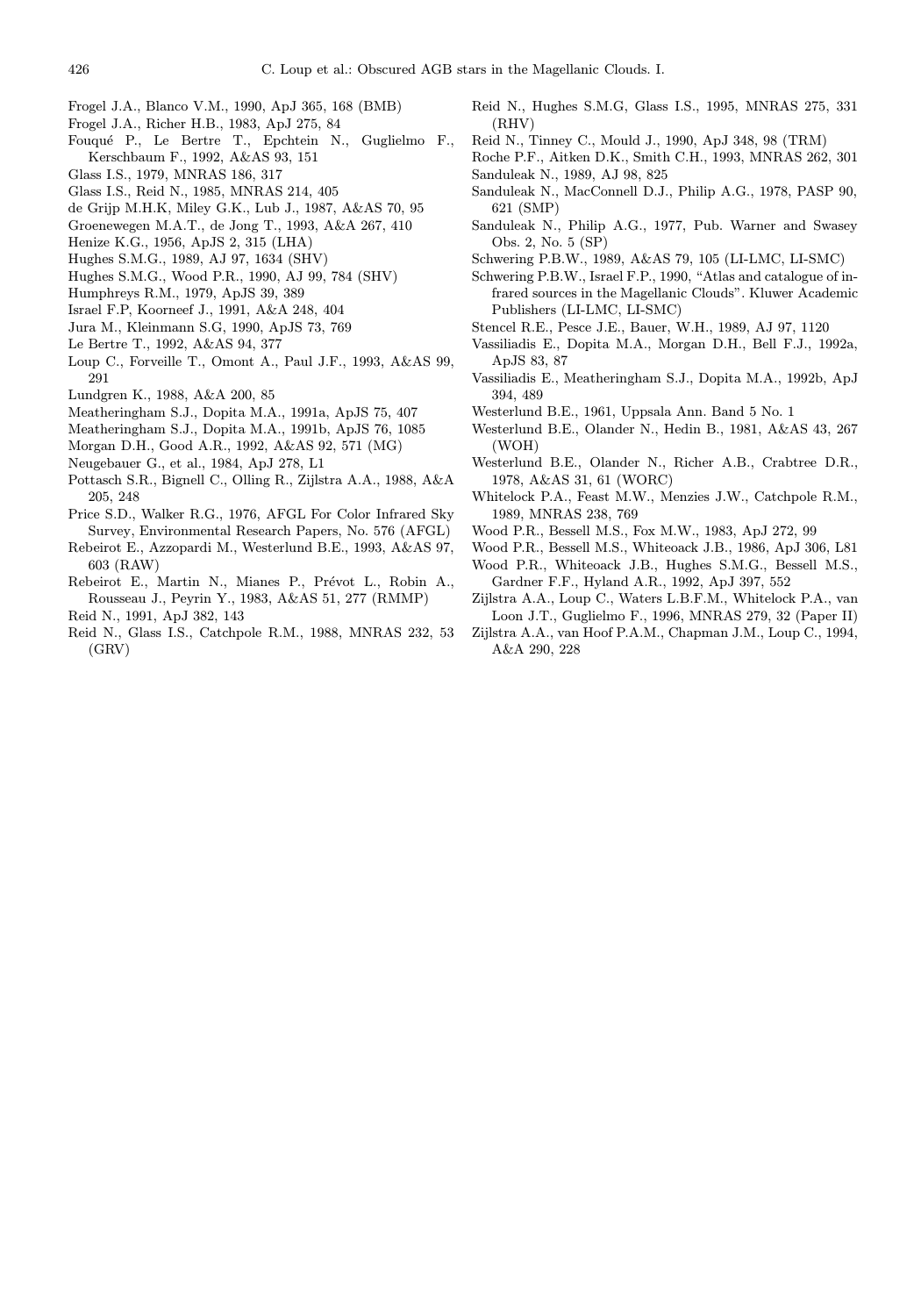Frogel J.A., Blanco V.M., 1990, ApJ 365, 168 (BMB)

Frogel J.A., Richer H.B., 1983, ApJ 275, 84

Fouqué P., Le Bertre T., Epchtein N., Guglielmo F., Kerschbaum F., 1992, A&AS 93, 151

Glass I.S., 1979, MNRAS 186, 317

Glass I.S., Reid N., 1985, MNRAS 214, 405

de Grijp M.H.K, Miley G.K., Lub J., 1987, A&AS 70, 95

Groenewegen M.A.T., de Jong T., 1993, A&A 267, 410

Henize K.G., 1956, ApJS 2, 315 (LHA)

Hughes S.M.G., 1989, AJ 97, 1634 (SHV)

Hughes S.M.G., Wood P.R., 1990, AJ 99, 784 (SHV)

Humphreys R.M., 1979, ApJS 39, 389

Israel F.P, Koorneef J., 1991, A&A 248, 404

Jura M., Kleinmann S.G, 1990, ApJS 73, 769

Le Bertre T., 1992, A&AS 94, 377

Loup C., Forveille T., Omont A., Paul J.F., 1993, A&AS 99, 291

Lundgren K., 1988, A&A 200, 85

Meatheringham S.J., Dopita M.A., 1991a, ApJS 75, 407

Meatheringham S.J., Dopita M.A., 1991b, ApJS 76, 1085

Morgan D.H., Good A.R., 1992, A&AS 92, 571 (MG)

Neugebauer G., et al., 1984, ApJ 278, L1

Pottasch S.R., Bignell C., Olling R., Zijlstra A.A., 1988, A&A 205, 248

Price S.D., Walker R.G., 1976, AFGL For Color Infrared Sky Survey, Environmental Research Papers, No. 576 (AFGL)

Rebeirot E., Azzopardi M., Westerlund B.E., 1993, A&AS 97, 603 (RAW)

Rebeirot E., Martin N., Mianes P., Prévot L., Robin A., Rousseau J., Peyrin Y., 1983, A&AS 51, 277 (RMMP)

Reid N., 1991, ApJ 382, 143

Reid N., Glass I.S., Catchpole R.M., 1988, MNRAS 232, 53 (GRV)

Reid N., Hughes S.M.G, Glass I.S., 1995, MNRAS 275, 331 (RHV)

Reid N., Tinney C., Mould J., 1990, ApJ 348, 98 (TRM)

Roche P.F., Aitken D.K., Smith C.H., 1993, MNRAS 262, 301

Sanduleak N., 1989, AJ 98, 825

Sanduleak N., MacConnell D.J., Philip A.G., 1978, PASP 90, 621 (SMP)

Sanduleak N., Philip A.G., 1977, Pub. Warner and Swasey Obs. 2, No. 5 (SP)

Schwering P.B.W., 1989, A&AS 79, 105 (LI-LMC, LI-SMC)

Schwering P.B.W., Israel F.P., 1990, "Atlas and catalogue of infrared sources in the Magellanic Clouds". Kluwer Academic Publishers (LI-LMC, LI-SMC)

Stencel R.E., Pesce J.E., Bauer, W.H., 1989, AJ 97, 1120

Vassiliadis E., Dopita M.A., Morgan D.H., Bell F.J., 1992a, ApJS 83, 87

Vassiliadis E., Meatheringham S.J., Dopita M.A., 1992b, ApJ 394, 489

Westerlund B.E., 1961, Uppsala Ann. Band 5 No. 1

Westerlund B.E., Olander N., Hedin B., 1981, A&AS 43, 267 (WOH)

Westerlund B.E., Olander N., Richer A.B., Crabtree D.R., 1978, A&AS 31, 61 (WORC)

Whitelock P.A., Feast M.W., Menzies J.W., Catchpole R.M., 1989, MNRAS 238, 769

Wood P.R., Bessell M.S., Fox M.W., 1983, ApJ 272, 99

Wood P.R., Bessell M.S., Whiteoack J.B., 1986, ApJ 306, L81

Wood P.R., Whiteoack J.B., Hughes S.M.G., Bessell M.S., Gardner F.F., Hyland A.R., 1992, ApJ 397, 552

Zijlstra A.A., Loup C., Waters L.B.F.M., Whitelock P.A., van Loon J.T., Guglielmo F., 1996, MNRAS 279, 32 (Paper II)

Zijlstra A.A., van Hoof P.A.M., Chapman J.M., Loup C., 1994, A&A 290, 228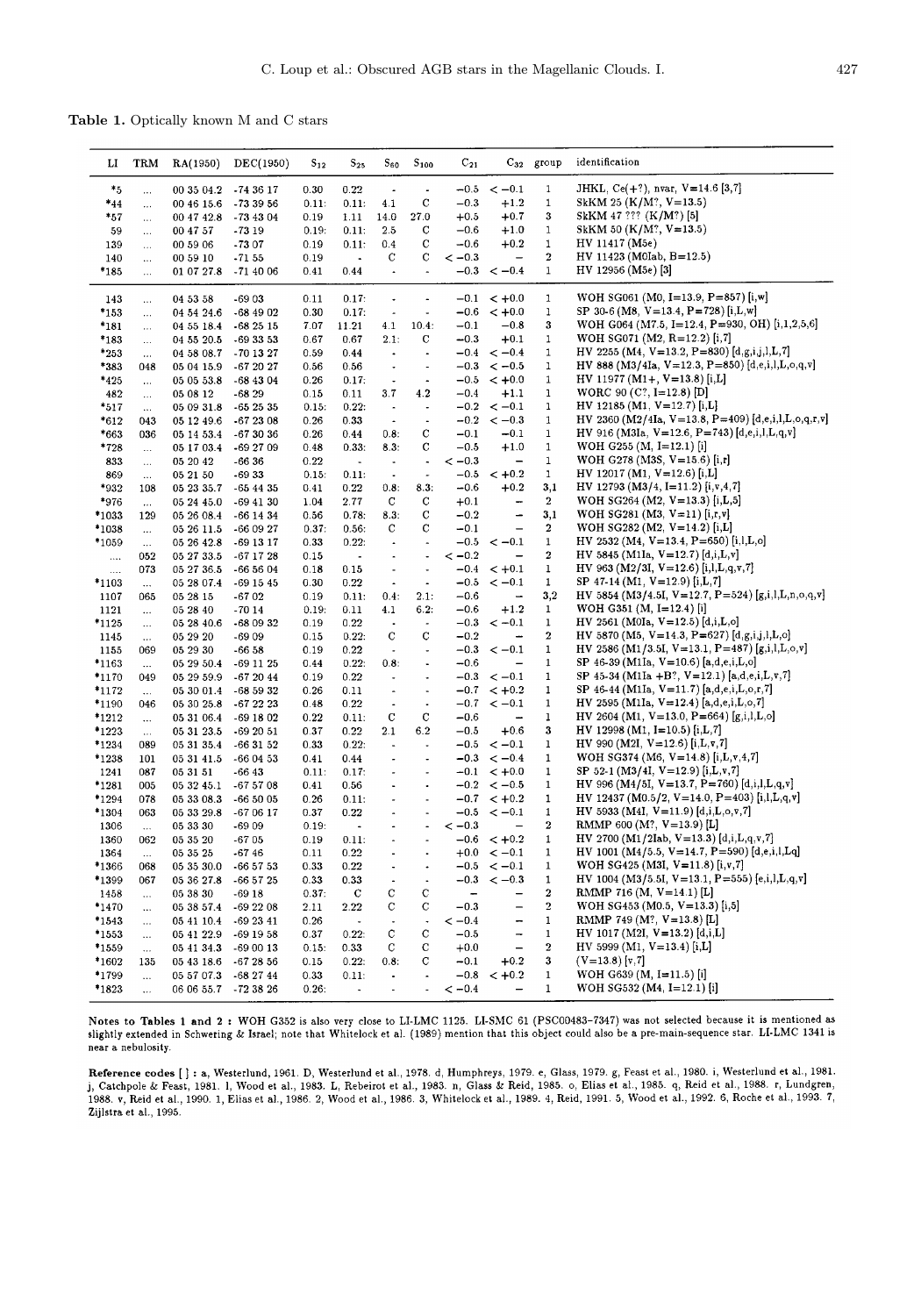**Table 1.** Optically known M and C stars

| LI | TRM | RA(1950) | DEC(1950) | $S_{12}$ | $S_{25}$ | $S_{60}$ | $S_{100}$ | $C_{21}$ | $C_{32}$ | group | identification |
|---|---|---|---|---|---|---|---|---|---|---|---|
| *5 | ... | 00 35 04.2 | -74 36 17 | 0.30 | 0.22 | - | - | −0.5 | < −0.1 | 1 | JHKL, Ce(+?), nvar, V=14.6 [3,7] |
| *44 | ... | 00 46 15.6 | -73 39 56 | 0.11: | 0.11: | 4.1 | C | −0.3 | +1.2 | 1 | SkKM 25 (K/M?, V=13.5) |
| *57 | ... | 00 47 42.8 | -73 43 04 | 0.19 | 1.11 | 14.0 | 27.0 | +0.5 | +0.7 | 3 | SkKM 47 ??? (K/M?) [5] |
| 59 | ... | 00 47 57 | -73 19 | 0.19: | 0.11: | 2.5 | C | −0.6 | +1.0 | 1 | SkKM 50 (K/M?, V=13.5) |
| 139 | ... | 00 59 06 | -73 07 | 0.19 | 0.11: | 0.4 | C | −0.6 | +0.2 | 1 | HV 11417 (M5e) |
| 140 | ... | 00 59 10 | -71 55 | 0.19 | - | C | C | < −0.3 | – | 2 | HV 11423 (M0Iab, B=12.5) |
| *185 | ... | 01 07 27.8 | -71 40 06 | 0.41 | 0.44 | - | - | −0.3 | < −0.4 | 1 | HV 12956 (M5e) [3] |
| 143 | ... | 04 53 58 | -69 03 | 0.11 | 0.17: | - | - | −0.1 | < +0.0 | 1 | WOH SG061 (M0, I=13.9, P=857) [i,w] |
| *153 | ... | 04 54 24.6 | -68 49 02 | 0.30 | 0.17: | - | - | −0.6 | < +0.0 | 1 | SP 30-6 (M8, V=13.4, P=728) [i,L,w] |
| *181 | ... | 04 55 18.4 | -68 25 15 | 7.07 | 11.21 | 4.1 | 10.4: | −0.1 | −0.8 | 3 | WOH G064 (M7.5, I=12.4, P=930, OH) [i,1,2,5,6] |
| *183 | ... | 04 55 20.5 | -69 33 53 | 0.67 | 0.67 | 2.1: | C | −0.3 | +0.1 | 1 | WOH SG071 (M2, R=12.2) [i,7] |
| *253 | ... | 04 58 08.7 | -70 13 27 | 0.59 | 0.44 | - | - | −0.4 | < −0.4 | 1 | HV 2255 (M4, V=13.2, P=830) [d,g,i,j,l,L,7] |
| *383 | 048 | 05 04 15.9 | -67 20 27 | 0.56 | 0.56 | - | - | −0.3 | < −0.5 | 1 | HV 888 (M3/4Ia, V=12.3, P=850) [d,e,i,l,L,o,q,v] |
| *425 | ... | 05 05 53.8 | -68 43 04 | 0.26 | 0.17: | - | - | −0.5 | < +0.0 | 1 | HV 11977 (M1+, V=13.8) [i,L] |
| 482 | ... | 05 08 12 | -68 29 | 0.15 | 0.11 | 3.7 | 4.2 | −0.4 | +1.1 | 1 | WORC 90 (C?, I=12.8) [D] |
| *517 | ... | 05 09 31.8 | -65 25 35 | 0.15: | 0.22: | - | - | −0.2 | < −0.1 | 1 | HV 12185 (M1, V=12.7) [i,L] |
| *612 | 043 | 05 12 49.6 | -67 23 08 | 0.26 | 0.33 | - | - | −0.2 | < −0.3 | 1 | HV 2360 (M2/4Ia, V=13.8, P=409) [d,e,i,l,L,o,q,r,v] |
| *663 | 036 | 05 14 53.4 | -67 30 36 | 0.26 | 0.44 | 0.8: | C | −0.1 | −0.1 | 1 | HV 916 (M3Ia, V=12.6, P=743) [d,e,i,l,L,q,v] |
| *728 | ... | 05 17 03.4 | -69 27 09 | 0.48 | 0.33: | 8.3: | C | −0.5 | +1.0 | 1 | WOH G255 (M, I=12.1) [i] |
| 833 | ... | 05 20 42 | -66 36 | 0.22 | - | - | - | < −0.3 | – | 1 | WOH G278 (M3S, V=15.6) [i,r] |
| 869 | ... | 05 21 50 | -69 33 | 0.15: | 0.11: | - | - | −0.5 | < +0.2 | 1 | HV 12017 (M1, V=12.6) [i,L] |
| *932 | 108 | 05 23 35.7 | -65 44 35 | 0.41 | 0.22 | 0.8: | 8.3: | −0.6 | +0.2 | 3,1 | HV 12793 (M3/4, I=11.2) [i,v,4,7] |
| *976 | ... | 05 24 45.0 | -69 41 30 | 1.04 | 2.77 | C | C | +0.1 | – | 2 | WOH SG264 (M2, V=13.3) [i,L,5] |
| *1033 | 129 | 05 26 08.4 | -66 14 34 | 0.56 | 0.78: | 8.3: | C | −0.2 | – | 3,1 | WOH SG281 (M3, V=11) [i,r,v] |
| *1038 | ... | 05 26 11.5 | -66 09 27 | 0.37: | 0.56: | C | C | −0.1 | – | 2 | WOH SG282 (M2, V=14.2) [i,L] |
| *1059 | ... | 05 26 42.8 | -69 13 17 | 0.33 | 0.22: | - | - | −0.5 | < −0.1 | 1 | HV 2532 (M4, V=13.4, P=650) [i,l,L,o] |
| .... | 052 | 05 27 33.5 | -67 17 28 | 0.15 | - | - | - | < −0.2 | – | 2 | HV 5845 (M1IIa, V=12.7) [d,i,L,v] |
| .... | 073 | 05 27 36.5 | -66 56 04 | 0.18 | 0.15 | - | - | −0.4 | < +0.1 | 1 | HV 963 (M2/3I, V=12.6) [i,L,v,7] |
| *1103 | ... | 05 28 07.4 | -69 15 45 | 0.30 | 0.22 | - | - | −0.5 | < −0.1 | 1 | SP 47-14 (M1, V=12.9) [i,L,7] |
| 1107 | 065 | 05 28 15 | -67 02 | 0.19 | 0.11: | 0.4: | 2.1: | −0.6 | – | 3,2 | HV 5854 (M3/4.5I, V=12.7, P=524) [g,i,l,L,n,o,q,v] |
| 1121 | ... | 05 28 40 | -70 14 | 0.19: | 0.11 | 4.1 | 6.2: | −0.6 | +1.2 | 1 | WOH G351 (M, I=12.4) [i] |
| *1125 | ... | 05 28 40.6 | -68 09 32 | 0.19 | 0.22 | - | - | −0.3 | < −0.1 | 1 | HV 2561 (M0Ia, V=12.5) [d,i,L,o] |
| 1145 | ... | 05 29 20 | -69 09 | 0.15 | 0.22: | C | C | −0.2 | – | 2 | HV 5870 (M5, V=14.3, P=627) [d,g,i,j,l,L,o] |
| 1155 | 069 | 05 29 30 | -66 58 | 0.19 | 0.22 | - | - | −0.3 | < −0.1 | 1 | HV 2586 (M1/3.5I, V=13.1, P=487) [g,i,l,L,o,v] |
| *1163 | ... | 05 29 50.4 | -69 11 25 | 0.44 | 0.22: | 0.8: | - | −0.6 | – | 1 | SP 46-39 (M1Ia, V=10.6) [a,d,e,i,L,o] |
| *1170 | 049 | 05 29 59.9 | -67 20 44 | 0.19 | 0.22 | - | - | −0.3 | < −0.1 | 1 | SP 45-34 (M1Ia +B?, V=12.1) [a,d,e,i,L,v,7] |
| *1172 | ... | 05 30 01.4 | -68 59 32 | 0.26 | 0.11 | - | - | −0.7 | < +0.2 | 1 | SP 46-44 (M1Ia, V=11.7) [a,d,e,i,L,o,r,7] |
| *1190 | 046 | 05 30 25.8 | -67 22 23 | 0.48 | 0.22 | - | - | −0.7 | < −0.1 | 1 | HV 2595 (M1Ia, V=12.4) [a,d,e,i,L,o,7] |
| *1212 | ... | 05 31 06.4 | -69 18 02 | 0.22 | 0.11: | C | C | −0.6 | – | 1 | HV 2604 (M1, V=13.0, P=664) [g,i,l,L,o] |
| *1223 | ... | 05 31 23.5 | -69 20 51 | 0.37 | 0.22 | 2.1 | 6.2 | −0.5 | +0.6 | 3 | HV 12998 (M1, R=10.5) [i,L,7] |
| *1234 | 089 | 05 31 35.4 | -66 31 52 | 0.33 | 0.22: | - | - | −0.5 | < −0.1 | 1 | HV 990 (M2I, V=12.6) [i,L,v,7] |
| *1238 | 101 | 05 31 41.5 | -66 04 53 | 0.41 | 0.44 | - | - | −0.3 | < −0.4 | 1 | WOH SG374 (M6, V=14.8) [i,L,v,4,7] |
| 1241 | 087 | 05 31 51 | -66 43 | 0.11: | 0.17: | - | - | −0.1 | < +0.0 | 1 | SP 52-1 (M3/4I, V=12.9) [i,L,v,7] |
| *1281 | 005 | 05 32 45.1 | -67 57 08 | 0.41 | 0.56 | - | - | −0.2 | < −0.5 | 1 | HV 996 (M4/5I, V=13.7, P=760) [d,i,l,L,q,v] |
| *1294 | 078 | 05 33 08.3 | -66 50 05 | 0.26 | 0.11: | - | - | −0.7 | < +0.2 | 1 | HV 12437 (M0.5/2, V=14.0, P=403) [i,l,L,q,v] |
| *1304 | 063 | 05 33 29.8 | -67 06 17 | 0.37 | 0.22 | - | - | −0.5 | < −0.1 | 1 | HV 5933 (M4I, V=11.9) [d,i,L,o,v,7] |
| 1306 | ... | 05 33 30 | -69 09 | 0.19: | - | - | - | < −0.3 | – | 2 | RMMP 600 (M?, V=13.9) [L] |
| 1360 | 062 | 05 35 20 | -67 05 | 0.19 | 0.11: | - | - | −0.6 | < +0.2 | 1 | HV 2700 (M1/2Iab, V=13.3) [d,i,L,q,v,7] |
| 1364 | ... | 05 35 25 | -67 46 | 0.11 | 0.22 | - | - | +0.0 | < −0.1 | 1 | HV 1001 (M4/5.5, V=14.7, P=590) [d,e,i,l,L,q] |
| *1366 | 068 | 05 35 30.0 | -66 57 53 | 0.33 | 0.22 | - | - | −0.5 | < −0.1 | 1 | WOH SG425 (M3I, V=11.8) [i,v,7] |
| *1399 | 067 | 05 36 27.8 | -66 57 25 | 0.33 | 0.33 | - | - | −0.3 | < −0.3 | 1 | HV 1004 (M3/5.5I, V=13.1, P=555) [e,i,l,L,q,v] |
| 1458 | ... | 05 38 30 | -69 18 | 0.37: | C | C | C | – | – | 2 | RMMP 716 (M, V=14.1) [L] |
| *1470 | ... | 05 38 57.4 | -69 22 08 | 2.11 | 2.22 | C | C | −0.3 | – | 2 | WOH SG453 (M0.5, V=13.3) [i,5] |
| *1543 | ... | 05 41 10.4 | -69 23 41 | 0.26 | - | - | - | < −0.4 | – | 1 | RMMP 749 (M?, V=13.8) [L] |
| *1553 | ... | 05 41 22.9 | -69 19 58 | 0.37 | 0.22: | C | C | −0.5 | – | 1 | HV 1017 (M2I, V=13.2) [d,i,L] |
| *1559 | ... | 05 41 34.3 | -69 00 13 | 0.15: | 0.33 | C | C | +0.0 | – | 2 | HV 5999 (M1, V=13.4) [i,L] |
| *1602 | 135 | 05 43 18.6 | -67 28 56 | 0.15 | 0.22: | 0.8: | C | −0.1 | +0.2 | 3 | (V=13.8) [v,7] |
| *1799 | ... | 05 57 07.3 | -68 27 44 | 0.33 | 0.11: | - | - | −0.8 | < +0.2 | 1 | WOH G639 (M, I=11.5) [i] |
| *1823 | ... | 06 06 55.7 | -72 38 26 | 0.26: | - | - | - | < −0.4 | – | 1 | WOH SG532 (M4, I=12.1) [i] |

**Notes to Tables 1 and 2 :** WOH G352 is also very close to LI-LMC 1125. LI-SMC 61 (PSC00483-7347) was not selected because it is mentioned as slightly extended in Schwering & Israel; note that Whitelock et al. (1989) mention that this object could also be a pre-main-sequence star. LI-LMC 1341 is near a nebulosity.

**Reference codes** [ ] : **a**, Westerlund, 1961. **D**, Westerlund et al., 1978. **d**, Humphreys, 1979. **e**, Glass, 1979. **g**, Feast et al., 1980. **i**, Westerlund et al., 1981. **j**, Catchpole & Feast, 1981. **l**, Wood et al., 1983. **L**, Rebeirot et al., 1983. **n**, Glass & Reid, 1985. **o**, Elias et al., 1985. **q**, Reid et al., 1988. **r**, Lundgren, 1988. **v**, Reid et al., 1990. **1**, Elias et al., 1986. **2**, Wood et al., 1986. **3**, Whitelock et al., 1989. **4**, Reid, 1991. **5**, Wood et al., 1992. **6**, Roche et al., 1993. **7**, Zijlstra et al., 1995.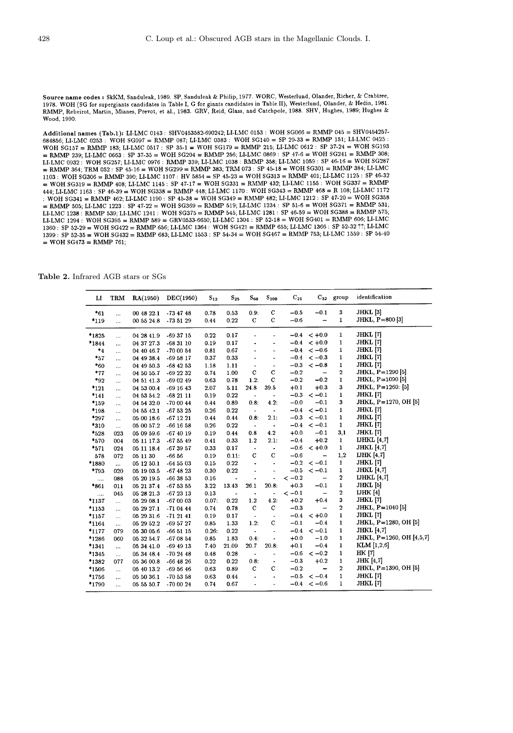**Source name codes :** SkKM, Sanduleak, 1989. SP, Sanduleak & Philip, 1977. WORC, Westerlund, Olander, Richer, & Crabtree, 1978. WOH (SG for supergiants candidates in Table I, G for giants candidates in Table II), Westerlund, Olander, & Hedin, 1981. RMMP, Rebeirot, Martin, Mianes, Prevot, et al., 1983. GRV, Reid, Glass, and Catchpole, 1988. SHV, Hughes, 1989; Hughes & Wood, 1990.

**Additional names (Tab.1):** LI-LMC 0143 : SHV0453582-690242; LI-LMC 0153 : WOH SG066 = RMMP 045 = SHV0454257-684856; LI-LMC 0253 : WOH SG097 = RMMP 087; LI-LMC 0383 : WOH SG140 = SP 29-33 = RMMP 151; LI-LMC 0425 : WOH SG157 = RMMP 183; LI-LMC 0517 : SP 35-1 = WOH SG179 = RMMP 215; LI-LMC 0612 : SP 37-24 = WOH SG193 = RMMP 239; LI-LMC 0663 : SP 37-35 = WOH SG204 = RMMP 256; LI-LMC 0869 : SP 47-6 = WOH SG241 = RMMP 308; LI-LMC 0932 : WOH SG257; LI-LMC 0976 : RMMP 339; LI-LMC 1038 : RMMP 358; LI-LMC 1059 : SP 46-16 = WOH SG287 = RMMP 364; TRM 052 : SP 45-16 = WOH SG299 = RMMP 383; TRM 073 : SP 45-18 = WOH SG301 = RMMP 384; LI-LMC 1103 : WOH SG306 = RMMP 390; LI-LMC 1107 : HV 5854 = SP 45-23 = WOH SG313 = RMMP 401; LI-LMC 1125 : SP 46-32 = WOH SG319 = RMMP 408; LI-LMC 1145 : SP 47-17 = WOH SG331 = RMMP 432; LI-LMC 1155 : WOH SG337 = RMMP 444; LI-LMC 1163 : SP 46-39 = WOH SG338 = RMMP 448; LI-LMC 1170 : WOH SG343 = RMMP 468 = R 108; LI-LMC 1172 : WOH SG341 = RMMP 462; LI-LMC 1190 : SP 45-38 = WOH SG349 = RMMP 482; LI-LMC 1212 : SP 47-20 = WOH SG358 = RMMP 505; LI-LMC 1223 : SP 47-22 = WOH SG369 = RMMP 519; LI-LMC 1234 : SP 51-6 = WOH SG371 = RMMP 531; LI-LMC 1238 : RMMP 539; LI-LMC 1241 : WOH SG375 = RMMP 545; LI-LMC 1281 : SP 46-59 = WOH SG388 = RMMP 575; LI-LMC 1294 : WOH SG395 = RMMP 589 = GRV0533-6650; LI-LMC 1304 : SP 52-18 = WOH SG401 = RMMP 606; LI-LMC 1360 : SP 52-29 = WOH SG422 = RMMP 656; LI-LMC 1364 : WOH SG421 = RMMP 655; LI-LMC 1366 : SP 52-32 ??; LI-LMC 1399 : SP 52-35 = WOH SG432 = RMMP 683; LI-LMC 1553 : SP 54-34 = WOH SG467 = RMMP 753; LI-LMC 1559 : SP 54-40 = WOH SG473 = RMMP 761;

**Table 2.** Infrared AGB stars or SGs

| LI | TRM | RA(1950) | DEC(1950) | $S_{12}$ | $S_{25}$ | $S_{60}$ | $S_{100}$ | $C_{21}$ | $C_{32}$ | group | identification |
|---|---|---|---|---|---|---|---|---|---|---|---|
| *61 | ... | 00 48 22.1 | -73 47 48 | 0.78 | 0.53 | 0.9: | C | −0.5 | −0.1 | 3 | JHKL [3] |
| *119 | ... | 00 55 24.8 | -73 51 29 | 0.44 | 0.22 | C | C | −0.6 | – | 1 | JHKL, P=800 [3] |
| *1825 | ... | 04 28 41.9 | -69 37 15 | 0.22 | 0.17 | - | - | −0.4 | < +0.0 | 1 | JHKL [7] |
| *1844 | ... | 04 37 27.3 | -68 31 10 | 0.19 | 0.17 | - | - | −0.4 | < +0.0 | 1 | JHKL [7] |
| *4 | ... | 04 40 46.7 | -70 00 54 | 0.81 | 0.67 | - | - | −0.4 | < −0.6 | 1 | JHKL [7] |
| *57 | ... | 04 49 38.4 | -69 58 17 | 0.37 | 0.33 | - | - | −0.4 | < −0.3 | 1 | JHKL [7] |
| *60 | ... | 04 49 50.3 | -68 42 53 | 1.18 | 1.11 | - | - | −0.3 | < −0.8 | 1 | JHKL [7] |
| *77 | ... | 04 50 55.7 | -69 22 32 | 0.74 | 1.00 | C | C | −0.2 | – | 2 | JHKL, P=1290 [5] |
| *92 | ... | 04 51 41.3 | -69 02 49 | 0.63 | 0.78 | 1.2: | C | −0.2 | −0.2 | 1 | JHKL, P=1090 [5] |
| *121 | ... | 04 53 00.4 | -69 16 43 | 2.07 | 5.11 | 24.8 | 39.5 | +0.1 | +0.3 | 3 | JHKL, P=1260: [5] |
| *141 | ... | 04 53 54.2 | -68 21 11 | 0.19 | 0.22 | - | - | −0.3 | < −0.1 | 1 | JHKL [7] |
| *159 | ... | 04 54 32.0 | -70 00 44 | 0.44 | 0.89 | 0.8: | 4.2: | −0.0 | −0.1 | 3 | JHKL, P=1270, OH [5] |
| *198 | ... | 04 55 42.1 | -67 53 25 | 0.26 | 0.22 | - | - | −0.4 | < −0.1 | 1 | JHKL [7] |
| *297 | ... | 05 00 18.6 | -67 12 21 | 0.44 | 0.44 | 0.8: | 2.1: | −0.3 | < −0.1 | 1 | JHKL [7] |
| *310 | ... | 05 00 57.2 | -66 16 58 | 0.26 | 0.22 | - | - | −0.4 | < −0.1 | 1 | JHKL [7] |
| *528 | 023 | 05 09 59.6 | -67 40 19 | 0.19 | 0.44 | 0.8 | 4.2 | +0.0 | −0.1 | 3,1 | JHKL [7] |
| *570 | 004 | 05 11 17.3 | -67 55 49 | 0.41 | 0.33 | 1.2 | 2.1: | −0.4 | +0.2 | 1 | IJHKL [4,7] |
| *571 | 024 | 05 11 18.4 | -67 39 57 | 0.33 | 0.17 | - | - | −0.6 | < +0.0 | 1 | JHKL [4,7] |
| 578 | 072 | 05 11 30 | -66 56 | 0.19 | 0.11: | C | C | −0.6 | – | 1,2 | IJHK [4,7] |
| *1880 | ... | 05 12 50.1 | -64 55 03 | 0.15 | 0.22 | - | - | −0.2 | < −0.1 | 1 | JHKL [7] |
| *793 | 020 | 05 19 03.5 | -67 48 23 | 0.30 | 0.22 | - | - | −0.5 | < −0.1 | 1 | JHKL [4,7] |
| .... | 088 | 05 20 19.5 | -66 38 53 | 0.16 | - | - | - | < −0.2 | – | 2 | IJHKL [4,7] |
| *861 | 011 | 05 21 37.4 | -67 53 55 | 3.22 | 13.43 | 26.1 | 20.8: | +0.3 | −0.1 | 1 | JHKL [5] |
| .... | 045 | 05 28 21.3 | -67 23 13 | 0.13 | - | - | - | < −0.1 | – | 2 | IJHK [4] |
| *1137 | ... | 05 29 08.1 | -67 00 03 | 0.07: | 0.22 | 1.2 | 4.2: | +0.2 | +0.4 | 3 | JHKL [7] |
| *1153 | ... | 05 29 27.1 | -71 04 44 | 0.74 | 0.78 | C | C | −0.3 | – | 2 | JHKL, P=1040 [5] |
| *1157 | ... | 05 29 31.6 | -71 21 41 | 0.19 | 0.17 | - | - | −0.4 | < +0.0 | 1 | JHKL [7] |
| *1164 | ... | 05 29 52.2 | -69 57 27 | 0.85 | 1.33 | 1.2: | C | −0.1 | −0.4 | 1 | JHKL, P=1280, OH [5] |
| *1177 | 079 | 05 30 05.6 | -66 51 15 | 0.26: | 0.22 | - | - | −0.4 | < −0.1 | 1 | JHKL [4,7] |
| *1286 | 060 | 05 32 54.7 | -67 08 54 | 0.85 | 1.83 | 0.4: | - | +0.0 | −1.0 | 1 | JHKL, P=1260, OH [4,5,7] |
| *1341 | ... | 05 34 41.0 | -69 49 13 | 7.40 | 21.09 | 20.7 | 20.8: | +0.1 | −0.4 | 1 | KLM [1,2,6] |
| *1345 | ... | 05 34 48.4 | -70 24 48 | 0.48 | 0.28 | - | - | −0.6 | < −0.2 | 1 | HK [7] |
| *1382 | 077 | 05 36 00.8 | -66 48 26 | 0.22 | 0.22 | 0.8: | - | −0.3 | +0.2 | 1 | JHK [4,7] |
| *1506 | ... | 05 40 13.2 | -69 56 46 | 0.63 | 0.89 | C | C | −0.2 | – | 2 | JHKL, P=1390, OH [5] |
| *1756 | ... | 05 50 36.1 | -70 53 58 | 0.63 | 0.44 | - | - | −0.5 | < −0.4 | 1 | JHKL [7] |
| *1790 | ... | 05 55 50.7 | -70 00 24 | 0.74 | 0.67 | - | - | −0.4 | < −0.6 | 1 | JHKL [7] |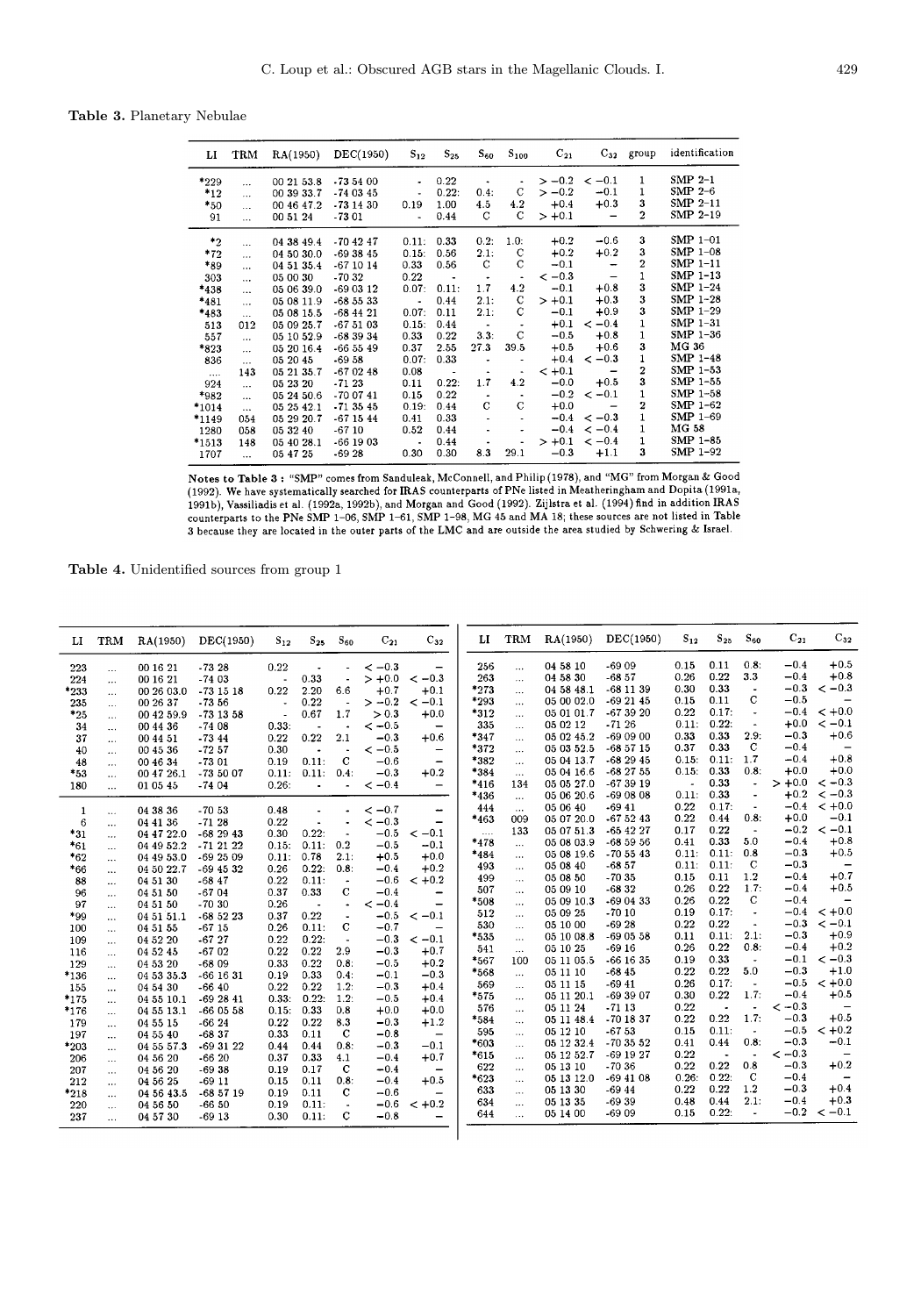**Table 3.** Planetary Nebulae

| LI | TRM | RA(1950) | DEC(1950) | $S_{12}$ | $S_{25}$ | $S_{60}$ | $S_{100}$ | $C_{21}$ | $C_{32}$ | group | identification |
|---|---|---|---|---|---|---|---|---|---|---|---|
| *229 | ... | 00 21 53.8 | -73 54 00 | - | 0.22 | - | - | > −0.2 | < −0.1 | 1 | SMP 2-1 |
| *12 | ... | 00 39 33.7 | -74 03 45 | - | 0.22: | 0.4: | C | > −0.2 | −0.1 | 1 | SMP 2-6 |
| *50 | ... | 00 46 47.2 | -73 14 30 | 0.19 | 1.00 | 4.5 | 4.2 | +0.4 | +0.3 | 3 | SMP 2-11 |
| 91 | ... | 00 51 24 | -73 01 | - | 0.44 | C | C | > +0.1 | – | 2 | SMP 2-19 |
| *2 | ... | 04 38 49.4 | -70 42 47 | 0.11: | 0.33 | 0.2: | 1.0: | +0.2 | −0.6 | 3 | SMP 1-01 |
| *72 | ... | 04 50 30.0 | -69 38 45 | 0.15: | 0.56 | 2.1: | C | +0.2 | +0.2 | 3 | SMP 1-08 |
| *89 | ... | 04 51 35.4 | -67 10 14 | 0.33 | 0.56 | C | C | −0.1 | – | 2 | SMP 1-11 |
| 303 | ... | 05 00 30 | -70 32 | 0.22 | - | - | - | < −0.3 | – | 1 | SMP 1-13 |
| *438 | ... | 05 06 39.0 | -69 03 12 | 0.07: | 0.11: | 1.7 | 4.2 | −0.1 | +0.8 | 3 | SMP 1-24 |
| *481 | ... | 05 08 11.9 | -68 55 33 | - | 0.44 | 2.1: | C | > +0.1 | +0.3 | 3 | SMP 1-28 |
| *483 | ... | 05 08 15.5 | -68 44 21 | 0.07: | 0.11 | 2.1: | C | −0.1 | +0.9 | 3 | SMP 1-29 |
| 513 | 012 | 05 09 25.7 | -67 51 03 | 0.15: | 0.44 | - | - | +0.1 | < −0.4 | 1 | SMP 1-31 |
| 557 | ... | 05 10 52.9 | -68 39 34 | 0.33 | 0.22 | 3.3: | C | −0.5 | +0.8 | 1 | SMP 1-36 |
| *823 | ... | 05 20 16.4 | -66 55 49 | 0.37 | 2.55 | 27.3 | 39.5 | +0.5 | +0.6 | 3 | MG 36 |
| 836 | ... | 05 20 45 | -69 58 | 0.07: | 0.33 | - | - | +0.4 | < −0.3 | 1 | SMP 1-48 |
| .... | 143 | 05 21 35.7 | -67 02 48 | 0.08 | - | - | - | < +0.1 | – | 2 | SMP 1-53 |
| 924 | ... | 05 23 20 | -71 23 | 0.11 | 0.22: | 1.7 | 4.2 | −0.0 | +0.5 | 3 | SMP 1-55 |
| *982 | ... | 05 24 50.6 | -70 07 41 | 0.15 | 0.22 | - | - | −0.2 | < −0.1 | 1 | SMP 1-58 |
| *1014 | ... | 05 25 42.1 | -71 35 45 | 0.19: | 0.44 | C | C | +0.0 | – | 2 | SMP 1-62 |
| *1149 | 054 | 05 29 20.7 | -67 15 44 | 0.41 | 0.33 | - | - | −0.4 | < −0.3 | 1 | SMP 1-69 |
| 1280 | 058 | 05 32 40 | -67 10 | 0.52 | 0.44 | - | - | −0.4 | < −0.4 | 1 | MG 58 |
| *1513 | 148 | 05 40 28.1 | -66 19 03 | - | 0.44 | - | - | > +0.1 | < −0.4 | 1 | SMP 1-85 |
| 1707 | ... | 05 47 25 | -69 28 | 0.30 | 0.30 | 8.3 | 29.1 | −0.3 | +1.1 | 3 | SMP 1-92 |

**Notes to Table 3 :** "SMP" comes from Sanduleak, McConnell, and Philip (1978), and "MG" from Morgan & Good (1992). We have systematically searched for IRAS counterparts of PNe listed in Meatheringham and Dopita (1991a, 1991b), Vassiliadis et al. (1992a, 1992b), and Morgan and Good (1992). Zijlstra et al. (1994) find in addition IRAS counterparts to the PNe SMP 1-06, SMP 1-61, SMP 1-98, MG 45 and MA 18; these sources are not listed in Table 3 because they are located in the outer parts of the LMC and are outside the area studied by Schwering & Israel.

**Table 4.** Unidentified sources from group 1

| LI | TRM | RA(1950) | DEC(1950) | $S_{12}$ | $S_{25}$ | $S_{60}$ | $C_{21}$ | $C_{32}$ |
|---|---|---|---|---|---|---|---|---|
| 223 | ... | 00 16 21 | -73 28 | 0.22 | - | - | < −0.3 | – |
| 224 | ... | 00 16 21 | -74 03 | - | 0.33 | - | > +0.0 | < −0.3 |
| *233 | ... | 00 26 03.0 | -73 15 18 | 0.22 | 2.20 | 6.6 | +0.7 | +0.1 |
| 235 | ... | 00 26 37 | -73 56 | - | 0.22 | - | > −0.2 | < −0.1 |
| *25 | ... | 00 42 59.9 | -73 13 58 | - | 0.67 | 1.7 | > 0.3 | +0.0 |
| 34 | ... | 00 44 36 | -74 08 | 0.33: | - | - | < −0.5 | – |
| 37 | ... | 00 44 51 | -73 44 | 0.22 | 0.22 | 2.1 | −0.3 | +0.6 |
| 40 | ... | 00 45 36 | -72 57 | 0.30 | - | - | < −0.5 | – |
| 48 | ... | 00 46 34 | -73 01 | 0.19 | 0.11: | C | −0.6 | – |
| *53 | ... | 00 47 26.1 | -73 50 07 | 0.11: | 0.11: | 0.4: | −0.3 | +0.2 |
| 180 | ... | 01 05 45 | -74 04 | 0.26: | - | - | < −0.4 | – |
| 1 | ... | 04 38 36 | -70 53 | 0.48 | - | - | < −0.7 | – |
| 6 | ... | 04 41 36 | -71 28 | 0.22 | - | - | < −0.3 | – |
| *31 | ... | 04 47 22.0 | -68 29 43 | 0.30 | 0.22: | - | −0.5 | < −0.1 |
| *61 | ... | 04 49 52.2 | -71 21 22 | 0.15: | 0.11: | 0.2 | −0.5 | −0.1 |
| *62 | ... | 04 49 53.0 | -69 25 09 | 0.11: | 0.78 | 2.1: | +0.5 | +0.0 |
| *66 | ... | 04 50 22.7 | -69 45 32 | 0.26 | 0.22: | 0.8: | −0.4 | +0.2 |
| 88 | ... | 04 51 30 | -68 47 | 0.22 | 0.11: | - | −0.6 | < +0.2 |
| 96 | ... | 04 51 50 | -67 04 | 0.37 | 0.33 | C | −0.4 | – |
| 97 | ... | 04 51 50 | -70 30 | 0.26 | - | - | < −0.4 | – |
| *99 | ... | 04 51 51.1 | -68 52 23 | 0.37 | 0.22 | - | −0.5 | < −0.1 |
| 100 | ... | 04 51 55 | -67 15 | 0.26 | 0.11: | C | −0.7 | – |
| 109 | ... | 04 52 20 | -67 27 | 0.22 | 0.22: | - | −0.3 | < −0.1 |
| 116 | ... | 04 52 45 | -67 02 | 0.22 | 0.22 | 2.9 | −0.3 | +0.7 |
| 129 | ... | 04 53 20 | -68 09 | 0.33 | 0.22 | 0.8: | −0.5 | +0.2 |
| *136 | ... | 04 53 35.3 | -66 16 31 | 0.19 | 0.33 | 0.4: | −0.1 | −0.3 |
| 155 | ... | 04 54 30 | -66 40 | 0.22 | 0.22 | 1.2: | −0.3 | +0.4 |
| *175 | ... | 04 55 10.1 | -69 28 41 | 0.33: | 0.22: | 1.2: | −0.5 | +0.4 |
| *176 | ... | 04 55 13.1 | -66 05 58 | 0.15: | 0.33 | 0.8 | +0.0 | +0.0 |
| 179 | ... | 04 55 15 | -66 24 | 0.22 | 0.22 | 8.3 | −0.3 | +1.2 |
| 197 | ... | 04 55 40 | -68 37 | 0.33 | 0.11 | C | −0.8 | – |
| *203 | ... | 04 55 57.3 | -69 31 22 | 0.44 | 0.44 | 0.8: | −0.3 | −0.1 |
| 206 | ... | 04 56 20 | -66 20 | 0.37 | 0.33 | 4.1 | −0.4 | +0.7 |
| 207 | ... | 04 56 20 | -69 38 | 0.19 | 0.17 | C | −0.4 | – |
| 212 | ... | 04 56 25 | -69 11 | 0.15 | 0.11 | 0.8: | −0.4 | +0.5 |
| *218 | ... | 04 56 43.5 | -68 57 19 | 0.19 | 0.11 | C | −0.6 | – |
| 220 | ... | 04 56 50 | -66 50 | 0.19 | 0.11: | - | −0.6 | < +0.2 |
| 237 | ... | 04 57 30 | -69 13 | 0.30 | 0.11: | C | −0.8 | – |
| 256 | ... | 04 58 10 | -69 09 | 0.15 | 0.11 | 0.8: | −0.4 | +0.5 |
| 263 | ... | 04 58 30 | -68 57 | 0.26 | 0.22 | 3.3 | −0.4 | +0.8 |
| *273 | ... | 04 58 48.1 | -68 11 39 | 0.30 | 0.33 | - | −0.3 | < −0.3 |
| *293 | ... | 05 00 02.0 | -69 21 45 | 0.15 | 0.11 | C | −0.5 | – |
| *312 | ... | 05 01 01.7 | -67 39 20 | 0.22 | 0.17: | - | −0.4 | < +0.0 |
| 335 | ... | 05 02 12 | -71 26 | 0.11: | 0.22: | - | +0.0 | < −0.1 |
| *347 | ... | 05 02 45.2 | -69 09 00 | 0.33 | 0.33 | 2.9: | −0.3 | +0.6 |
| *372 | ... | 05 03 52.5 | -68 57 15 | 0.37 | 0.33 | C | −0.4 | – |
| *382 | ... | 05 04 13.7 | -68 29 45 | 0.15: | 0.11: | 1.7 | −0.4 | +0.8 |
| *384 | ... | 05 04 16.6 | -68 27 55 | 0.15: | 0.33 | 0.8: | +0.0 | +0.0 |
| *416 | 134 | 05 05 27.0 | -67 39 19 | - | 0.33 | - | > +0.0 | < −0.3 |
| *436 | ... | 05 06 20.6 | -69 08 08 | 0.11: | 0.33 | - | +0.2 | < −0.3 |
| 444 | ... | 05 06 40 | -69 41 | 0.22 | 0.17: | - | −0.4 | < +0.0 |
| *463 | 009 | 05 07 20.0 | -67 52 43 | 0.22 | 0.44 | 0.8: | +0.0 | −0.1 |
| .... | 133 | 05 07 51.3 | -65 42 27 | 0.17 | 0.22 | - | −0.2 | < −0.1 |
| *478 | ... | 05 08 03.9 | -68 59 56 | 0.41 | 0.33 | 5.0 | −0.4 | +0.8 |
| *484 | ... | 05 08 19.6 | -70 55 43 | 0.11: | 0.11: | 0.8 | −0.3 | +0.5 |
| 493 | ... | 05 08 40 | -68 57 | 0.11: | 0.11: | C | −0.3 | – |
| 499 | ... | 05 08 50 | -70 35 | 0.15 | 0.11 | 1.2 | −0.4 | +0.7 |
| 507 | ... | 05 09 10 | -68 32 | 0.26 | 0.22 | 1.7: | −0.4 | +0.5 |
| *508 | ... | 05 09 10.3 | -69 04 33 | 0.26 | 0.22 | C | −0.4 | – |
| 512 | ... | 05 09 25 | -70 10 | 0.19 | 0.17: | - | −0.4 | < +0.0 |
| 530 | ... | 05 10 00 | -69 28 | 0.22 | 0.22 | - | −0.3 | < −0.1 |
| *535 | ... | 05 10 08.8 | -69 05 58 | 0.11 | 0.11: | 2.1: | −0.3 | +0.9 |
| 541 | ... | 05 10 25 | -69 16 | 0.26 | 0.22 | 0.8: | −0.4 | +0.2 |
| *567 | 100 | 05 11 05.5 | -66 16 35 | 0.19 | 0.33 | - | −0.1 | < −0.3 |
| *568 | ... | 05 11 10 | -68 45 | 0.22 | 0.22 | 5.0 | −0.3 | +1.0 |
| 569 | ... | 05 11 15 | -69 41 | 0.26 | 0.17: | - | −0.5 | < +0.0 |
| *575 | ... | 05 11 20.1 | -69 39 07 | 0.30 | 0.22 | 1.7: | −0.4 | +0.5 |
| 576 | ... | 05 11 24 | -71 13 | 0.22 | - | - | < −0.3 | – |
| *584 | ... | 05 11 48.4 | -70 18 37 | 0.22 | 0.22 | 1.7: | −0.3 | +0.5 |
| 595 | ... | 05 12 10 | -67 53 | 0.15 | 0.11: | - | −0.5 | < +0.2 |
| *603 | ... | 05 12 32.4 | -70 35 52 | 0.41 | 0.44 | 0.8: | −0.3 | −0.1 |
| *615 | ... | 05 12 52.7 | -69 19 27 | 0.22 | - | - | < −0.3 | – |
| 622 | ... | 05 13 10 | -70 36 | 0.22 | 0.22 | 0.8 | −0.3 | +0.2 |
| *623 | ... | 05 13 12.0 | -69 41 08 | 0.26: | 0.22: | C | −0.4 | – |
| 633 | ... | 05 13 30 | -69 44 | 0.22 | 0.22 | 1.2 | −0.3 | +0.4 |
| 634 | ... | 05 13 35 | -69 39 | 0.48 | 0.44 | 2.1: | −0.4 | +0.3 |
| 644 | ... | 05 14 00 | -69 09 | 0.15 | 0.22: | - | −0.2 | < −0.1 |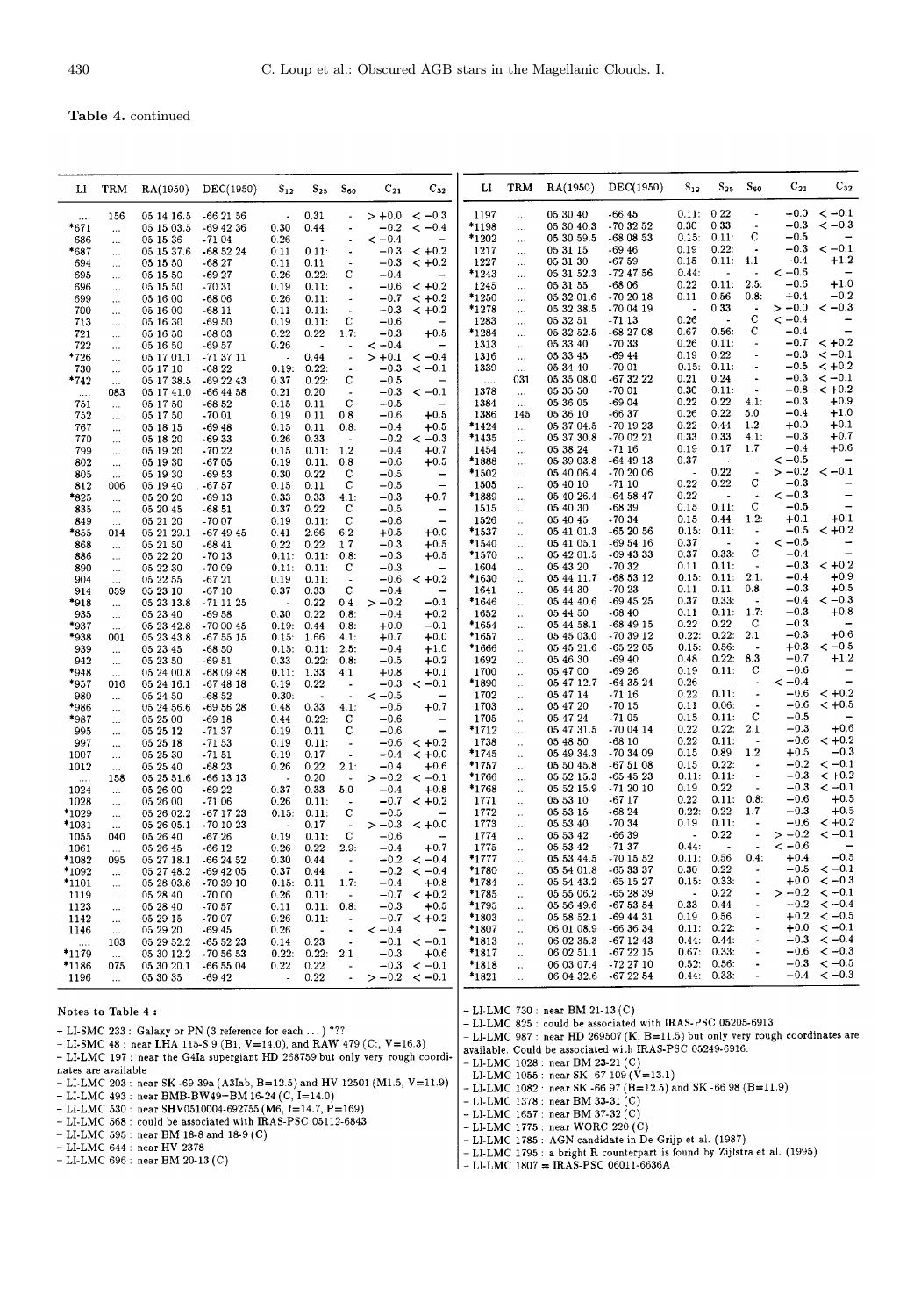**Table 4.** continued

| LI | TRM | RA(1950) | DEC(1950) | $S_{12}$ | $S_{25}$ | $S_{60}$ | $C_{21}$ | $C_{32}$ |
|---|---|---|---|---|---|---|---|---|
| .... | 156 | 05 14 16.5 | -66 21 56 | - | 0.31 | - | > +0.0 | < −0.3 |
| *671 | ... | 05 15 03.5 | -69 42 36 | 0.30 | 0.44 | - | −0.2 | < −0.4 |
| 686 | ... | 05 15 36 | -71 04 | 0.26 | - | - | < −0.4 | − |
| *687 | ... | 05 15 37.6 | -68 52 24 | 0.11 | 0.11: | - | −0.3 | < +0.2 |
| 694 | ... | 05 15 50 | -68 27 | 0.11 | 0.11 | - | −0.3 | < +0.2 |
| 695 | ... | 05 15 50 | -69 27 | 0.26 | 0.22: | C | −0.4 | − |
| 696 | ... | 05 15 50 | -70 31 | 0.19 | 0.11: | - | −0.6 | < +0.2 |
| 699 | ... | 05 16 00 | -68 06 | 0.26 | 0.11: | - | −0.7 | < +0.2 |
| 700 | ... | 05 16 00 | -68 11 | 0.11 | 0.11: | - | −0.3 | < +0.2 |
| 713 | ... | 05 16 30 | -69 50 | 0.19 | 0.11: | C | −0.6 | − |
| 721 | ... | 05 16 50 | -68 03 | 0.22 | 0.22 | 1.7: | −0.3 | +0.5 |
| 722 | ... | 05 16 50 | -69 57 | 0.26 | - | - | < −0.4 | − |
| *726 | ... | 05 17 01.1 | -71 37 11 | - | 0.44 | - | > +0.1 | < −0.4 |
| 730 | ... | 05 17 10 | -68 22 | 0.19: | 0.22: | - | −0.3 | < −0.1 |
| *742 | ... | 05 17 38.5 | -69 22 43 | 0.37 | 0.22: | C | −0.5 | − |
| .... | 083 | 05 17 41.0 | -66 44 58 | 0.21 | 0.20 | - | −0.3 | < −0.1 |
| 751 | ... | 05 17 50 | -68 52 | 0.15 | 0.11 | C | −0.5 | − |
| 752 | ... | 05 17 50 | -70 01 | 0.19 | 0.11 | 0.8 | −0.6 | +0.5 |
| 767 | ... | 05 18 15 | -69 48 | 0.15 | 0.11 | 0.8: | −0.4 | +0.5 |
| 770 | ... | 05 18 20 | -69 33 | 0.26 | 0.33 | - | −0.2 | < −0.3 |
| 799 | ... | 05 19 20 | -70 22 | 0.15 | 0.11: | 1.2 | −0.4 | +0.7 |
| 802 | ... | 05 19 30 | -67 05 | 0.19 | 0.11: | 0.8 | −0.6 | +0.5 |
| 805 | ... | 05 19 30 | -69 53 | 0.30 | 0.22 | C | −0.5 | − |
| 812 | 006 | 05 19 40 | -67 57 | 0.15 | 0.11 | C | −0.5 | − |
| *825 | ... | 05 20 20 | -69 13 | 0.33 | 0.33 | 4.1: | −0.3 | +0.7 |
| 835 | ... | 05 20 45 | -68 51 | 0.37 | 0.22 | C | −0.5 | − |
| 849 | ... | 05 21 20 | -70 07 | 0.19 | 0.11: | C | −0.6 | − |
| *855 | 014 | 05 21 29.1 | -67 49 45 | 0.41 | 2.66 | 6.2 | +0.5 | +0.0 |
| 868 | ... | 05 21 50 | -68 41 | 0.22 | 0.22 | 1.7 | −0.3 | +0.5 |
| 886 | ... | 05 22 20 | -70 13 | 0.11: | 0.11: | 0.8: | −0.3 | +0.5 |
| 890 | ... | 05 22 30 | -70 09 | 0.11: | 0.11: | C | −0.3 | − |
| 904 | ... | 05 22 55 | -67 21 | 0.19 | 0.11: | - | −0.6 | < +0.2 |
| 914 | 059 | 05 23 10 | -67 10 | 0.37 | 0.33 | C | −0.4 | − |
| *918 | ... | 05 23 13.8 | -71 11 25 | - | 0.22 | 0.4 | > −0.2 | −0.1 |
| 935 | ... | 05 23 40 | -69 58 | 0.30 | 0.22 | 0.8: | −0.4 | +0.2 |
| *937 | ... | 05 23 42.8 | -70 00 45 | 0.19: | 0.44 | 0.8: | +0.0 | −0.1 |
| *938 | 001 | 05 23 43.8 | -67 55 15 | 0.15: | 1.56 | 4.1: | +0.7 | +0.0 |
| 939 | ... | 05 23 45 | -68 50 | 0.15: | 0.11: | 2.5: | −0.4 | +1.0 |
| 942 | ... | 05 23 50 | -69 51 | 0.33 | 0.22: | 0.8: | −0.5 | +0.2 |
| *948 | ... | 05 24 00.8 | -68 09 48 | 0.11: | 1.33 | 4.1 | +0.8 | +0.1 |
| *957 | 016 | 05 24 16.1 | -67 48 18 | 0.19 | 0.22 | - | −0.3 | < −0.1 |
| 980 | ... | 05 24 50 | -68 52 | 0.30: | - | - | < −0.5 | − |
| *986 | ... | 05 24 56.6 | -69 56 28 | 0.48 | 0.33 | 4.1: | −0.5 | +0.7 |
| *987 | ... | 05 25 00 | -69 18 | 0.44 | 0.22: | C | −0.6 | − |
| 995 | ... | 05 25 12 | -71 37 | 0.19 | 0.11 | C | −0.6 | − |
| 997 | ... | 05 25 18 | -71 53 | 0.19 | 0.11: | - | −0.6 | < +0.2 |
| 1007 | ... | 05 25 30 | -71 51 | 0.19 | 0.17 | - | −0.4 | < +0.0 |
| 1012 | ... | 05 25 40 | -68 23 | 0.26 | 0.22 | 2.1: | −0.4 | +0.6 |
| .... | 158 | 05 25 51.6 | -66 13 13 | - | 0.20 | - | > −0.2 | < −0.1 |
| 1024 | ... | 05 26 00 | -69 22 | 0.37 | 0.33 | 5.0 | −0.4 | +0.8 |
| 1028 | ... | 05 26 00 | -71 06 | 0.26 | 0.11: | - | −0.7 | < +0.2 |
| *1029 | ... | 05 26 02.2 | -67 17 23 | 0.15: | 0.11: | C | −0.5 | − |
| *1031 | ... | 05 26 05.1 | -70 10 23 | - | 0.17 | - | > −0.3 | < +0.0 |
| 1055 | 040 | 05 26 40 | -67 26 | 0.19 | 0.11: | C | −0.6 | − |
| 1061 | ... | 05 26 45 | -66 12 | 0.26 | 0.22 | 2.9: | −0.4 | +0.7 |
| *1082 | 095 | 05 27 18.1 | -66 24 52 | 0.30 | 0.44 | - | −0.2 | < −0.4 |
| *1092 | ... | 05 27 48.2 | -69 42 05 | 0.37 | 0.44 | - | −0.2 | < −0.4 |
| *1101 | ... | 05 28 03.8 | -70 39 10 | 0.15: | 0.11 | 1.7: | −0.4 | +0.8 |
| 1119 | ... | 05 28 40 | -70 00 | 0.26 | 0.11: | - | −0.7 | < +0.2 |
| 1123 | ... | 05 28 40 | -70 57 | 0.11 | 0.11: | 0.8: | −0.3 | +0.5 |
| 1142 | ... | 05 29 15 | -70 07 | 0.26 | 0.11: | - | −0.7 | < +0.2 |
| 1146 | ... | 05 29 20 | -69 45 | 0.26 | - | - | < −0.4 | − |
| .... | 103 | 05 29 52.2 | -65 52 23 | 0.14 | 0.23 | - | −0.1 | < −0.1 |
| *1179 | ... | 05 30 12.2 | -70 56 53 | 0.22: | 0.22: | 2.1 | −0.3 | +0.6 |
| *1186 | 075 | 05 30 20.1 | -66 55 04 | 0.22 | 0.22 | - | −0.3 | < −0.1 |
| 1196 | ... | 05 30 35 | -69 42 | - | 0.22 | - | > −0.2 | < −0.1 |
| 1197 | ... | 05 30 40 | -66 45 | 0.11: | 0.22 | - | +0.0 | < −0.1 |
| *1198 | ... | 05 30 40.3 | -70 32 52 | 0.30 | 0.33 | - | −0.3 | < −0.3 |
| *1202 | ... | 05 30 59.5 | -68 08 53 | 0.15: | 0.11: | C | −0.5 | − |
| 1217 | ... | 05 31 15 | -69 46 | 0.19 | 0.22: | - | −0.3 | < −0.1 |
| 1227 | ... | 05 31 30 | -67 59 | 0.15 | 0.11: | 4.1 | −0.4 | +1.2 |
| *1243 | ... | 05 31 52.3 | -72 47 56 | 0.44: | - | - | < −0.6 | − |
| 1245 | ... | 05 31 55 | -68 06 | 0.22 | 0.11: | 2.5: | −0.6 | +1.0 |
| *1250 | ... | 05 32 01.6 | -70 20 18 | 0.11 | 0.56 | 0.8: | +0.4 | −0.2 |
| *1278 | ... | 05 32 38.5 | -70 04 19 | - | 0.33 | - | > +0.0 | < −0.3 |
| 1283 | ... | 05 32 51 | -71 13 | 0.26 | - | C | < −0.4 | − |
| *1284 | ... | 05 32 52.5 | -68 27 08 | 0.67 | 0.56: | C | −0.4 | − |
| 1313 | ... | 05 33 40 | -70 33 | 0.26 | 0.11: | - | −0.7 | < +0.2 |
| 1316 | ... | 05 33 45 | -69 44 | 0.19 | 0.22 | - | −0.3 | < −0.1 |
| 1339 | ... | 05 34 40 | -70 01 | 0.15: | 0.11: | - | −0.5 | < +0.2 |
| .... | 031 | 05 35 08.0 | -67 32 22 | 0.21 | 0.24 | - | −0.3 | < −0.1 |
| 1378 | ... | 05 35 50 | -70 01 | 0.30 | 0.11: | - | −0.8 | < +0.2 |
| 1384 | ... | 05 36 05 | -69 04 | 0.22 | 0.22 | 4.1: | −0.3 | +0.9 |
| 1386 | 145 | 05 36 10 | -66 37 | 0.26 | 0.22 | 5.0 | −0.4 | +1.0 |
| *1424 | ... | 05 37 04.5 | -70 19 23 | 0.22 | 0.44 | 1.2 | +0.0 | +0.1 |
| *1435 | ... | 05 37 30.8 | -70 02 21 | 0.33 | 0.33 | 4.1: | −0.3 | +0.7 |
| 1454 | ... | 05 38 24 | -71 16 | 0.19 | 0.17 | 1.7 | −0.4 | +0.6 |
| *1888 | ... | 05 39 03.8 | -64 49 13 | 0.37 | - | - | < −0.5 | − |
| *1502 | ... | 05 40 06.4 | -70 20 06 | - | 0.22 | - | > −0.2 | < −0.1 |
| 1505 | ... | 05 40 10 | -71 10 | 0.22 | 0.22 | C | −0.3 | − |
| *1889 | ... | 05 40 26.4 | -64 58 47 | 0.22 | - | - | < −0.3 | − |
| 1515 | ... | 05 40 30 | -68 39 | 0.15 | 0.11: | C | −0.5 | − |
| 1526 | ... | 05 40 45 | -70 34 | 0.15 | 0.44 | 1.2: | +0.1 | +0.1 |
| *1537 | ... | 05 41 01.3 | -65 20 56 | 0.15: | 0.11: | - | −0.5 | < +0.2 |
| *1540 | ... | 05 41 05.1 | -69 54 16 | 0.37 | - | - | < −0.5 | − |
| *1570 | ... | 05 42 01.5 | -69 43 33 | 0.37 | 0.33: | C | −0.4 | − |
| 1604 | ... | 05 43 20 | -70 32 | 0.11 | 0.11: | - | −0.3 | < +0.2 |
| *1630 | ... | 05 44 11.7 | -68 53 12 | 0.15: | 0.11: | 2.1: | −0.4 | +0.9 |
| 1641 | ... | 05 44 30 | -70 23 | 0.11 | 0.11 | 0.8 | −0.3 | +0.5 |
| *1646 | ... | 05 44 40.6 | -69 45 25 | 0.37 | 0.33: | - | −0.4 | < −0.3 |
| 1652 | ... | 05 44 50 | -68 40 | 0.11 | 0.11: | 1.7: | −0.3 | +0.8 |
| *1654 | ... | 05 44 58.1 | -68 49 15 | 0.22 | 0.22 | C | −0.3 | − |
| *1657 | ... | 05 45 03.0 | -70 39 12 | 0.22: | 0.22: | 2.1 | −0.3 | +0.6 |
| *1666 | ... | 05 45 21.6 | -65 22 05 | 0.15: | 0.56: | - | +0.3 | < −0.5 |
| 1692 | ... | 05 46 30 | -69 40 | 0.48 | 0.22: | 8.3 | −0.7 | +1.2 |
| 1700 | ... | 05 47 00 | -69 26 | 0.19 | 0.11: | C | −0.6 | − |
| *1890 | ... | 05 47 12.7 | -64 35 24 | 0.26 | - | - | < −0.4 | − |
| 1702 | ... | 05 47 14 | -71 16 | 0.22 | 0.11: | - | −0.6 | < +0.2 |
| 1703 | ... | 05 47 20 | -70 15 | 0.11 | 0.06: | - | −0.6 | < +0.5 |
| 1705 | ... | 05 47 24 | -71 05 | 0.15 | 0.11: | C | −0.5 | − |
| *1712 | ... | 05 47 31.5 | -70 04 14 | 0.22 | 0.22: | 2.1 | −0.3 | +0.6 |
| 1738 | ... | 05 48 50 | -68 10 | 0.22 | 0.11: | - | −0.6 | < +0.2 |
| *1745 | ... | 05 49 34.3 | -70 34 09 | 0.15 | 0.89 | 1.2 | +0.5 | −0.3 |
| *1757 | ... | 05 50 45.8 | -67 51 08 | 0.15 | 0.22: | - | −0.2 | < −0.1 |
| *1766 | ... | 05 52 15.3 | -65 45 23 | 0.11: | 0.11: | - | −0.3 | < +0.2 |
| *1768 | ... | 05 52 15.9 | -71 20 10 | 0.19 | 0.22 | - | −0.3 | < −0.1 |
| 1771 | ... | 05 53 10 | -67 17 | 0.22 | 0.11: | 0.8: | −0.6 | +0.5 |
| 1772 | ... | 05 53 15 | -68 24 | 0.22: | 0.22 | 1.7 | −0.3 | +0.5 |
| 1773 | ... | 05 53 40 | -70 34 | 0.19 | 0.11: | - | −0.6 | < +0.2 |
| 1774 | ... | 05 53 42 | -66 39 | - | 0.22 | - | > −0.2 | < −0.1 |
| 1775 | ... | 05 53 42 | -71 37 | 0.44: | - | - | < −0.6 | − |
| *1777 | ... | 05 53 44.5 | -70 15 52 | 0.11: | 0.56 | 0.4: | +0.4 | −0.5 |
| *1780 | ... | 05 54 01.8 | -65 33 37 | 0.30 | 0.22 | - | −0.5 | < −0.1 |
| *1784 | ... | 05 54 43.2 | -65 15 27 | 0.15: | 0.33: | - | +0.0 | < −0.3 |
| *1785 | ... | 05 55 06.2 | -65 28 39 | - | 0.22 | - | > −0.2 | < −0.1 |
| *1795 | ... | 05 56 49.6 | -67 53 54 | 0.33 | 0.44 | - | −0.2 | < −0.4 |
| *1803 | ... | 05 58 52.1 | -69 44 31 | 0.19 | 0.56 | - | +0.2 | < −0.5 |
| *1807 | ... | 06 01 08.9 | -66 36 34 | 0.11: | 0.22: | - | +0.0 | < −0.1 |
| *1813 | ... | 06 02 35.3 | -67 12 43 | 0.44: | 0.44: | - | −0.3 | < −0.4 |
| *1817 | ... | 06 02 51.1 | -67 22 15 | 0.67: | 0.33: | - | −0.6 | < −0.3 |
| *1818 | ... | 06 03 07.4 | -72 27 10 | 0.52: | 0.56: | - | −0.3 | < −0.5 |
| *1821 | ... | 06 04 32.6 | -67 22 54 | 0.44: | 0.33: | - | −0.4 | < −0.3 |

**Notes to Table 4 :**

- LI-SMC 233 : Galaxy or PN (3 reference for each ...) ???
- LI-SMC 48 : near LHA 115-S 9 (B1, V=14.0), and RAW 479 (C:, V=16.3)
- LI-LMC 197 : near the G4Ia supergiant HD 268759 but only very rough coordinates are available
- LI-LMC 203 : near SK -69 39a (A3Iab, B=12.5) and HV 12501 (M1.5, V=11.9)
- LI-LMC 493 : near BMB-BW49=BM 16-24 (C, I=14.0)
- LI-LMC 530 : near SHV0510004-692755 (M6, I=14.7, P=169)
- LI-LMC 568 : could be associated with IRAS-PSC 05112-6843
- LI-LMC 595 : near BM 18-8 and 18-9 (C)
- LI-LMC 644 : near HV 2378
- LI-LMC 696 : near BM 20-13 (C)
- LI-LMC 730 : near BM 21-13 (C)
- LI-LMC 825 : could be associated with IRAS-PSC 05205-6913
- LI-LMC 987 : near HD 269507 (K, B=11.5) but only very rough coordinates are available. Could be associated with IRAS-PSC 05249-6916.
- LI-LMC 1028 : near BM 23-21 (C)
- LI-LMC 1055 : near SK -67 109 (V=13.1)
- LI-LMC 1082 : near SK -66 97 (B=12.5) and SK -66 98 (B=11.9)
- LI-LMC 1378 : near BM 33-31 (C)
- LI-LMC 1657 : near BM 37-32 (C)
- LI-LMC 1775 : near WORC 220 (C)
- LI-LMC 1785 : AGN candidate in De Grijp et al. (1987)
- LI-LMC 1795 : a bright R counterpart is found by Zijlstra et al. (1995)
- LI-LMC 1807 = IRAS-PSC 06011-6636A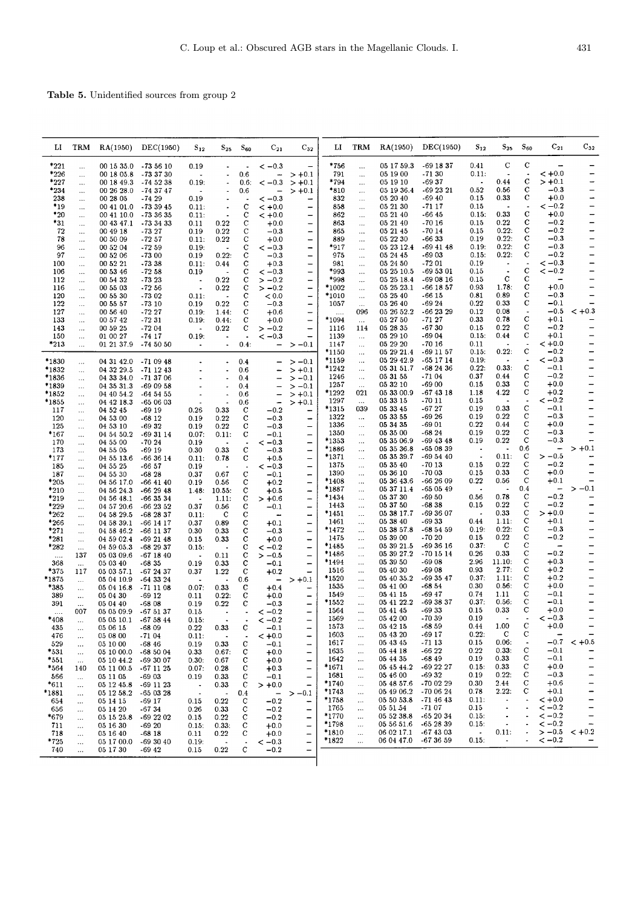**Table 5.** Unidentified sources from group 2

| LI | TRM | RA(1950) | DEC(1950) | $S_{12}$ | $S_{25}$ | $S_{60}$ | $C_{21}$ | $C_{32}$ |
|---|---|---|---|---|---|---|---|---|
| *221 | ... | 00 15 35.0 | -73 56 10 | 0.19 | - | - | < −0.3 | – |
| *226 | ... | 00 18 05.8 | -73 37 30 | - | - | 0.6 | – | > +0.1 |
| *227 | ... | 00 18 49.3 | -74 52 38 | 0.19: | - | 0.6: | < −0.3 | > +0.1 |
| *234 | ... | 00 26 28.0 | -74 37 47 | - | - | 0.6 | – | > +0.1 |
| 238 | ... | 00 28 05 | -74 29 | 0.19 | - | - | < −0.3 | – |
| *19 | ... | 00 41 01.0 | -73 39 45 | 0.11: | - | C | < +0.0 | – |
| *20 | ... | 00 41 10.0 | -73 36 35 | 0.11: | - | C | < +0.0 | – |
| *31 | ... | 00 43 47.1 | -73 34 33 | 0.11 | 0.22 | C | +0.0 | – |
| 72 | ... | 00 49 18 | -73 27 | 0.19 | 0.22 | C | −0.3 | – |
| 78 | ... | 00 50 09 | -72 57 | 0.11: | 0.22 | C | +0.0 | – |
| 96 | ... | 00 52 04 | -72 59 | 0.19: | - | C | < −0.3 | – |
| 97 | ... | 00 52 06 | -73 00 | 0.19 | 0.22: | C | −0.3 | – |
| 100 | ... | 00 52 21 | -73 38 | 0.11: | 0.44 | C | +0.3 | – |
| 106 | ... | 00 53 46 | -72 58 | 0.19 | - | C | < −0.3 | – |
| 112 | ... | 00 54 32 | -73 23 | - | 0.22 | C | > −0.2 | – |
| 116 | ... | 00 55 03 | -72 56 | - | 0.22 | C | > −0.2 | – |
| 120 | ... | 00 55 30 | -73 02 | 0.11: | - | C | < 0.0 | – |
| 122 | ... | 00 55 57 | -73 10 | 0.19 | 0.22 | C | −0.3 | – |
| 127 | ... | 00 56 40 | -72 27 | 0.19: | 1.44: | C | +0.6 | – |
| 133 | ... | 00 57 42 | -72 31 | 0.19: | 0.44: | C | +0.0 | – |
| 143 | ... | 00 59 25 | -72 04 | - | 0.22 | C | > −0.2 | – |
| 150 | ... | 01 00 27 | -74 17 | 0.19: | - | - | < −0.3 | – |
| *213 | ... | 01 21 37.9 | -74 50 50 | - | - | 0.4: | – | > −0.1 |
| *1830 | ... | 04 31 42.0 | -71 09 48 | - | - | 0.4 | – | > −0.1 |
| *1832 | ... | 04 32 29.5 | -71 12 43 | - | - | 0.6 | – | > +0.1 |
| *1836 | ... | 04 33 34.0 | -71 37 06 | - | - | 0.4 | – | > −0.1 |
| *1839 | ... | 04 35 31.3 | -69 09 58 | - | - | 0.4 | – | > −0.1 |
| *1852 | ... | 04 40 54.2 | -64 54 55 | - | - | 0.6 | – | > +0.1 |
| *1855 | ... | 04 42 18.3 | -65 06 03 | - | - | 0.6 | – | > +0.1 |
| 117 | ... | 04 52 45 | -69 19 | 0.26 | 0.33 | C | −0.2 | – |
| 120 | ... | 04 53 00 | -68 12 | 0.19 | 0.22 | C | −0.3 | – |
| 125 | ... | 04 53 10 | -69 32 | 0.19 | 0.22 | C | −0.3 | – |
| *167 | ... | 04 54 50.2 | -69 31 14 | 0.07: | 0.11: | C | −0.1 | – |
| 170 | ... | 04 55 00 | -70 24 | 0.19 | - | - | < −0.3 | – |
| 173 | ... | 04 55 05 | -69 19 | 0.30 | 0.33 | C | −0.3 | – |
| *177 | ... | 04 55 13.6 | -66 36 14 | 0.11: | 0.78 | C | +0.5 | – |
| 185 | ... | 04 55 25 | -66 57 | 0.19 | - | - | < −0.3 | – |
| 187 | ... | 04 55 30 | -68 28 | 0.37 | 0.67 | C | −0.1 | – |
| *205 | ... | 04 56 17.0 | -66 41 40 | 0.19 | 0.56 | C | +0.2 | – |
| *210 | ... | 04 56 24.3 | -66 29 48 | 1.48: | 10.55: | C | +0.5 | – |
| *219 | ... | 04 56 48.1 | -66 35 34 | - | 1.11: | C | > +0.6 | – |
| *229 | ... | 04 57 20.6 | -66 23 52 | 0.37 | 0.56 | C | −0.1 | – |
| *262 | ... | 04 58 29.5 | -68 28 37 | 0.11: | C | C | – | – |
| *266 | ... | 04 58 39.1 | -66 14 17 | 0.37 | 0.89 | C | +0.1 | – |
| *271 | ... | 04 58 46.2 | -66 11 37 | 0.30 | 0.33 | C | −0.3 | – |
| *281 | ... | 04 59 02.4 | -69 21 48 | 0.15 | 0.33 | C | +0.0 | – |
| *282 | ... | 04 59 05.3 | -68 29 37 | 0.15: | - | C | < −0.2 | – |
| .... | 137 | 05 03 09.6 | -67 18 40 | - | 0.11 | C | > −0.5 | – |
| 368 | ... | 05 03 40 | -68 35 | 0.19 | 0.33 | C | −0.1 | – |
| *375 | 117 | 05 03 57.1 | -67 24 37 | 0.37 | 1.22 | C | +0.2 | – |
| *1875 | ... | 05 04 10.9 | -64 33 24 | - | - | 0.6 | – | > +0.1 |
| *385 | ... | 05 04 16.8 | -71 11 08 | 0.07: | 0.33 | C | +0.4 | – |
| 389 | ... | 05 04 30 | -69 12 | 0.11 | 0.22: | C | +0.0 | – |
| 391 | ... | 05 04 40 | -68 08 | 0.19 | 0.22 | C | −0.3 | – |
| .... | 007 | 05 05 09.9 | -67 51 37 | 0.15 | - | - | < −0.2 | – |
| *408 | ... | 05 05 10.1 | -67 58 44 | 0.15: | - | - | < −0.2 | – |
| 435 | ... | 05 06 15 | -68 09 | 0.22 | 0.33 | C | −0.1 | – |
| 476 | ... | 05 08 00 | -71 04 | 0.11: | - | - | < +0.0 | – |
| 529 | ... | 05 10 00 | -68 46 | 0.19 | 0.33 | C | −0.1 | – |
| *531 | ... | 05 10 00.0 | -68 50 04 | 0.33 | 0.67: | C | +0.0 | – |
| *551 | ... | 05 10 44.2 | -69 30 07 | 0.30: | 0.67 | C | +0.0 | – |
| *564 | 140 | 05 11 00.5 | -67 11 25 | 0.07: | 0.28 | C | +0.3 | – |
| 566 | ... | 05 11 05 | -69 03 | 0.19 | 0.33 | C | −0.1 | – |
| *611 | ... | 05 12 45.8 | -69 11 23 | - | 0.33 | C | > +0.0 | – |
| *1881 | ... | 05 12 58.2 | -65 03 28 | - | - | 0.4 | – | > −0.1 |
| 654 | ... | 05 14 15 | -69 17 | 0.15 | 0.22 | C | −0.2 | – |
| 656 | ... | 05 14 20 | -67 34 | 0.26 | 0.33 | C | −0.2 | – |
| *679 | ... | 05 15 25.8 | -69 22 02 | 0.15 | 0.22 | C | −0.2 | – |
| 711 | ... | 05 16 30 | -69 20 | 0.15: | 0.33: | C | +0.0 | – |
| 718 | ... | 05 16 40 | -68 18 | 0.11 | 0.22 | C | +0.0 | – |
| *725 | ... | 05 17 00.0 | -69 30 40 | 0.19: | - | - | < −0.3 | – |
| 740 | ... | 05 17 30 | -69 42 | 0.15 | 0.22 | C | −0.2 | – |
| *756 | ... | 05 17 59.3 | -69 18 37 | 0.41 | C | C | – | – |
| 791 | ... | 05 19 00 | -71 30 | 0.11: | - | - | < +0.0 | – |
| *794 | ... | 05 19 10 | -69 37 | - | 0.44 | C | > +0.1 | – |
| *810 | ... | 05 19 36.4 | -69 23 21 | 0.52 | 0.56 | C | −0.3 | – |
| 832 | ... | 05 20 40 | -69 40 | 0.15 | 0.33 | C | +0.0 | – |
| 858 | ... | 05 21 30 | -71 17 | 0.15 | - | - | < −0.2 | – |
| 862 | ... | 05 21 40 | -66 45 | 0.15: | 0.33 | C | +0.0 | – |
| 863 | ... | 05 21 40 | -70 16 | 0.15 | 0.22 | C | −0.2 | – |
| 865 | ... | 05 21 45 | -70 14 | 0.15 | 0.22: | C | −0.2 | – |
| 889 | ... | 05 22 30 | -66 33 | 0.19 | 0.22: | C | −0.3 | – |
| *917 | ... | 05 23 12.4 | -69 41 48 | 0.19: | 0.22: | C | −0.3 | – |
| 975 | ... | 05 24 45 | -69 03 | 0.15: | 0.22: | C | −0.2 | – |
| 981 | ... | 05 24 50 | -72 01 | 0.19 | - | - | < −0.3 | – |
| *993 | ... | 05 25 10.5 | -69 53 01 | 0.15 | - | C | < −0.2 | – |
| *998 | ... | 05 25 18.4 | -69 08 16 | 0.15 | C | C | – | – |
| *1002 | ... | 05 25 23.1 | -66 18 57 | 0.93 | 1.78: | C | +0.0 | – |
| *1010 | ... | 05 25 40 | -66 15 | 0.81 | 0.89 | C | −0.3 | – |
| 1057 | ... | 05 26 40 | -69 24 | 0.22 | 0.33 | C | −0.1 | – |
| .... | 096 | 05 26 52.2 | -66 23 29 | 0.12 | 0.08 | - | −0.5 | < +0.3 |
| *1094 | ... | 05 27 50 | -71 27 | 0.33 | 0.78 | C | +0.1 | – |
| 1116 | 114 | 05 28 35 | -67 30 | 0.15 | 0.22 | C | −0.2 | – |
| 1139 | ... | 05 29 10 | -69 04 | 0.15: | 0.44 | C | +0.1 | – |
| 1147 | ... | 05 29 20 | -70 16 | 0.11 | - | - | < +0.0 | – |
| *1150 | ... | 05 29 21.4 | -69 11 57 | 0.15: | 0.22: | C | −0.2 | – |
| *1159 | ... | 05 29 42.9 | -65 17 14 | 0.19: | - | - | < −0.3 | – |
| *1242 | ... | 05 31 51.7 | -68 24 36 | 0.22: | 0.33: | C | −0.1 | – |
| 1246 | ... | 05 31 55 | -71 04 | 0.37 | 0.44 | C | −0.2 | – |
| 1257 | ... | 05 32 10 | -69 00 | 0.15 | 0.33 | C | +0.0 | – |
| *1292 | 021 | 05 33 00.9 | -67 43 18 | 1.18 | 4.22 | C | +0.2 | – |
| 1297 | ... | 05 33 15 | -70 11 | 0.15 | - | - | < −0.2 | – |
| *1315 | 039 | 05 33 45 | -67 27 | 0.19 | 0.33 | C | −0.1 | – |
| 1322 | ... | 05 33 55 | -69 26 | 0.19 | 0.22 | C | −0.3 | – |
| 1336 | ... | 05 34 35 | -69 01 | 0.22 | 0.44 | C | +0.0 | – |
| 1350 | ... | 05 35 00 | -68 24 | 0.19 | 0.22 | C | −0.3 | – |
| *1353 | ... | 05 35 06.9 | -69 43 48 | 0.19 | 0.22 | C | −0.3 | – |
| *1886 | ... | 05 35 36.8 | -65 08 39 | - | - | 0.6 | – | > +0.1 |
| *1371 | ... | 05 35 39.7 | -69 54 40 | - | 0.11: | C | > −0.5 | – |
| 1375 | ... | 05 35 40 | -70 13 | 0.15 | 0.22 | C | −0.2 | – |
| 1390 | ... | 05 36 10 | -70 03 | 0.15 | 0.33 | C | +0.0 | – |
| *1408 | ... | 05 36 43.6 | -66 26 09 | 0.22 | 0.56 | C | +0.1 | – |
| *1887 | ... | 05 37 11.4 | -65 05 49 | - | - | 0.4 | – | > −0.1 |
| *1434 | ... | 05 37 30 | -69 50 | 0.56 | 0.78 | C | −0.2 | – |
| 1443 | ... | 05 37 50 | -68 38 | 0.15 | 0.22 | C | −0.2 | – |
| *1451 | ... | 05 38 17.7 | -69 36 07 | - | 0.33 | C | > +0.0 | – |
| 1461 | ... | 05 38 40 | -69 33 | 0.44 | 1.11: | C | +0.1 | – |
| *1472 | ... | 05 38 57.8 | -68 54 59 | 0.19: | 0.22: | C | −0.3 | – |
| 1475 | ... | 05 39 00 | -70 20 | 0.15 | 0.22 | C | −0.2 | – |
| *1485 | ... | 05 39 21.5 | -69 36 16 | 0.37: | C | C | – | – |
| *1486 | ... | 05 39 27.2 | -70 15 14 | 0.26 | 0.33 | C | −0.2 | – |
| *1494 | ... | 05 39 50 | -69 08 | 2.96 | 11.10: | C | +0.3 | – |
| 1516 | ... | 05 40 30 | -69 08 | 0.93 | 2.77: | C | +0.2 | – |
| *1520 | ... | 05 40 35.2 | -69 35 47 | 0.37: | 1.11: | C | +0.2 | – |
| 1535 | ... | 05 41 00 | -68 54 | 0.30 | 0.56: | C | +0.0 | – |
| 1549 | ... | 05 41 15 | -69 47 | 0.74 | 1.11 | C | −0.1 | – |
| *1552 | ... | 05 41 22.2 | -69 38 37 | 0.37: | 0.56: | C | −0.1 | – |
| 1564 | ... | 05 41 45 | -69 33 | 0.15 | 0.33 | C | +0.0 | – |
| 1569 | ... | 05 42 00 | -70 39 | 0.19 | - | - | < −0.3 | – |
| 1573 | ... | 05 42 15 | -68 59 | 0.44 | 1.00 | C | +0.0 | – |
| 1603 | ... | 05 43 20 | -69 17 | 0.22: | C | C | – | – |
| 1617 | ... | 05 43 45 | -71 13 | 0.15 | 0.06: | - | −0.7 | < +0.5 |
| 1635 | ... | 05 44 18 | -66 22 | 0.22 | 0.33: | C | −0.1 | – |
| 1642 | ... | 05 44 35 | -68 49 | 0.19 | 0.33 | C | −0.1 | – |
| *1671 | ... | 05 45 44.2 | -69 22 27 | 0.15: | 0.33 | C | +0.0 | – |
| 1681 | ... | 05 46 00 | -69 32 | 0.19 | 0.22: | C | −0.3 | – |
| *1740 | ... | 05 48 57.6 | -70 02 29 | 0.30 | 2.44 | C | +0.6 | – |
| *1743 | ... | 05 49 06.2 | -70 06 24 | 0.78 | 2.22: | C | +0.1 | – |
| *1758 | ... | 05 50 53.8 | -71 46 43 | 0.11: | - | - | < +0.0 | – |
| 1765 | ... | 05 51 54 | -71 07 | 0.15 | - | - | < −0.2 | – |
| *1770 | ... | 05 52 38.8 | -65 20 34 | 0.15: | - | - | < −0.2 | – |
| *1798 | ... | 05 56 51.6 | -65 28 39 | 0.15: | - | - | < −0.2 | – |
| *1810 | ... | 06 02 17.1 | -67 43 03 | - | 0.11: | - | > −0.5 | < +0.2 |
| *1822 | ... | 06 04 47.0 | -67 36 59 | 0.15: | - | - | < −0.2 | – |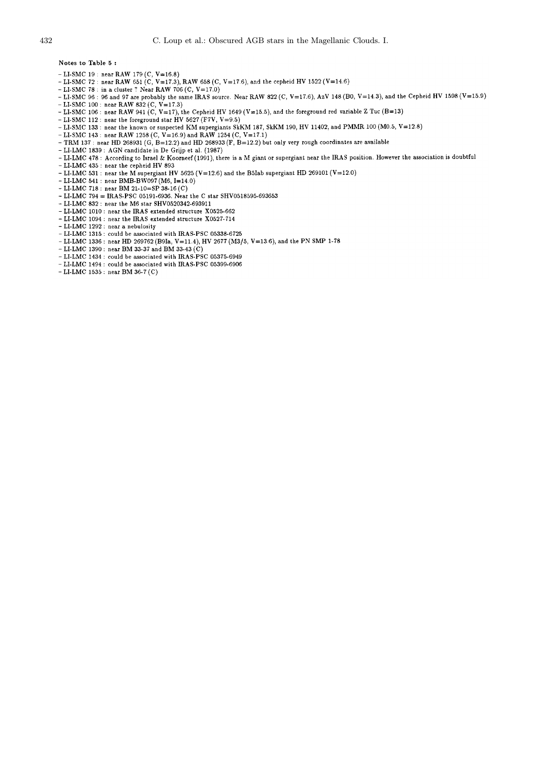**Notes to Table 5 :**

- LI-SMC 19 : near RAW 179 (C, V=16.8)
- LI-SMC 72 : near RAW 651 (C, V=17.3), RAW 658 (C, V=17.6), and the cepheid HV 1522 (V=14.6)
- LI-SMC 78 : in a cluster ? Near RAW 706 (C, V=17.0)
- LI-SMC 96 : 96 and 97 are probably the same IRAS source. Near RAW 822 (C, V=17.6), AzV 148 (B0, V=14.3), and the Cepheid HV 1598 (V=15.9)
- LI-SMC 100 : near RAW 832 (C, V=17.3)
- LI-SMC 106 : near RAW 941 (C, V=17), the Cepheid HV 1649 (V=15.5), and the foreground red variable Z Tuc (B=13)
- LI-SMC 112 : near the foreground star HV 5627 (F7V, V=9.5)
- LI-SMC 133 : near the known or suspected KM supergiants SkKM 187, SkKM 190, HV 11402, and PMMR 100 (M0.5, V=12.8)
- LI-SMC 143 : near RAW 1258 (C, V=16.9) and RAW 1254 (C, V=17.1)
- TRM 137 : near HD 268931 (G, B=12.2) and HD 268933 (F, B=12.2) but only very rough coordinates are available
- LI-LMC 1839 : AGN candidate in De Grijp et al. (1987)
- LI-LMC 478 : According to Israel & Koorneef (1991), there is a M giant or supergiant near the IRAS position. However the association is doubtful
- LI-LMC 435 : near the cepheid HV 893
- LI-LMC 531 : near the M supergiant HV 5625 (V=12.6) and the B5Iab supergiant HD 269101 (V=12.0)
- LI-LMC 541 : near BMB-BW097 (M6, I=14.0)
- LI-LMC 718 : near BM 21-10=SP 38-16 (C)
- LI-LMC 794 = IRAS-PSC 05191-6936. Near the C star SHV0518595-693653
- LI-LMC 832 : near the M6 star SHV0520342-693911
- LI-LMC 1010 : near the IRAS extended structure X0525-662
- LI-LMC 1094 : near the IRAS extended structure X0527-714
- LI-LMC 1292 : near a nebulosity
- LI-LMC 1315 : could be associated with IRAS-PSC 05338-6725
- LI-LMC 1336 : near HD 269762 (B9Ia, V=11.4), HV 2677 (M3/5, V=13.6), and the PN SMP 1-78
- LI-LMC 1390 : near BM 33-37 and BM 33-43 (C)
- LI-LMC 1434 : could be associated with IRAS-PSC 05375-6949
- LI-LMC 1494 : could be associated with IRAS-PSC 05399-6906
- LI-LMC 1535 : near BM 36-7 (C)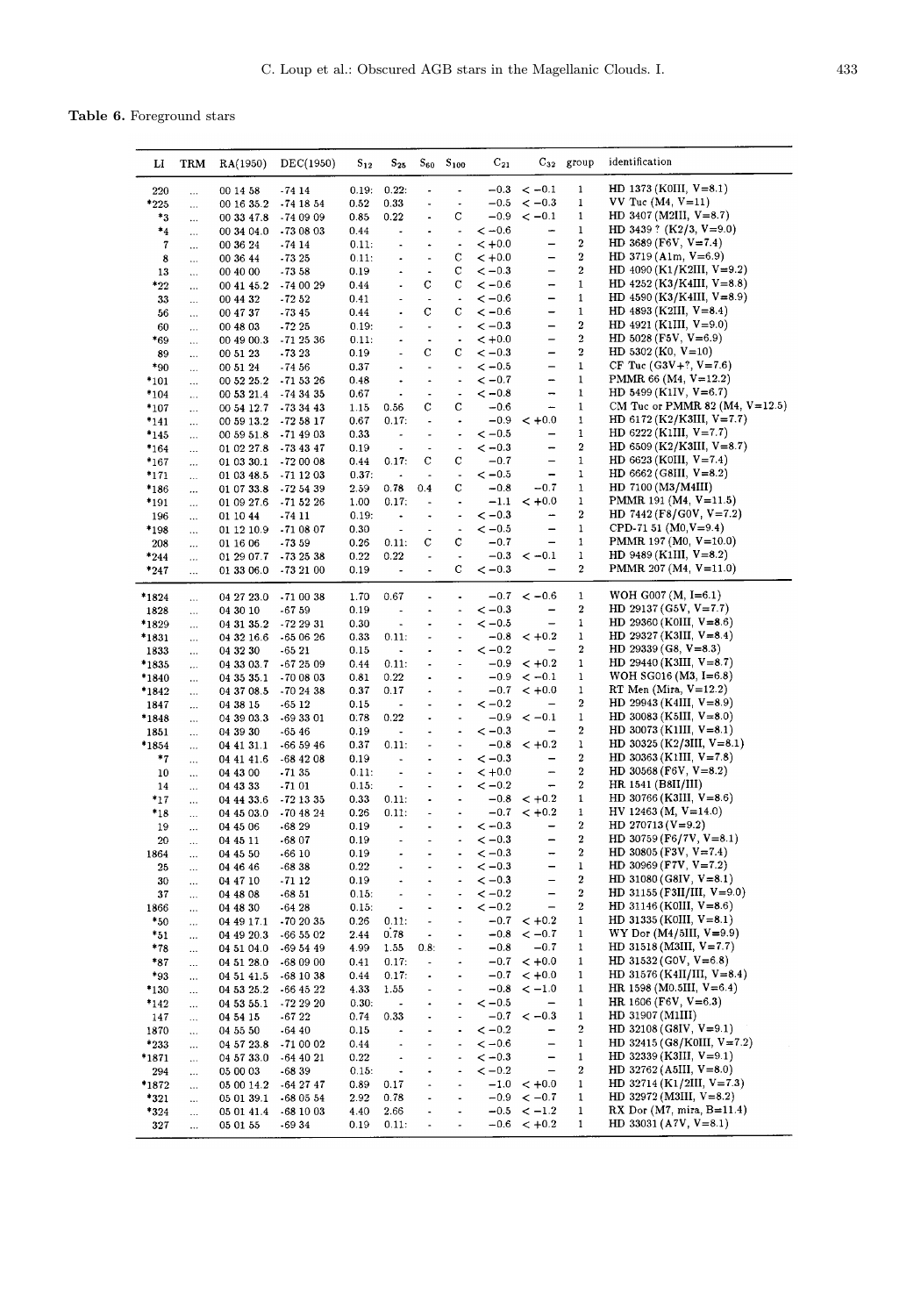**Table 6.** Foreground stars

| LI | TRM | RA(1950) | DEC(1950) | $S_{12}$ | $S_{25}$ | $S_{60}$ | $S_{100}$ | $C_{21}$ | $C_{32}$ | group | identification |
|---|---|---|---|---|---|---|---|---|---|---|---|
| 220 | ... | 00 14 58 | -74 14 | 0.19: | 0.22: | - | - | −0.3 | < −0.1 | 1 | HD 1373 (K0III, V=8.1) |
| *225 | ... | 00 16 35.2 | -74 18 54 | 0.52 | 0.33 | - | - | −0.5 | < −0.3 | 1 | VV Tuc (M4, V=11) |
| *3 | ... | 00 33 47.8 | -74 09 09 | 0.85 | 0.22 | - | C | −0.9 | < −0.1 | 1 | HD 3407 (M2III, V=8.7) |
| *4 | ... | 00 34 04.0 | -73 08 03 | 0.44 | - | - | - | < −0.6 | − | 1 | HD 3439 ? (K2/3, V=9.0) |
| 7 | ... | 00 36 24 | -74 14 | 0.11: | - | - | - | < +0.0 | − | 2 | HD 3689 (F6V, V=7.4) |
| 8 | ... | 00 36 44 | -73 25 | 0.11: | - | - | C | < +0.0 | − | 2 | HD 3719 (A1m, V=6.9) |
| 13 | ... | 00 40 00 | -73 58 | 0.19 | - | - | C | < −0.3 | − | 2 | HD 4090 (K1/K2III, V=9.2) |
| *22 | ... | 00 41 45.2 | -74 00 29 | 0.44 | - | C | C | < −0.6 | − | 1 | HD 4252 (K3/K4III, V=8.8) |
| 33 | ... | 00 44 32 | -72 52 | 0.41 | - | - | - | < −0.6 | − | 1 | HD 4590 (K3/K4III, V=8.9) |
| 56 | ... | 00 47 37 | -73 45 | 0.44 | - | C | C | < −0.6 | − | 1 | HD 4893 (K2III, V=8.4) |
| 60 | ... | 00 48 03 | -72 25 | 0.19: | - | - | - | < −0.3 | − | 2 | HD 4921 (K1III, V=9.0) |
| *69 | ... | 00 49 00.3 | -71 25 36 | 0.11: | - | - | - | < +0.0 | − | 2 | HD 5028 (F5V, V=6.9) |
| 89 | ... | 00 51 23 | -73 23 | 0.19 | - | C | C | < −0.3 | − | 2 | HD 5302 (K0, V=10) |
| *90 | ... | 00 51 24 | -74 56 | 0.37 | - | - | - | < −0.5 | − | 1 | CF Tuc (G3V+?, V=7.6) |
| *101 | ... | 00 52 25.2 | -71 53 26 | 0.48 | - | - | - | < −0.7 | − | 1 | PMMR 66 (M4, V=12.2) |
| *104 | ... | 00 53 21.4 | -74 34 35 | 0.67 | - | - | - | < −0.8 | − | 1 | HD 5499 (K1IV, V=6.7) |
| *107 | ... | 00 54 12.7 | -73 34 43 | 1.15 | 0.56 | C | C | −0.6 | − | 1 | CM Tuc or PMMR 82 (M4, V=12.5) |
| *141 | ... | 00 59 13.2 | -72 58 17 | 0.67 | 0.17: | - | - | −0.9 | < +0.0 | 1 | HD 6172 (K2/K3III, V=7.7) |
| *145 | ... | 00 59 51.8 | -71 49 03 | 0.33 | - | - | - | < −0.5 | − | 1 | HD 6222 (K1III, V=7.7) |
| *164 | ... | 01 02 27.8 | -73 43 47 | 0.19 | - | - | - | < −0.3 | − | 2 | HD 6509 (K2/K3III, V=8.7) |
| *167 | ... | 01 03 30.1 | -72 00 08 | 0.44 | 0.17: | C | C | −0.7 | − | 1 | HD 6623 (K0III, V=7.4) |
| *171 | ... | 01 03 48.5 | -71 12 03 | 0.37: | - | - | - | < −0.5 | − | 1 | HD 6662 (G8III, V=8.2) |
| *186 | ... | 01 07 33.8 | -72 54 39 | 2.59 | 0.78 | 0.4 | C | −0.8 | −0.7 | 1 | HD 7100 (M3/M4III) |
| *191 | ... | 01 09 27.6 | -71 52 26 | 1.00 | 0.17: | - | - | −1.1 | < +0.0 | 1 | PMMR 191 (M4, V=11.5) |
| 196 | ... | 01 10 44 | -74 11 | 0.19: | - | - | - | < −0.3 | − | 2 | HD 7442 (F8/G0V, V=7.2) |
| *198 | ... | 01 12 10.9 | -71 08 07 | 0.30 | - | - | - | < −0.5 | − | 1 | CPD-71 51 (M0,V=9.4) |
| 208 | ... | 01 16 06 | -73 59 | 0.26 | 0.11: | C | C | −0.7 | − | 1 | PMMR 197 (M0, V=10.0) |
| *244 | ... | 01 29 07.7 | -73 25 38 | 0.22 | 0.22 | - | - | −0.3 | < −0.1 | 1 | HD 9489 (K1III, V=8.2) |
| *247 | ... | 01 33 06.0 | -73 21 00 | 0.19 | - | - | C | < −0.3 | − | 2 | PMMR 207 (M4, V=11.0) |
| *1824 | ... | 04 27 23.0 | -71 00 38 | 1.70 | 0.67 | - | - | −0.7 | < −0.6 | 1 | WOH G007 (M, I=6.1) |
| 1828 | ... | 04 30 10 | -67 59 | 0.19 | - | - | - | < −0.3 | − | 2 | HD 29137 (G5V, V=7.7) |
| *1829 | ... | 04 31 35.2 | -72 29 31 | 0.30 | - | - | - | < −0.5 | − | 1 | HD 29360 (K0III, V=8.6) |
| *1831 | ... | 04 32 16.6 | -65 06 26 | 0.33 | 0.11: | - | - | −0.8 | < +0.2 | 1 | HD 29327 (K3III, V=8.4) |
| 1833 | ... | 04 32 30 | -65 21 | 0.15 | - | - | - | < −0.2 | − | 2 | HD 29339 (G8, V=8.3) |
| *1835 | ... | 04 33 03.7 | -67 25 09 | 0.44 | 0.11: | - | - | −0.9 | < +0.2 | 1 | HD 29440 (K3III, V=8.7) |
| *1840 | ... | 04 35 35.1 | -70 08 03 | 0.81 | 0.22 | - | - | −0.9 | < −0.1 | 1 | WOH SG016 (M3, I=6.8) |
| *1842 | ... | 04 37 08.5 | -70 24 38 | 0.37 | 0.17 | - | - | −0.7 | < +0.0 | 1 | RT Men (Mira, V=12.2) |
| 1847 | ... | 04 38 15 | -65 12 | 0.15 | - | - | - | < −0.2 | − | 2 | HD 29943 (K4III, V=8.9) |
| *1848 | ... | 04 39 03.3 | -69 33 01 | 0.78 | 0.22 | - | - | −0.9 | < −0.1 | 1 | HD 30083 (K5III, V=8.0) |
| 1851 | ... | 04 39 30 | -65 46 | 0.19 | - | - | - | < −0.3 | − | 2 | HD 30073 (K1III, V=8.1) |
| *1854 | ... | 04 41 31.1 | -66 59 46 | 0.37 | 0.11: | - | - | −0.8 | < +0.2 | 1 | HD 30325 (K2/3III, V=8.1) |
| *7 | ... | 04 41 41.6 | -68 42 08 | 0.19 | - | - | - | < −0.3 | − | 2 | HD 30363 (K1III, V=7.8) |
| 10 | ... | 04 43 00 | -71 35 | 0.11: | - | - | - | < +0.0 | − | 2 | HD 30568 (F6V, V=8.2) |
| 14 | ... | 04 43 33 | -71 01 | 0.15: | - | - | - | < −0.2 | − | 2 | HR 1541 (B8II/III) |
| *17 | ... | 04 44 33.6 | -72 13 35 | 0.33 | 0.11: | - | - | −0.8 | < +0.2 | 1 | HD 30766 (K3III, V=8.6) |
| *18 | ... | 04 45 03.0 | -70 48 24 | 0.26 | 0.11: | - | - | −0.7 | < +0.2 | 1 | HV 12463 (M, V=14.0) |
| 19 | ... | 04 45 06 | -68 29 | 0.19 | - | - | - | < −0.3 | − | 2 | HD 270713 (V=9.2) |
| 20 | ... | 04 45 11 | -68 07 | 0.19 | - | - | - | < −0.3 | − | 2 | HD 30759 (F6/7V, V=8.1) |
| 1864 | ... | 04 45 50 | -66 10 | 0.19 | - | - | - | < −0.3 | − | 2 | HD 30805 (F3V, V=7.4) |
| 25 | ... | 04 46 46 | -68 38 | 0.22 | - | - | - | < −0.3 | − | 1 | HD 30969 (F7V, V=7.2) |
| 30 | ... | 04 47 10 | -71 12 | 0.19 | - | - | - | < −0.3 | − | 2 | HD 31080 (G8IV, V=8.1) |
| 37 | ... | 04 48 08 | -68 51 | 0.15: | - | - | - | < −0.2 | − | 2 | HD 31155 (F3II/III, V=9.0) |
| 1866 | ... | 04 48 30 | -64 28 | 0.15: | - | - | - | < −0.2 | − | 2 | HD 31146 (K0III, V=8.6) |
| *50 | ... | 04 49 17.1 | -70 20 35 | 0.26 | 0.11: | - | - | −0.7 | < +0.2 | 1 | HD 31335 (K0III, V=8.1) |
| *51 | ... | 04 49 20.3 | -66 55 02 | 2.44 | 0.78 | - | - | −0.8 | < −0.7 | 1 | WY Dor (M4/5III, V=9.9) |
| *78 | ... | 04 51 04.0 | -69 54 49 | 4.99 | 1.55 | 0.8: | - | −0.8 | −0.7 | 1 | HD 31518 (M3III, V=7.7) |
| *87 | ... | 04 51 28.0 | -68 09 00 | 0.41 | 0.17: | - | - | −0.7 | < +0.0 | 1 | HD 31532 (G0V, V=6.8) |
| *93 | ... | 04 51 41.5 | -68 10 38 | 0.44 | 0.17: | - | - | −0.7 | < +0.0 | 1 | HD 31576 (K4II/III, V=8.4) |
| *130 | ... | 04 53 25.2 | -66 45 22 | 4.33 | 1.55 | - | - | −0.8 | < −1.0 | 1 | HR 1598 (M0.5III, V=6.4) |
| *142 | ... | 04 53 55.1 | -72 29 20 | 0.30: | - | - | - | < −0.5 | − | 1 | HR 1606 (F6V, V=6.3) |
| 147 | ... | 04 54 15 | -67 22 | 0.74 | 0.33 | - | - | −0.7 | < −0.3 | 1 | HD 31907 (M1III) |
| 1870 | ... | 04 55 50 | -64 40 | 0.15 | - | - | - | < −0.2 | − | 2 | HD 32108 (G8IV, V=9.1) |
| *233 | ... | 04 57 23.8 | -71 00 02 | 0.44 | - | - | - | < −0.6 | − | 1 | HD 32415 (G8/K0III, V=7.2) |
| *1871 | ... | 04 57 33.0 | -64 40 21 | 0.22 | - | - | - | < −0.3 | − | 1 | HD 32339 (K3III, V=9.1) |
| 294 | ... | 05 00 03 | -68 39 | 0.15: | - | - | - | < −0.2 | − | 2 | HD 32762 (A5III, V=8.0) |
| *1872 | ... | 05 00 14.2 | -64 27 47 | 0.89 | 0.17 | - | - | −1.0 | < +0.0 | 1 | HD 32714 (K1/2III, V=7.3) |
| *321 | ... | 05 01 39.1 | -68 05 54 | 2.92 | 0.78 | - | - | −0.9 | < −0.7 | 1 | HD 32972 (M3III, V=8.2) |
| *324 | ... | 05 01 41.4 | -68 10 03 | 4.40 | 2.66 | - | - | −0.5 | < −1.2 | 1 | RX Dor (M7, mira, B=11.4) |
| 327 | ... | 05 01 55 | -69 34 | 0.19 | 0.11: | - | - | −0.6 | < +0.2 | 1 | HD 33031 (A7V, V=8.1) |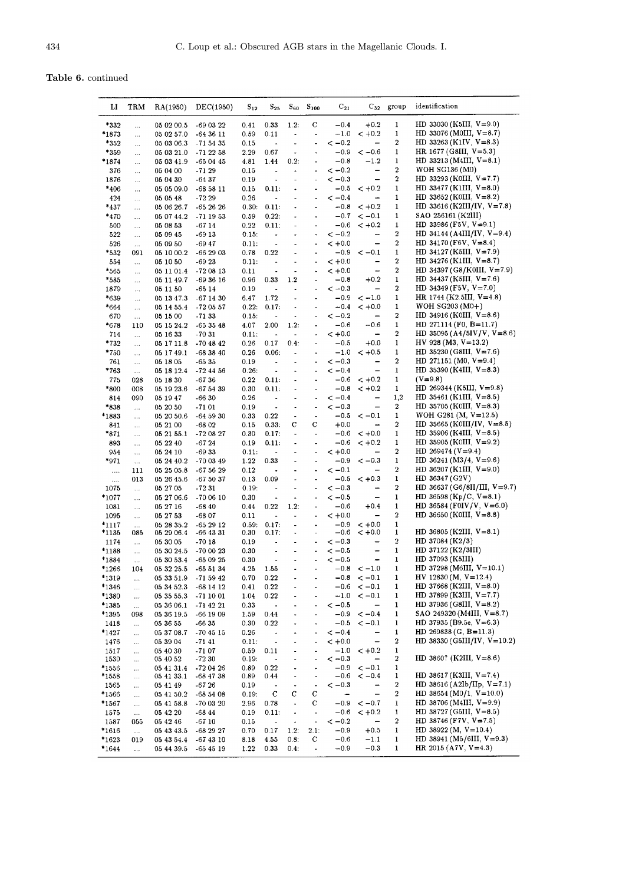**Table 6.** continued

| LI | TRM | RA(1950) | DEC(1950) | $S_{12}$ | $S_{25}$ | $S_{60}$ | $S_{100}$ | $C_{21}$ | $C_{32}$ | group | identification |
|---|---|---|---|---|---|---|---|---|---|---|---|
| *332 | ... | 05 02 00.5 | -69 03 22 | 0.41 | 0.33 | 1.2: | C | −0.4 | +0.2 | 1 | HD 33030 (K5III, V=9.0) |
| *1873 | ... | 05 02 57.0 | -64 36 11 | 0.59 | 0.11 | - | - | −1.0 | < +0.2 | 1 | HD 33076 (M0III, V=8.7) |
| *352 | ... | 05 03 06.3 | -71 54 35 | 0.15 | - | - | - | < −0.2 | – | 2 | HD 33263 (K1IV, V=8.3) |
| *359 | ... | 05 03 21.0 | -71 22 58 | 2.29 | 0.67 | - | - | −0.9 | < −0.6 | 1 | HR 1677 (G8III, V=5.3) |
| *1874 | ... | 05 03 41.9 | -65 04 45 | 4.81 | 1.44 | 0.2: | - | −0.8 | −1.2 | 1 | HD 33213 (M4III, V=8.1) |
| 376 | ... | 05 04 00 | -71 29 | 0.15 | - | - | - | < −0.2 | – | 2 | WOH SG136 (M0) |
| 1876 | ... | 05 04 30 | -64 37 | 0.19 | - | - | - | < −0.3 | – | 2 | HD 33293 (K0III, V=7.7) |
| *406 | ... | 05 05 09.0 | -68 58 11 | 0.15 | 0.11: | - | - | −0.5 | < +0.2 | 1 | HD 33477 (K1III, V=8.0) |
| 424 | ... | 05 05 48 | -72 29 | 0.26 | - | - | - | < −0.4 | – | 1 | HD 33652 (K0III, V=8.2) |
| *437 | ... | 05 06 26.7 | -65 26 26 | 0.30: | 0.11: | - | - | −0.8 | < +0.2 | 1 | HD 33616 (K2III/IV, V=7.8) |
| *470 | ... | 05 07 44.2 | -71 19 53 | 0.59 | 0.22: | - | - | −0.7 | < −0.1 | 1 | SAO 256161 (K2III) |
| 500 | ... | 05 08 53 | -67 14 | 0.22 | 0.11: | - | - | −0.6 | < +0.2 | 1 | HD 33986 (F5V, V=9.1) |
| 522 | ... | 05 09 45 | -69 13 | 0.15: | - | - | - | < −0.2 | – | 2 | HD 34144 (A4III/IV, V=9.4) |
| 526 | ... | 05 09 50 | -69 47 | 0.11: | - | - | - | < +0.0 | – | 2 | HD 34170 (F6V, V=8.4) |
| *532 | 091 | 05 10 00.2 | -66 29 03 | 0.78 | 0.22 | - | - | −0.9 | < −0.1 | 1 | HD 34127 (K5III, V=7.9) |
| 554 | ... | 05 10 50 | -69 23 | 0.11: | - | - | - | < +0.0 | – | 2 | HD 34276 (K1III, V=8.7) |
| *565 | ... | 05 11 01.4 | -72 08 13 | 0.11 | - | - | - | < +0.0 | – | 2 | HD 34397 (G8/K0III, V=7.9) |
| *585 | ... | 05 11 49.7 | -69 36 16 | 0.96 | 0.33 | 1.2 | - | −0.8 | +0.2 | 1 | HD 34437 (K5III, V=7.6) |
| 1879 | ... | 05 11 50 | -65 14 | 0.19 | - | - | - | < −0.3 | – | 2 | HD 34349 (F5V, V=7.0) |
| *639 | ... | 05 13 47.3 | -67 14 30 | 6.47 | 1.72 | - | - | −0.9 | < −1.0 | 1 | HR 1744 (K2.5III, V=4.8) |
| *664 | ... | 05 14 55.4 | -72 05 57 | 0.22: | 0.17: | - | - | −0.4 | < +0.0 | 1 | WOH SG203 (M0+) |
| 670 | ... | 05 15 00 | -71 33 | 0.15: | - | - | - | < −0.2 | – | 2 | HD 34916 (K0III, V=8.6) |
| *678 | 110 | 05 15 24.2 | -65 35 48 | 4.07 | 2.00 | 1.2: | - | −0.6 | −0.6 | 1 | HD 271114 (F0, B=11.7) |
| 714 | ... | 05 16 33 | -70 31 | 0.11: | - | - | - | < +0.0 | – | 2 | HD 35095 (A4/5IV/V, V=8.6) |
| *732 | ... | 05 17 11.8 | -70 48 42 | 0.26 | 0.17 | 0.4: | - | −0.5 | +0.0 | 1 | HV 928 (M3, V=13.2) |
| *750 | ... | 05 17 49.1 | -68 38 40 | 0.26 | 0.06: | - | - | −1.0 | < +0.5 | 1 | HD 35230 (G8III, V=7.6) |
| 761 | ... | 05 18 05 | -65 35 | 0.19 | - | - | - | < −0.3 | – | 2 | HD 271151 (M0, V=9.4) |
| *763 | ... | 05 18 12.4 | -72 44 56 | 0.26: | - | - | - | < −0.4 | – | 1 | HD 35390 (K4III, V=8.3) |
| 775 | 028 | 05 18 30 | -67 36 | 0.22 | 0.11: | - | - | −0.6 | < +0.2 | 1 | (V=9.8) |
| *800 | 008 | 05 19 23.6 | -67 54 39 | 0.30 | 0.11: | - | - | −0.8 | < +0.2 | 1 | HD 269344 (K5III, V=9.8) |
| 814 | 090 | 05 19 47 | -66 30 | 0.26 | - | - | - | < −0.4 | – | 1,2 | HD 35461 (K1III, V=8.5) |
| *838 | ... | 05 20 50 | -71 01 | 0.19 | - | - | - | < −0.3 | – | 2 | HD 35705 (K0III, V=8.3) |
| *1883 | ... | 05 20 50.6 | -64 59 30 | 0.33 | 0.22 | - | - | −0.5 | < −0.1 | 1 | WOH G281 (M, V=12.5) |
| 841 | ... | 05 21 00 | -68 02 | 0.15 | 0.33: | C | C | +0.0 | – | 2 | HD 35665 (K0III/IV, V=8.5) |
| *871 | ... | 05 21 55.1 | -72 08 27 | 0.30 | 0.17: | - | - | −0.6 | < +0.0 | 1 | HD 35906 (K4III, V=8.5) |
| 893 | ... | 05 22 40 | -67 24 | 0.19 | 0.11: | - | - | −0.6 | < +0.2 | 1 | HD 35905 (K0III, V=9.2) |
| 954 | ... | 05 24 10 | -69 33 | 0.11: | - | - | - | < +0.0 | – | 2 | HD 269474 (V=9.4) |
| *971 | ... | 05 24 40.2 | -70 03 49 | 1.22 | 0.33 | - | - | −0.9 | < −0.3 | 1 | HD 36241 (M3/4, V=9.6) |
| .... | 111 | 05 25 05.8 | -67 56 29 | 0.12 | - | - | - | < −0.1 | – | 2 | HD 36207 (K1III, V=9.0) |
| .... | 013 | 05 26 45.6 | -67 50 37 | 0.13 | 0.09 | - | - | −0.5 | < +0.3 | 1 | HD 36347 (G2V) |
| 1075 | ... | 05 27 05 | -72 31 | 0.19: | - | - | - | < −0.3 | – | 2 | HD 36637 (G6/8II/III, V=9.7) |
| *1077 | ... | 05 27 06.6 | -70 06 10 | 0.30 | - | - | - | < −0.5 | – | 1 | HD 36598 (Kp/C, V=8.1) |
| 1081 | ... | 05 27 16 | -68 40 | 0.44 | 0.22 | 1.2: | - | −0.6 | +0.4 | 1 | HD 36584 (F0IV/V, V=6.0) |
| 1095 | ... | 05 27 53 | -68 07 | 0.11 | - | - | - | < +0.0 | – | 2 | HD 36650 (K0III, V=8.8) |
| *1117 | ... | 05 28 35.2 | -65 29 12 | 0.59: | 0.17: | - | - | −0.9 | < +0.0 | 1 | |
| *1135 | 085 | 05 29 06.4 | -66 43 31 | 0.30 | 0.17: | - | - | −0.6 | < +0.0 | 1 | HD 36805 (K2III, V=8.1) |
| 1174 | ... | 05 30 05 | -70 18 | 0.19 | - | - | - | < −0.3 | – | 2 | HD 37084 (K2/3) |
| *1188 | ... | 05 30 24.5 | -70 00 23 | 0.30 | - | - | - | < −0.5 | – | 1 | HD 37122 (K2/3III) |
| *1884 | ... | 05 30 53.4 | -65 09 25 | 0.30 | - | - | - | < −0.5 | – | 1 | HD 37093 (K5III) |
| *1266 | 104 | 05 32 25.5 | -65 51 34 | 4.25 | 1.55 | - | - | −0.8 | < −1.0 | 1 | HD 37298 (M6III, V=10.1) |
| *1319 | ... | 05 33 51.9 | -71 59 42 | 0.70 | 0.22 | - | - | −0.8 | < −0.1 | 1 | HV 12830 (M, V=12.4) |
| *1346 | ... | 05 34 52.3 | -68 14 12 | 0.41 | 0.22 | - | - | −0.6 | < −0.1 | 1 | HD 37668 (K2III, V=8.0) |
| *1380 | ... | 05 35 55.3 | -71 10 01 | 1.04 | 0.22 | - | - | −1.0 | < −0.1 | 1 | HD 37899 (K3III, V=7.7) |
| *1385 | ... | 05 36 06.1 | -71 42 21 | 0.33 | - | - | - | < −0.5 | – | 1 | HD 37936 (G8III, V=8.2) |
| *1395 | 098 | 05 36 19.5 | -66 19 09 | 1.59 | 0.44 | - | - | −0.9 | < −0.4 | 1 | SAO 249320 (M4III, V=8.7) |
| 1418 | ... | 05 36 55 | -66 35 | 0.30 | 0.22 | - | - | −0.5 | < −0.1 | 1 | HD 37935 (B9.5e, V=6.3) |
| *1427 | ... | 05 37 08.7 | -70 45 15 | 0.26 | - | - | - | < −0.4 | – | 1 | HD 269838 (G, B=11.3) |
| 1476 | ... | 05 39 04 | -71 41 | 0.11: | - | - | - | < +0.0 | – | 2 | HD 38330 (G5III/IV, V=10.2) |
| 1517 | ... | 05 40 30 | -71 07 | 0.59 | 0.11 | - | - | −1.0 | < +0.2 | 1 | |
| 1530 | ... | 05 40 52 | -72 30 | 0.19: | - | - | - | < −0.3 | – | 2 | HD 3860? (K2III, V=8.6) |
| *1556 | ... | 05 41 31.4 | -72 04 26 | 0.89 | 0.22 | - | - | −0.9 | < −0.1 | 1 | |
| *1558 | ... | 05 41 33.1 | -68 47 38 | 0.89 | 0.44 | - | - | −0.6 | < −0.4 | 1 | HD 38617 (K3III, V=7.4) |
| 1565 | ... | 05 41 49 | -67 26 | 0.19 | - | - | - | < −0.3 | – | 2 | HD 38616 (A2Ib/IIp, V=7.1) |
| *1566 | ... | 05 41 50.2 | -68 54 08 | 0.19: | C | C | C | – | – | 2 | HD 38654 (M0/1, V=10.0) |
| *1567 | ... | 05 41 58.8 | -70 03 20 | 2.96 | 0.78 | - | C | −0.9 | < −0.7 | 1 | HD 38706 (M4III, V=9.9) |
| 1575 | ... | 05 42 20 | -68 44 | 0.19 | 0.11: | - | - | −0.6 | < +0.2 | 1 | HD 38727 (G5III, V=8.5) |
| 1587 | 055 | 05 42 46 | -67 10 | 0.15 | - | - | - | < −0.2 | – | 2 | HD 38746 (F7V, V=7.5) |
| *1616 | ... | 05 43 43.5 | -68 29 27 | 0.70 | 0.17 | 1.2: | 2.1: | −0.9 | +0.5 | 1 | HD 38922 (M, V=10.4) |
| *1623 | 019 | 05 43 54.4 | -67 43 10 | 8.18 | 4.55 | 0.8: | C | −0.6 | −1.1 | 1 | HD 38941 (M5/6III, V=9.3) |
| *1644 | ... | 05 44 39.5 | -65 45 19 | 1.22 | 0.33 | 0.4: | - | −0.9 | −0.3 | 1 | HR 2015 (A7V, V=4.3) |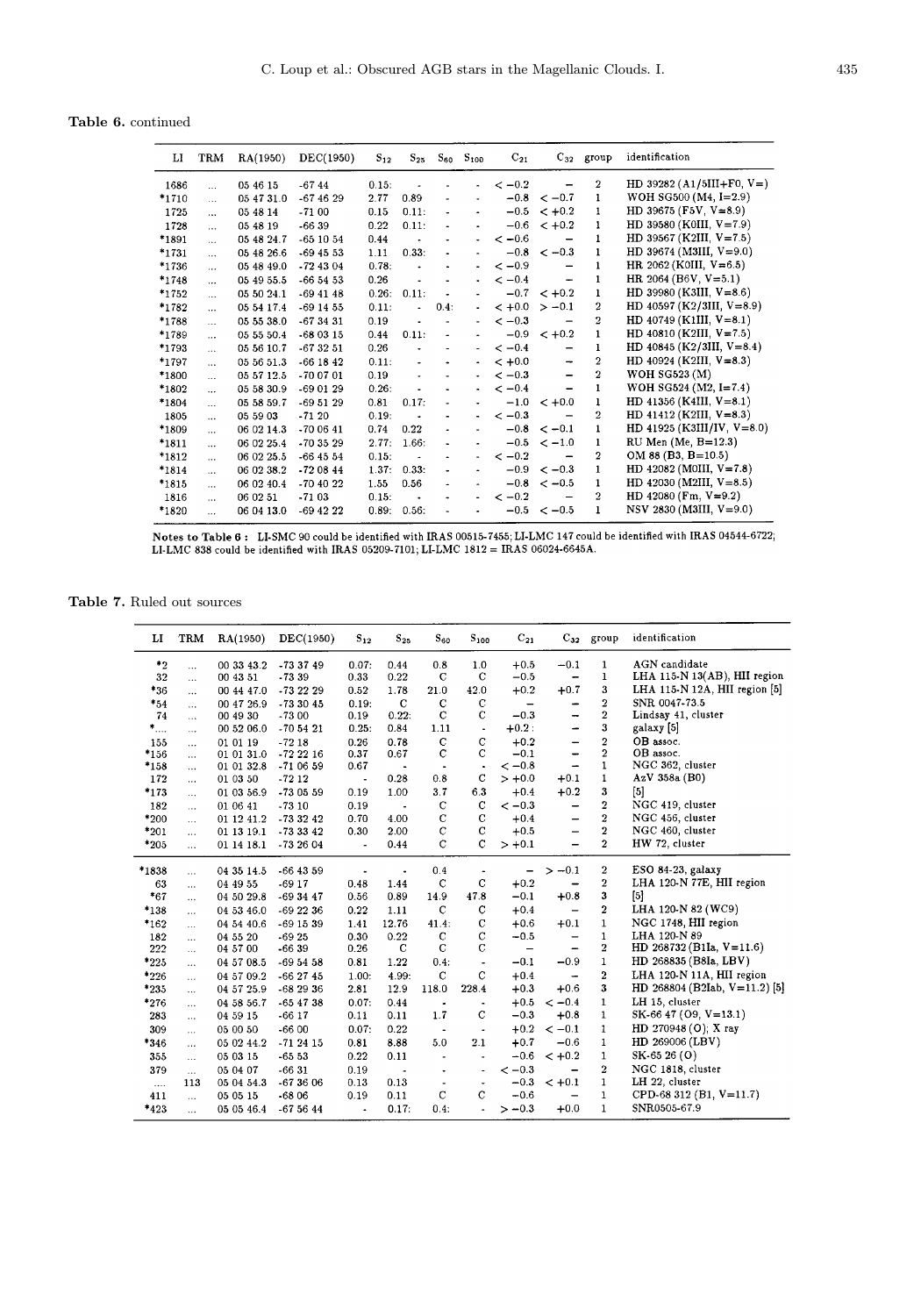**Table 6.** continued

| LI | TRM | RA(1950) | DEC(1950) | $S_{12}$ | $S_{25}$ | $S_{60}$ | $S_{100}$ | $C_{21}$ | $C_{32}$ | group | identification |
|---|---|---|---|---|---|---|---|---|---|---|---|
| 1686 | ... | 05 46 15 | -67 44 | 0.15: | - | - | - | $< -0.2$ | – | 2 | HD 39282 (A1/5III+F0, V=) |
| *1710 | ... | 05 47 31.0 | -67 46 29 | 2.77 | 0.89 | - | - | $-0.8$ | $< -0.7$ | 1 | WOH SG500 (M4, I=2.9) |
| 1725 | ... | 05 48 14 | -71 00 | 0.15 | 0.11: | - | - | $-0.5$ | $< +0.2$ | 1 | HD 39675 (F5V, V=8.9) |
| 1728 | ... | 05 48 19 | -66 39 | 0.22 | 0.11: | - | - | $-0.6$ | $< +0.2$ | 1 | HD 39580 (K0III, V=7.9) |
| *1891 | ... | 05 48 24.7 | -65 10 54 | 0.44 | - | - | - | $< -0.6$ | – | 1 | HD 39567 (K2III, V=7.5) |
| *1731 | ... | 05 48 26.6 | -69 45 53 | 1.11 | 0.33: | - | - | $-0.8$ | $< -0.3$ | 1 | HD 39674 (M3III, V=9.0) |
| *1736 | ... | 05 48 49.0 | -72 43 04 | 0.78: | - | - | - | $< -0.9$ | – | 1 | HR 2062 (K0III, V=6.5) |
| *1748 | ... | 05 49 55.5 | -66 54 53 | 0.26 | - | - | - | $< -0.4$ | – | 1 | HR 2064 (B6V, V=5.1) |
| *1752 | ... | 05 50 24.1 | -69 41 48 | 0.26: | 0.11: | - | - | $-0.7$ | $< +0.2$ | 1 | HD 39980 (K3III, V=8.6) |
| *1782 | ... | 05 54 17.4 | -69 14 55 | 0.11: | - | 0.4: | - | $< +0.0$ | $> -0.1$ | 2 | HD 40597 (K2/3III, V=8.9) |
| *1788 | ... | 05 55 38.0 | -67 34 31 | 0.19 | - | - | - | $< -0.3$ | – | 2 | HD 40749 (K1III, V=8.1) |
| *1789 | ... | 05 55 50.4 | -68 03 15 | 0.44 | 0.11: | - | - | $-0.9$ | $< +0.2$ | 1 | HD 40810 (K2III, V=7.5) |
| *1793 | ... | 05 56 10.7 | -67 32 51 | 0.26 | - | - | - | $< -0.4$ | – | 1 | HD 40845 (K2/3III, V=8.4) |
| *1797 | ... | 05 56 51.3 | -66 18 42 | 0.11: | - | - | - | $< +0.0$ | – | 2 | HD 40924 (K2III, V=8.3) |
| *1800 | ... | 05 57 12.5 | -70 07 01 | 0.19 | - | - | - | $< -0.3$ | – | 2 | WOH SG523 (M) |
| *1802 | ... | 05 58 30.9 | -69 01 29 | 0.26: | - | - | - | $< -0.4$ | – | 1 | WOH SG524 (M2, I=7.4) |
| *1804 | ... | 05 58 59.7 | -69 51 29 | 0.81 | 0.17: | - | - | $-1.0$ | $< +0.0$ | 1 | HD 41356 (K4III, V=8.1) |
| 1805 | ... | 05 59 03 | -71 20 | 0.19: | - | - | - | $< -0.3$ | – | 2 | HD 41412 (K2III, V=8.3) |
| *1809 | ... | 06 02 14.3 | -70 06 41 | 0.74 | 0.22 | - | - | $-0.8$ | $< -0.1$ | 1 | HD 41925 (K3III/IV, V=8.0) |
| *1811 | ... | 06 02 25.4 | -70 35 29 | 2.77: | 1.66: | - | - | $-0.5$ | $< -1.0$ | 1 | RU Men (Me, B=12.3) |
| *1812 | ... | 06 02 25.5 | -66 45 54 | 0.15: | - | - | - | $< -0.2$ | – | 2 | OM 88 (B3, B=10.5) |
| *1814 | ... | 06 02 38.2 | -72 08 44 | 1.37: | 0.33: | - | - | $-0.9$ | $< -0.3$ | 1 | HD 42082 (M0III, V=7.8) |
| *1815 | ... | 06 02 40.4 | -70 40 22 | 1.55 | 0.56 | - | - | $-0.8$ | $< -0.5$ | 1 | HD 42030 (M2III, V=8.5) |
| 1816 | ... | 06 02 51 | -71 03 | 0.15: | - | - | - | $< -0.2$ | – | 2 | HD 42080 (Fm, V=9.2) |
| *1820 | ... | 06 04 13.0 | -69 42 22 | 0.89: | 0.56: | - | - | $-0.5$ | $< -0.5$ | 1 | NSV 2830 (M3III, V=9.0) |

**Notes to Table 6 :** LI-SMC 90 could be identified with IRAS 00515-7455; LI-LMC 147 could be identified with IRAS 04544-6722; LI-LMC 838 could be identified with IRAS 05209-7101; LI-LMC 1812 = IRAS 06024-6645A.

**Table 7.** Ruled out sources

| LI | TRM | RA(1950) | DEC(1950) | $S_{12}$ | $S_{25}$ | $S_{60}$ | $S_{100}$ | $C_{21}$ | $C_{32}$ | group | identification |
|---|---|---|---|---|---|---|---|---|---|---|---|
| *2 | ... | 00 33 43.2 | -73 37 49 | 0.07: | 0.44 | 0.8 | 1.0 | $+0.5$ | $-0.1$ | 1 | AGN candidate |
| 32 | ... | 00 43 51 | -73 39 | 0.33 | 0.22 | C | C | $-0.5$ | – | 1 | LHA 115-N 13(AB), HII region |
| *36 | ... | 00 44 47.0 | -73 22 29 | 0.52 | 1.78 | 21.0 | 42.0 | $+0.2$ | $+0.7$ | 3 | LHA 115-N 12A, HII region [5] |
| *54 | ... | 00 47 26.9 | -73 30 45 | 0.19: | C | C | C | – | – | 2 | SNR 0047-73.5 |
| 74 | ... | 00 49 30 | -73 00 | 0.19 | 0.22: | C | C | $-0.3$ | – | 2 | Lindsay 41, cluster |
| *.... | ... | 00 52 06.0 | -70 54 21 | 0.25: | 0.84 | 1.11 | - | $+0.2$ : | – | 3 | galaxy [5] |
| 155 | ... | 01 01 19 | -72 18 | 0.26 | 0.78 | C | C | $+0.2$ | – | 2 | OB assoc. |
| *156 | ... | 01 01 31.0 | -72 22 16 | 0.37 | 0.67 | C | C | $-0.1$ | – | 2 | OB assoc. |
| *158 | ... | 01 01 32.8 | -71 06 59 | 0.67 | - | - | - | $< -0.8$ | – | 1 | NGC 362, cluster |
| 172 | ... | 01 03 50 | -72 12 | - | 0.28 | 0.8 | C | $> +0.0$ | $+0.1$ | 1 | AzV 358a (B0) |
| *173 | ... | 01 03 56.9 | -73 05 59 | 0.19 | 1.00 | 3.7 | 6.3 | $+0.4$ | $+0.2$ | 3 | [5] |
| 182 | ... | 01 06 41 | -73 10 | 0.19 | - | C | C | $< -0.3$ | – | 2 | NGC 419, cluster |
| *200 | ... | 01 12 41.2 | -73 32 42 | 0.70 | 4.00 | C | C | $+0.4$ | – | 2 | NGC 456, cluster |
| *201 | ... | 01 13 19.1 | -73 33 42 | 0.30 | 2.00 | C | C | $+0.5$ | – | 2 | NGC 460, cluster |
| *205 | ... | 01 14 18.1 | -73 26 04 | - | 0.44 | C | C | $> +0.1$ | – | 2 | HW 72, cluster |
| *1838 | ... | 04 35 14.5 | -66 43 59 | - | - | 0.4 | - | – | $> -0.1$ | 2 | ESO 84-23, galaxy |
| 63 | ... | 04 49 55 | -69 17 | 0.48 | 1.44 | C | C | $+0.2$ | – | 2 | LHA 120-N 77E, HII region |
| *67 | ... | 04 50 29.8 | -69 34 47 | 0.56 | 0.89 | 14.9 | 47.8 | $-0.1$ | $+0.8$ | 3 | [5] |
| *138 | ... | 04 53 46.0 | -69 22 36 | 0.22 | 1.11 | C | C | $+0.4$ | – | 2 | LHA 120-N 82 (WC9) |
| *162 | ... | 04 54 40.6 | -69 15 39 | 1.41 | 12.76 | 41.4: | C | $+0.6$ | $+0.1$ | 1 | NGC 1748, HII region |
| 182 | ... | 04 55 20 | -69 25 | 0.30 | 0.22 | C | C | $-0.5$ | – | 1 | LHA 120-N 89 |
| 222 | ... | 04 57 00 | -66 39 | 0.26 | C | C | C | – | – | 2 | HD 268732 (B1Ia, V=11.6) |
| *225 | ... | 04 57 08.5 | -69 54 58 | 0.81 | 1.22 | 0.4: | - | $-0.1$ | $-0.9$ | 1 | HD 268835 (B8Ia, LBV) |
| *226 | ... | 04 57 09.2 | -66 27 45 | 1.00: | 4.99: | C | C | $+0.4$ | – | 2 | LHA 120-N 11A, HII region |
| *235 | ... | 04 57 25.9 | -68 29 36 | 2.81 | 12.9 | 118.0 | 228.4 | $+0.3$ | $+0.6$ | 3 | HD 268804 (B2Iab, V=11.2) [5] |
| *276 | ... | 04 58 56.7 | -65 47 38 | 0.07: | 0.44 | - | - | $+0.5$ | $< -0.4$ | 1 | LH 15, cluster |
| 283 | ... | 04 59 15 | -66 17 | 0.11 | 0.11 | 1.7 | C | $-0.3$ | $+0.8$ | 1 | SK-66 47 (O9, V=13.1) |
| 309 | ... | 05 00 50 | -66 00 | 0.07: | 0.22 | - | - | $+0.2$ | $< -0.1$ | 1 | HD 270948 (O); X ray |
| *346 | ... | 05 02 44.2 | -71 24 15 | 0.81 | 8.88 | 5.0 | 2.1 | $+0.7$ | $-0.6$ | 1 | HD 269006 (LBV) |
| 355 | ... | 05 03 15 | -65 53 | 0.22 | 0.11 | - | - | $-0.6$ | $< +0.2$ | 1 | SK-65 26 (O) |
| 379 | ... | 05 04 07 | -66 31 | 0.19 | - | - | - | $< -0.3$ | – | 2 | NGC 1818, cluster |
| .... | 113 | 05 04 54.3 | -67 36 06 | 0.13 | 0.13 | - | - | $-0.3$ | $< +0.1$ | 1 | LH 22, cluster |
| 411 | ... | 05 05 15 | -68 06 | 0.19 | 0.11 | C | C | $-0.6$ | – | 1 | CPD-68 312 (B1, V=11.7) |
| *423 | ... | 05 05 46.4 | -67 56 44 | - | 0.17: | 0.4: | - | $> -0.3$ | $+0.0$ | 1 | SNR0505-67.9 |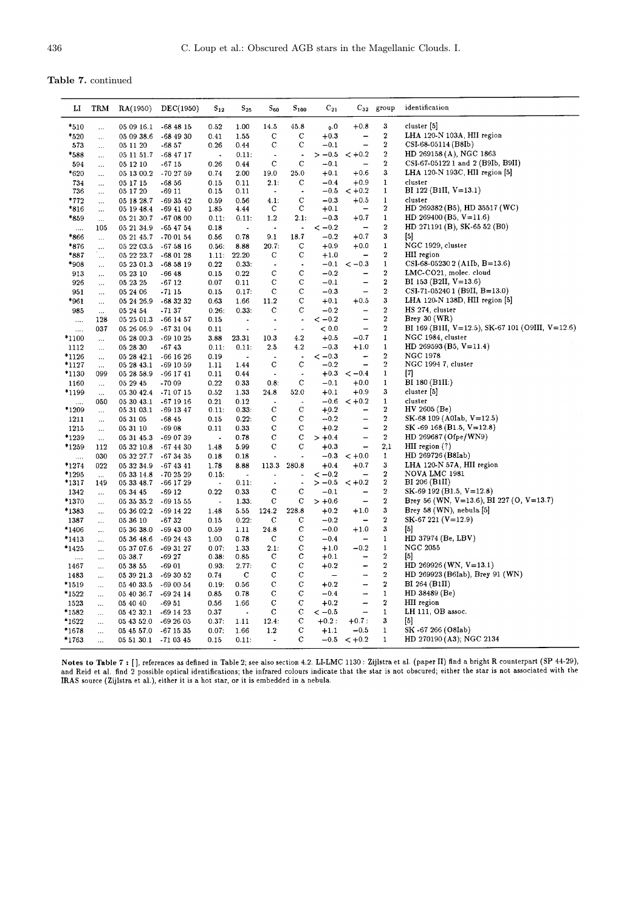**Table 7.** continued

| LI | TRM | RA(1950) | DEC(1950) | $S_{12}$ | $S_{25}$ | $S_{60}$ | $S_{100}$ | $C_{21}$ | $C_{32}$ | group | identification |
|---|---|---|---|---|---|---|---|---|---|---|---|
| *510 | ... | 05 09 16.1 | -68 48 15 | 0.52 | 1.00 | 14.5 | 45.8 | 0.0 | +0.8 | 3 | cluster [5] |
| *520 | ... | 05 09 38.6 | -68 49 30 | 0.41 | 1.55 | C | C | +0.3 | – | 2 | LHA 120-N 103A, HII region |
| 573 | ... | 05 11 20 | -68 57 | 0.26 | 0.44 | C | C | −0.1 | – | 2 | CSI-68-05114 (B8Ib) |
| *588 | ... | 05 11 51.7 | -68 47 17 | - | 0.11: | - | - | > −0.5 | < +0.2 | 2 | HD 269158 (A), NGC 1863 |
| 594 | ... | 05 12 10 | -67 15 | 0.26 | 0.44 | C | C | −0.1 | – | 2 | CSI-67-05122 1 and 2 (B9Ib, B9II) |
| *620 | ... | 05 13 00.2 | -70 27 59 | 0.74 | 2.00 | 19.0 | 25.0 | +0.1 | +0.6 | 3 | LHA 120-N 193C, HII region [5] |
| 734 | ... | 05 17 15 | -68 56 | 0.15 | 0.11 | 2.1: | C | −0.4 | +0.9 | 1 | cluster |
| 736 | ... | 05 17 20 | -69 11 | 0.15 | 0.11 | - | - | −0.5 | < +0.2 | 1 | BI 122 (B1II, V=13.1) |
| *772 | ... | 05 18 28.7 | -69 35 42 | 0.59 | 0.56 | 4.1: | C | −0.3 | +0.5 | 1 | cluster |
| *816 | ... | 05 19 48.4 | -69 41 40 | 1.85 | 4.44 | C | C | +0.1 | – | 2 | HD 269382 (B5), HD 35517 (WC) |
| *859 | ... | 05 21 30.7 | -67 08 00 | 0.11: | 0.11: | 1.2 | 2.1: | −0.3 | +0.7 | 1 | HD 269400 (B5, V=11.6) |
| .... | 105 | 05 21 34.9 | -65 47 54 | 0.18 | - | - | - | < −0.2 | – | 2 | HD 271191 (B), SK-65 52 (B0) |
| *866 | ... | 05 21 45.7 | -70 01 54 | 0.56 | 0.78 | 9.1 | 18.7 | −0.2 | +0.7 | 3 | [5] |
| *876 | ... | 05 22 03.5 | -67 58 16 | 0.56: | 8.88 | 20.7: | C | +0.9 | +0.0 | 1 | NGC 1929, cluster |
| *887 | ... | 05 22 23.7 | -68 01 28 | 1.11: | 22.20 | C | C | +1.0 | – | 2 | HII region |
| *908 | ... | 05 23 01.3 | -68 58 19 | 0.22 | 0.33: | - | - | −0.1 | < −0.3 | 1 | CSI-68-05230 2 (A1Ib, B=13.6) |
| 913 | ... | 05 23 10 | -66 48 | 0.15 | 0.22 | C | C | −0.2 | – | 2 | LMC-CO21, molec. cloud |
| 926 | ... | 05 23 25 | -67 12 | 0.07 | 0.11 | C | C | −0.1 | – | 2 | BI 153 (B2II, V=13.6) |
| 951 | ... | 05 24 06 | -71 15 | 0.15 | 0.17: | C | C | −0.3 | – | 2 | CSI-71-05240 1 (B9II, B=13.0) |
| *961 | ... | 05 24 26.9 | -68 32 32 | 0.63 | 1.66 | 11.2 | C | +0.1 | +0.5 | 3 | LHA 120-N 138D, HII region [5] |
| 985 | ... | 05 24 54 | -71 37 | 0.26: | 0.33: | C | C | −0.2 | – | 2 | HS 274, cluster |
| .... | 128 | 05 25 01.3 | -66 14 57 | 0.15 | - | - | - | < −0.2 | – | 2 | Brey 30 (WR) |
| .... | 037 | 05 26 06.9 | -67 31 04 | 0.11 | - | - | - | < 0.0 | – | 2 | BI 169 (B1II, V=12.5), SK-67 101 (O9III, V=12.6) |
| *1100 | ... | 05 28 00.3 | -69 10 25 | 3.88 | 23.31 | 10.3 | 4.2 | +0.5 | −0.7 | 1 | NGC 1984, cluster |
| 1112 | ... | 05 28 30 | -67 43 | 0.11: | 0.11: | 2.5 | 4.2 | −0.3 | +1.0 | 1 | HD 269593 (B5, V=11.4) |
| *1126 | ... | 05 28 42.1 | -66 16 26 | 0.19 | - | - | - | < −0.3 | – | 2 | NGC 1978 |
| *1127 | ... | 05 28 43.1 | -69 10 59 | 1.11 | 1.44 | C | C | −0.2 | – | 2 | NGC 1994 7, cluster |
| *1130 | 099 | 05 28 58.9 | -66 17 41 | 0.11 | 0.44 | - | - | +0.3 | < −0.4 | 1 | [7] |
| 1160 | ... | 05 29 45 | -70 09 | 0.22 | 0.33 | 0.8: | C | −0.1 | +0.0 | 1 | BI 180 (B1II:) |
| *1199 | ... | 05 30 42.4 | -71 07 15 | 0.52 | 1.33 | 24.8 | 52.0 | +0.1 | +0.9 | 3 | cluster [5] |
| .... | 050 | 05 30 43.1 | -67 19 16 | 0.21 | 0.12 | - | - | −0.6 | < +0.2 | 1 | cluster |
| *1209 | ... | 05 31 03.1 | -69 13 47 | 0.11: | 0.33: | C | C | +0.2 | – | 2 | HV 2605 (Be) |
| 1211 | ... | 05 31 05 | -68 45 | 0.15 | 0.22: | C | C | −0.2 | – | 2 | SK-68 109 (A0Iab, V=12.5) |
| 1215 | ... | 05 31 10 | -69 08 | 0.11 | 0.33 | C | C | +0.2 | – | 2 | SK -69 168 (B1.5, V=12.8) |
| *1239 | ... | 05 31 45.3 | -69 07 39 | - | 0.78 | C | C | > +0.4 | – | 2 | HD 269687 (Ofpe/WN9) |
| *1259 | 112 | 05 32 10.8 | -67 44 30 | 1.48 | 5.99 | C | C | +0.3 | – | 2,1 | HII region (?) |
| .... | 030 | 05 32 27.7 | -67 34 35 | 0.18 | 0.18 | - | - | −0.3 | < +0.0 | 1 | HD 269726 (B8Iab) |
| *1274 | 022 | 05 32 34.9 | -67 43 41 | 1.78 | 8.88 | 113.3 | 280.8 | +0.4 | +0.7 | 3 | LHA 120-N 57A, HII region |
| *1295 | ... | 05 33 14.8 | -70 25 29 | 0.15: | - | - | - | < −0.2 | – | 2 | NOVA LMC 1981 |
| *1317 | 149 | 05 33 48.7 | -66 17 29 | - | 0.11: | - | - | > −0.5 | < +0.2 | 2 | BI 206 (B1II) |
| 1342 | ... | 05 34 45 | -69 12 | 0.22 | 0.33 | C | C | −0.1 | – | 2 | SK-69 192 (B1.5, V=12.8) |
| *1370 | ... | 05 35 35.2 | -69 15 55 | - | 1.33: | C | C | > +0.6 | – | 2 | Brey 56 (WN, V=13.6), BI 227 (O, V=13.7) |
| *1383 | ... | 05 36 02.2 | -69 14 22 | 1.48 | 5.55 | 124.2 | 228.8 | +0.2 | +1.0 | 3 | Brey 58 (WN), nebula [5] |
| 1387 | ... | 05 36 10 | -67 32 | 0.15 | 0.22: | C | C | −0.2 | – | 2 | SK-67 221 (V=12.9) |
| *1406 | ... | 05 36 38.0 | -69 43 00 | 0.59 | 1.11 | 24.8 | C | −0.0 | +1.0 | 3 | [5] |
| *1413 | ... | 05 36 48.6 | -69 24 43 | 1.00 | 0.78 | C | C | −0.4 | – | 1 | HD 37974 (Be, LBV) |
| *1425 | ... | 05 37 07.6 | -69 31 27 | 0.07: | 1.33 | 2.1: | C | +1.0 | −0.2 | 1 | NGC 2055 |
| .... | ... | 05 38.7 | -69 27 | 0.38: | 0.85 | C | C | +0.1 | – | 2 | [5] |
| 1467 | ... | 05 38 55 | -69 01 | 0.93: | 2.77: | C | C | +0.2 | – | 2 | HD 269926 (WN, V=13.1) |
| 1483 | ... | 05 39 21.3 | -69 30 52 | 0.74 | C | C | C | – | – | 2 | HD 269923 (B6Iab), Brey 91 (WN) |
| *1519 | ... | 05 40 33.5 | -69 00 54 | 0.19: | 0.56 | C | C | +0.2 | – | 2 | BI 264 (B1II) |
| *1522 | ... | 05 40 36.7 | -69 24 14 | 0.85 | 0.78 | C | C | −0.4 | – | 1 | HD 38489 (Be) |
| 1523 | ... | 05 40 40 | -69 51 | 0.56 | 1.66 | C | C | +0.2 | – | 2 | HII region |
| *1582 | ... | 05 42 32.1 | -69 14 23 | 0.37 | - | C | C | < −0.5 | – | 1 | LH 111, OB assoc. |
| *1622 | ... | 05 43 52.0 | -69 26 05 | 0.37: | 1.11 | 12.4: | C | +0.2 : | +0.7 : | 3 | [5] |
| *1678 | ... | 05 45 57.0 | -67 15 35 | 0.07: | 1.66 | 1.2 | C | +1.1 | −0.5 | 1 | SK -67 266 (O8Iab) |
| *1763 | ... | 05 51 30.1 | -71 03 45 | 0.15 | 0.11: | - | C | −0.5 | < +0.2 | 1 | HD 270190 (A3); NGC 2134 |

**Notes to Table 7 :** [ ], references as defined in Table 2; see also section 4.2. LI-LMC 1130 : Zijlstra et al. (paper II) find a bright R counterpart (SP 44-29), and Reid et al. find 2 possible optical identifications; the infrared colours indicate that the star is not obscured; either the star is not associated with the IRAS source (Zijlstra et al.), either it is a hot star, or it is embedded in a nebula.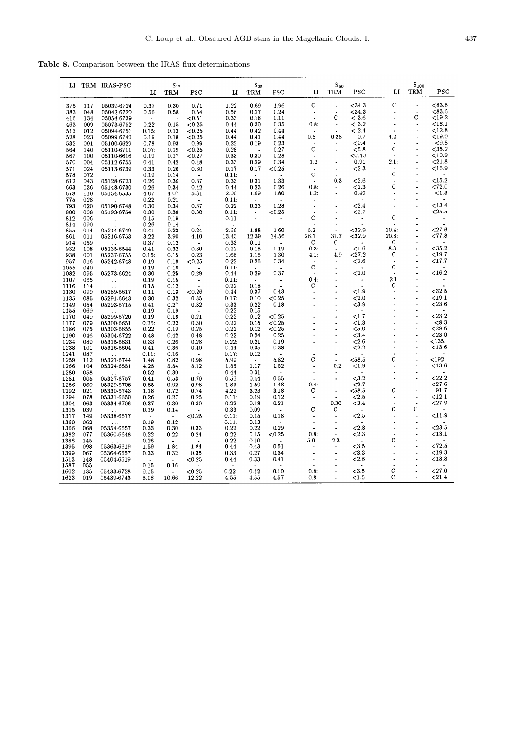**Table 8.** Comparison between the IRAS flux determinations

| LI | TRM | IRAS-PSC | $S_{12}$ | | | $S_{25}$ | | | $S_{60}$ | | | $S_{100}$ | | |
|---|---|---|---|---|---|---|---|---|---|---|---|---|---|---|
| | | | LI | TRM | PSC | LI | TRM | PSC | LI | TRM | PSC | LI | TRM | PSC |
| 375 | 117 | 05039-6724 | 0.37 | 0.30 | 0.71 | 1.22 | 0.69 | 1.96 | C | - | <34.3 | C | - | <83.6 |
| 383 | 048 | 05042-6720 | 0.56 | 0.58 | 0.54 | 0.56 | 0.27 | 0.24 | - | - | <34.3 | - | - | <83.6 |
| 416 | 134 | 05054-6739 | - | - | <0.51 | 0.33 | 0.18 | 0.11 | - | C | < 3.6 | - | C | <19.2 |
| 463 | 009 | 05073-6752 | 0.22 | 0.15 | <0.25 | 0.44 | 0.30 | 0.35 | 0.8: | - | < 3.2 | - | - | <18.1 |
| 513 | 012 | 05094-6751 | 0.15: | 0.13 | <0.25 | 0.44 | 0.42 | 0.44 | - | - | < 2.4 | - | - | <12.8 |
| 528 | 023 | 05099-6740 | 0.19 | 0.18 | <0.25 | 0.44 | 0.41 | 0.44 | 0.8 | 0.38 | 0.7 | 4.2 | - | <19.0 |
| 532 | 091 | 05100-6629 | 0.78 | 0.93 | 0.99 | 0.22 | 0.19 | 0.23 | - | - | <0.4 | - | - | <9.8 |
| 564 | 140 | 05110-6711 | 0.07: | 0.19 | <0.25 | 0.28 | - | 0.27 | C | - | <5.8 | C | - | <35.2 |
| 567 | 100 | 05110-6616 | 0.19 | 0.17 | <0.27 | 0.33 | 0.30 | 0.28 | - | - | <0.40 | - | - | <10.9 |
| 570 | 004 | 05112-6755 | 0.41 | 0.42 | 0.48 | 0.33 | 0.29 | 0.34 | 1.2 | - | 0.91 | 2.1: | - | <21.8 |
| 571 | 024 | 05113-6739 | 0.33 | 0.26 | 0.30 | 0.17 | 0.17 | <0.25 | - | - | <2.3 | - | - | <16.9 |
| 578 | 072 | ... | 0.19 | 0.14 | - | 0.11: | - | - | C | - | - | C | - | - |
| 612 | 043 | 05128-6723 | 0.26 | 0.36 | 0.37 | 0.33 | 0.31 | 0.33 | - | 0.3 | <2.6 | - | - | <15.2 |
| 663 | 036 | 05148-6730 | 0.26 | 0.34 | 0.42 | 0.44 | 0.23 | 0.26 | 0.8: | - | <2.3 | C | - | <72.0 |
| 678 | 110 | 05154-6535 | 4.07 | 4.07 | 5.31 | 2.00 | 1.69 | 1.80 | 1.2: | - | 0.49 | - | - | <1.3 |
| 775 | 028 | ... | 0.22 | 0.21 | - | 0.11: | - | - | - | - | - | - | - | - |
| 793 | 020 | 05190-6748 | 0.30 | 0.34 | 0.37 | 0.22 | 0.23 | 0.28 | - | - | <2.4 | - | - | <13.4 |
| 800 | 008 | 05193-6754 | 0.30 | 0.38 | 0.30 | 0.11: | - | <0.25 | - | - | <2.7 | - | - | <25.5 |
| 812 | 006 | ... | 0.15 | 0.19 | - | 0.11 | - | - | C | - | - | C | - | - |
| 814 | 090 | ... | 0.26 | 0.14 | - | - | - | - | - | - | - | - | - | - |
| 855 | 014 | 05214-6749 | 0.41 | 0.23 | 0.24 | 2.66 | 1.88 | 1.60 | 6.2 | - | <32.9 | 10.4: | - | <27.6 |
| 861 | 011 | 05216-6753 | 3.22 | 3.90 | 4.10 | 13.43 | 12.39 | 14.56 | 26.1 | 31.7 | <32.9 | 20.8: | - | <77.8 |
| 914 | 059 | ... | 0.37 | 0.12 | - | 0.33 | 0.11 | - | C | C | - | C | - | - |
| 932 | 108 | 05235-6544 | 0.41 | 0.32 | 0.30 | 0.22 | 0.18 | 0.19 | 0.8: | - | <1.6 | 8.3: | - | <35.2 |
| 938 | 001 | 05237-6755 | 0.15: | 0.15 | 0.23 | 1.66 | 1.16 | 1.30 | 4.1: | 4.9 | <27.2 | C | - | <19.7 |
| 957 | 016 | 05242-6748 | 0.19 | 0.18 | <0.25 | 0.22 | 0.26 | 0.34 | - | - | <2.6 | - | - | <17.7 |
| 1055 | 040 | ... | 0.19 | 0.16 | - | 0.11: | - | - | C | - | - | C | - | - |
| 1082 | 095 | 05273-6624 | 0.30 | 0.25 | 0.29 | 0.44 | 0.29 | 0.37 | - | - | <2.0 | - | - | <16.2 |
| 1107 | 065 | ... | 0.19 | 0.15 | - | 0.11: | - | - | 0.4: | - | - | 2.1: | - | - |
| 1116 | 114 | ... | 0.15 | 0.12 | - | 0.22 | 0.18 | - | C | - | - | C | - | - |
| 1130 | 099 | 05289-6617 | 0.11 | 0.13 | <0.26 | 0.44 | 0.37 | 0.43 | - | - | <1.9 | - | - | <32.5 |
| 1135 | 085 | 05291-6643 | 0.30 | 0.32 | 0.35 | 0.17: | 0.10 | <0.25 | - | - | <2.0 | - | - | <19.1 |
| 1149 | 054 | 05293-6715 | 0.41 | 0.27 | 0.32 | 0.33 | 0.22 | 0.18 | - | - | <3.9 | - | - | <23.6 |
| 1155 | 069 | ... | 0.19 | 0.19 | - | 0.22 | 0.15 | - | - | - | - | - | - | - |
| 1170 | 049 | 05299-6720 | 0.19 | 0.18 | 0.21 | 0.22 | 0.12 | <0.25 | - | - | <1.7 | - | - | <23.2 |
| 1177 | 079 | 05300-6651 | 0.26: | 0.22 | 0.30 | 0.22 | 0.15 | <0.25 | - | - | <1.3 | - | - | <8.3 |
| 1186 | 075 | 05303-6655 | 0.22 | 0.19 | 0.25 | 0.22 | 0.12 | <0.25 | - | - | <5.0 | - | - | <29.6 |
| 1190 | 046 | 05304-6722 | 0.48 | 0.42 | 0.48 | 0.22 | 0.24 | 0.25 | - | - | <3.4 | - | - | <23.0 |
| 1234 | 089 | 05315-6631 | 0.33 | 0.26 | 0.28 | 0.22: | 0.21 | 0.19 | - | - | <2.6 | - | - | <135. |
| 1238 | 101 | 05316-6604 | 0.41 | 0.36 | 0.40 | 0.44 | 0.35 | 0.38 | - | - | <2.2 | - | - | <13.6 |
| 1241 | 087 | ... | 0.11: | 0.16 | - | 0.17: | 0.12 | - | - | - | - | - | - | - |
| 1259 | 112 | 05321-6744 | 1.48 | 0.82 | 0.98 | 5.99 | - | 5.82 | C | - | <58.5 | C | - | <192. |
| 1266 | 104 | 05324-6551 | 4.25 | 5.54 | 5.12 | 1.55 | 1.17 | 1.52 | - | 0.2 | <1.9 | - | - | <13.6 |
| 1280 | 058 | ... | 0.52 | 0.30 | - | 0.44 | 0.31 | - | - | - | - | - | - | - |
| 1281 | 005 | 05327-6757 | 0.41 | 0.53 | 0.70 | 0.56 | 0.44 | 0.55 | - | - | <3.2 | - | - | <22.2 |
| 1286 | 060 | 05329-6708 | 0.85 | 0.92 | 0.98 | 1.83 | 1.59 | 1.48 | 0.4: | - | <2.7 | - | - | <27.6 |
| 1292 | 021 | 05330-6743 | 1.18 | 0.72 | 0.74 | 4.22 | 3.23 | 3.18 | C | - | <58.5 | C | - | 91.7 |
| 1294 | 078 | 05331-6650 | 0.26 | 0.27 | 0.25 | 0.11: | 0.19 | 0.12 | - | - | <2.5 | - | - | <12.1 |
| 1304 | 063 | 05334-6706 | 0.37 | 0.30 | 0.30 | 0.22 | 0.18 | 0.21 | - | 0.30 | <3.4 | - | - | <27.9 |
| 1315 | 039 | ... | 0.19 | 0.14 | - | 0.33 | 0.09 | - | C | C | - | C | C | - |
| 1317 | 149 | 05338-6617 | - | - | <0.25 | 0.11: | 0.15 | 0.18 | - | - | <2.5 | - | - | <11.9 |
| 1360 | 062 | ... | 0.19 | 0.12 | - | 0.11: | 0.13 | - | - | - | - | - | - | - |
| 1366 | 068 | 05354-6657 | 0.33 | 0.30 | 0.33 | 0.22 | 0.22 | 0.29 | - | - | <2.8 | - | - | <23.5 |
| 1382 | 077 | 05360-6648 | 0.22 | 0.22 | 0.24 | 0.22 | 0.15 | <0.25 | 0.8: | - | <2.3 | - | - | <13.1 |
| 1386 | 145 | ... | 0.26 | - | - | 0.22 | 0.10 | - | 5.0 | 2.3 | - | C | - | - |
| 1395 | 098 | 05363-6619 | 1.59 | 1.84 | 1.84 | 0.44 | 0.43 | 0.51 | - | - | <3.5 | - | - | <72.5 |
| 1399 | 067 | 05364-6657 | 0.33 | 0.32 | 0.35 | 0.33 | 0.27 | 0.34 | - | - | <3.3 | - | - | <19.3 |
| 1513 | 148 | 05404-6619 | - | - | <0.25 | 0.44 | 0.33 | 0.41 | - | - | <2.6 | - | - | <13.8 |
| 1587 | 055 | ... | 0.15 | 0.16 | - | - | - | - | - | - | - | - | - | - |
| 1602 | 135 | 05433-6728 | 0.15 | - | <0.25 | 0.22: | 0.12 | 0.10 | 0.8: | - | <3.5 | C | - | <27.0 |
| 1623 | 019 | 05439-6743 | 8.18 | 10.66 | 12.22 | 4.55 | 4.55 | 4.57 | 0.8: | - | <1.5 | C | - | <21.4 |